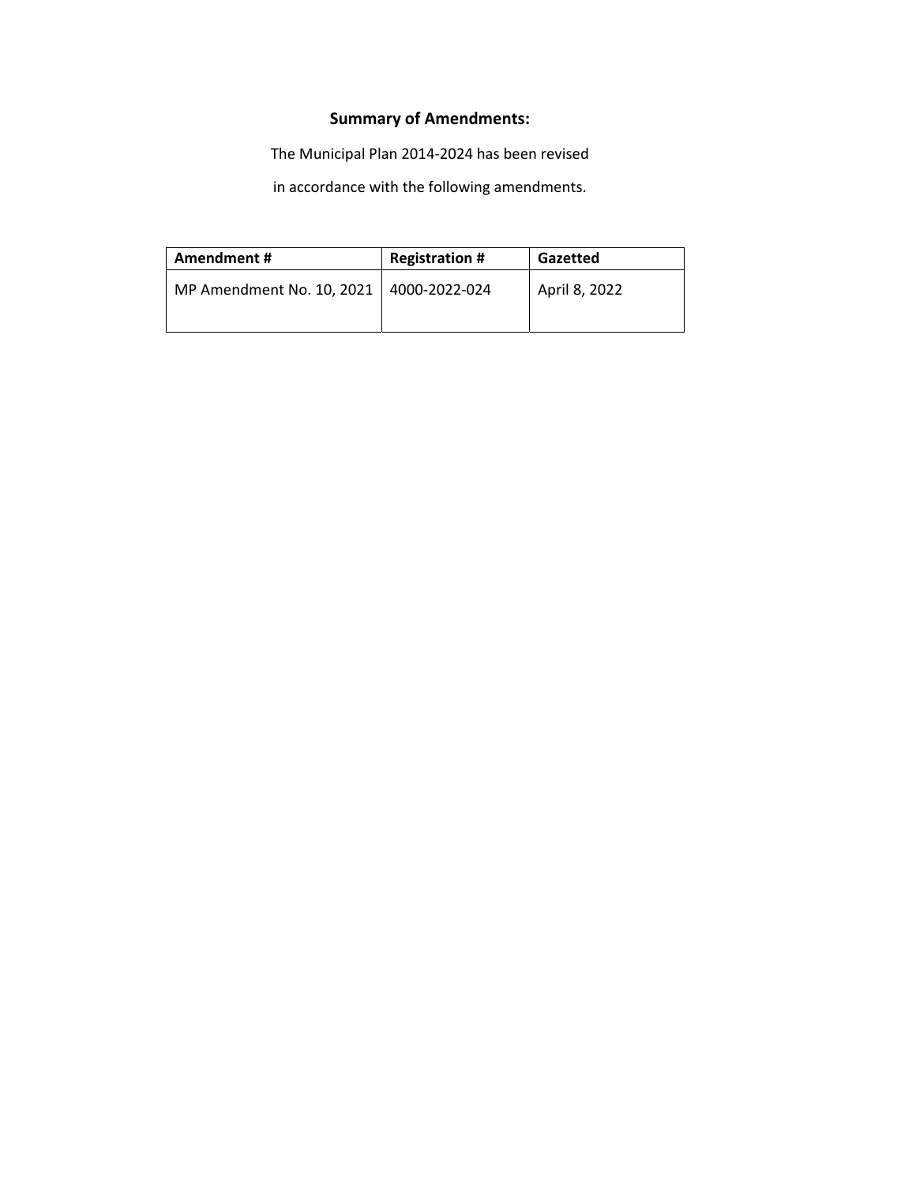## Summary of Amendments:

The Municipal Plan 2014-2024 has been revised

in accordance with the following amendments.

| Amendment # | Registration # | Gazetted |
|---|---|---|
| MP Amendment No. 10, 2021 | 4000-2022-024 | April 8, 2022 |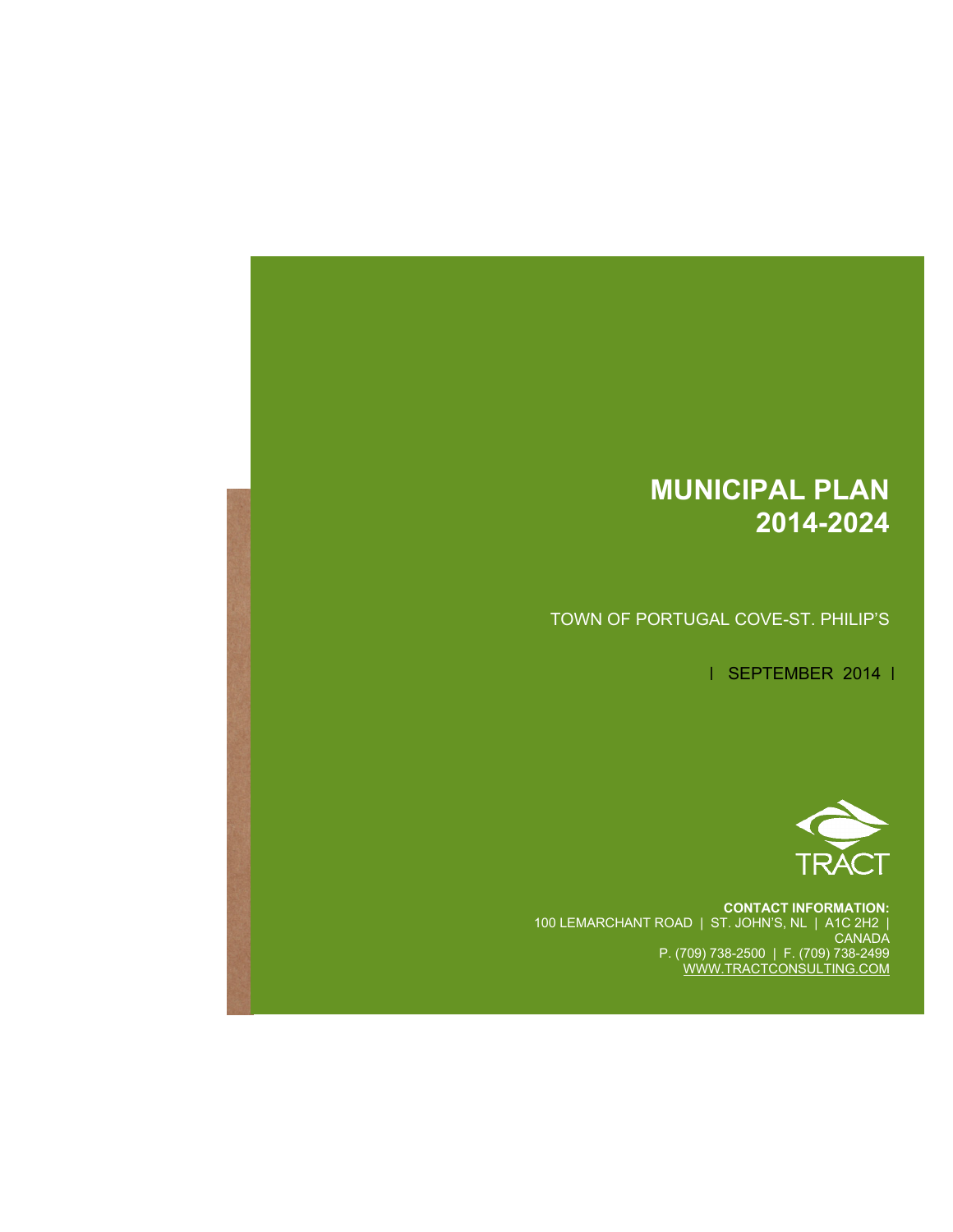# MUNICIPAL PLAN 2014-2024

TOWN OF PORTUGAL COVE-ST. PHILIP'S

| SEPTEMBER 2014 |

TRACT

**CONTACT INFORMATION:**
100 LEMARCHANT ROAD | ST. JOHN'S, NL | A1C 2H2 | CANADA
P. (709) 738-2500 | F. (709) 738-2499
WWW.TRACTCONSULTING.COM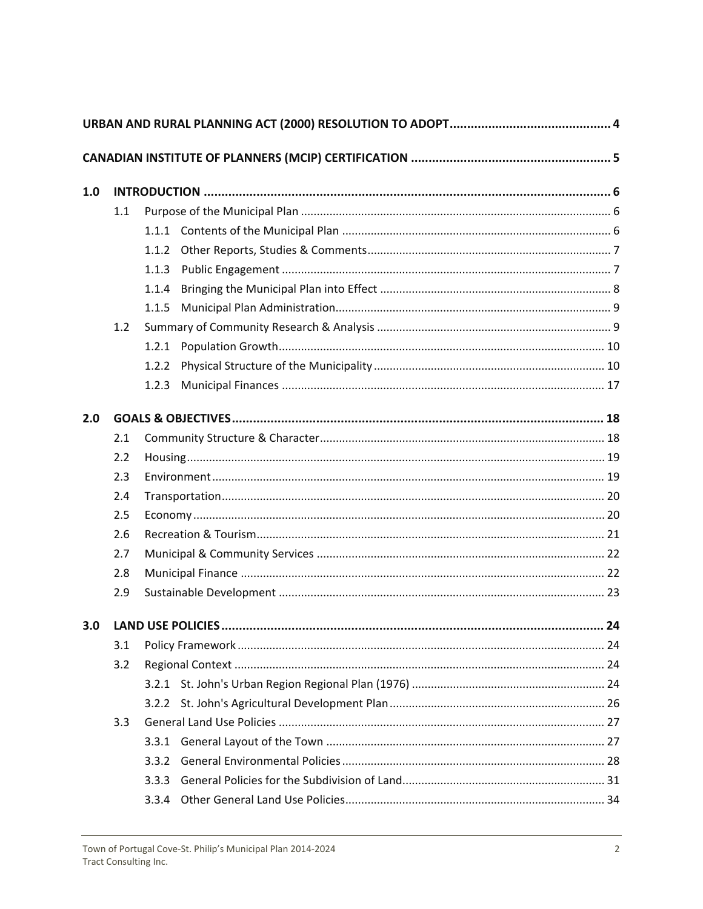**URBAN AND RURAL PLANNING ACT (2000) RESOLUTION TO ADOPT** .......... **4**

**CANADIAN INSTITUTE OF PLANNERS (MCIP) CERTIFICATION** .......... **5**

**1.0 INTRODUCTION** .......... **6**

- 1.1 Purpose of the Municipal Plan .......... 6
  - 1.1.1 Contents of the Municipal Plan .......... 6
  - 1.1.2 Other Reports, Studies & Comments .......... 7
  - 1.1.3 Public Engagement .......... 7
  - 1.1.4 Bringing the Municipal Plan into Effect .......... 8
  - 1.1.5 Municipal Plan Administration .......... 9
- 1.2 Summary of Community Research & Analysis .......... 9
  - 1.2.1 Population Growth .......... 10
  - 1.2.2 Physical Structure of the Municipality .......... 10
  - 1.2.3 Municipal Finances .......... 17

**2.0 GOALS & OBJECTIVES** .......... **18**

- 2.1 Community Structure & Character .......... 18
- 2.2 Housing .......... 19
- 2.3 Environment .......... 19
- 2.4 Transportation .......... 20
- 2.5 Economy .......... 20
- 2.6 Recreation & Tourism .......... 21
- 2.7 Municipal & Community Services .......... 22
- 2.8 Municipal Finance .......... 22
- 2.9 Sustainable Development .......... 23

**3.0 LAND USE POLICIES** .......... **24**

- 3.1 Policy Framework .......... 24
- 3.2 Regional Context .......... 24
  - 3.2.1 St. John's Urban Region Regional Plan (1976) .......... 24
  - 3.2.2 St. John's Agricultural Development Plan .......... 26
- 3.3 General Land Use Policies .......... 27
  - 3.3.1 General Layout of the Town .......... 27
  - 3.3.2 General Environmental Policies .......... 28
  - 3.3.3 General Policies for the Subdivision of Land .......... 31
  - 3.3.4 Other General Land Use Policies .......... 34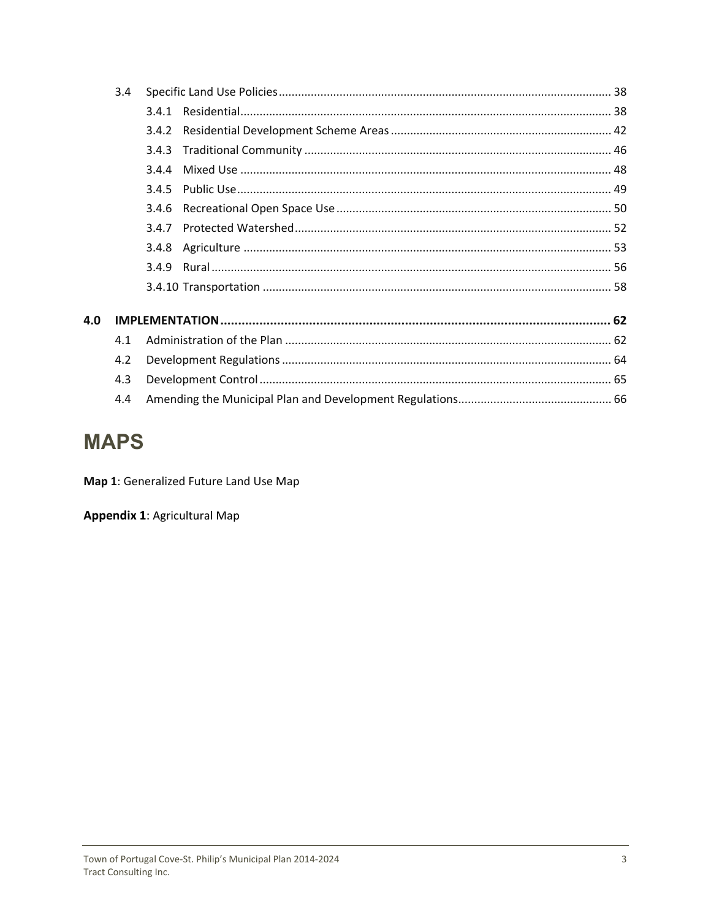3.4 Specific Land Use Policies ........................................................................................................ 38

3.4.1 Residential................................................................................................................... 38

3.4.2 Residential Development Scheme Areas ..................................................................... 42

3.4.3 Traditional Community ............................................................................................... 46

3.4.4 Mixed Use ................................................................................................................... 48

3.4.5 Public Use.................................................................................................................... 49

3.4.6 Recreational Open Space Use ..................................................................................... 50

3.4.7 Protected Watershed.................................................................................................. 52

3.4.8 Agriculture .................................................................................................................. 53

3.4.9 Rural ............................................................................................................................ 56

3.4.10 Transportation ............................................................................................................ 58

**4.0 IMPLEMENTATION ............................................................................................................... 62**

4.1 Administration of the Plan ...................................................................................................... 62

4.2 Development Regulations ....................................................................................................... 64

4.3 Development Control ............................................................................................................. 65

4.4 Amending the Municipal Plan and Development Regulations................................................ 66

# MAPS

**Map 1**: Generalized Future Land Use Map

**Appendix 1**: Agricultural Map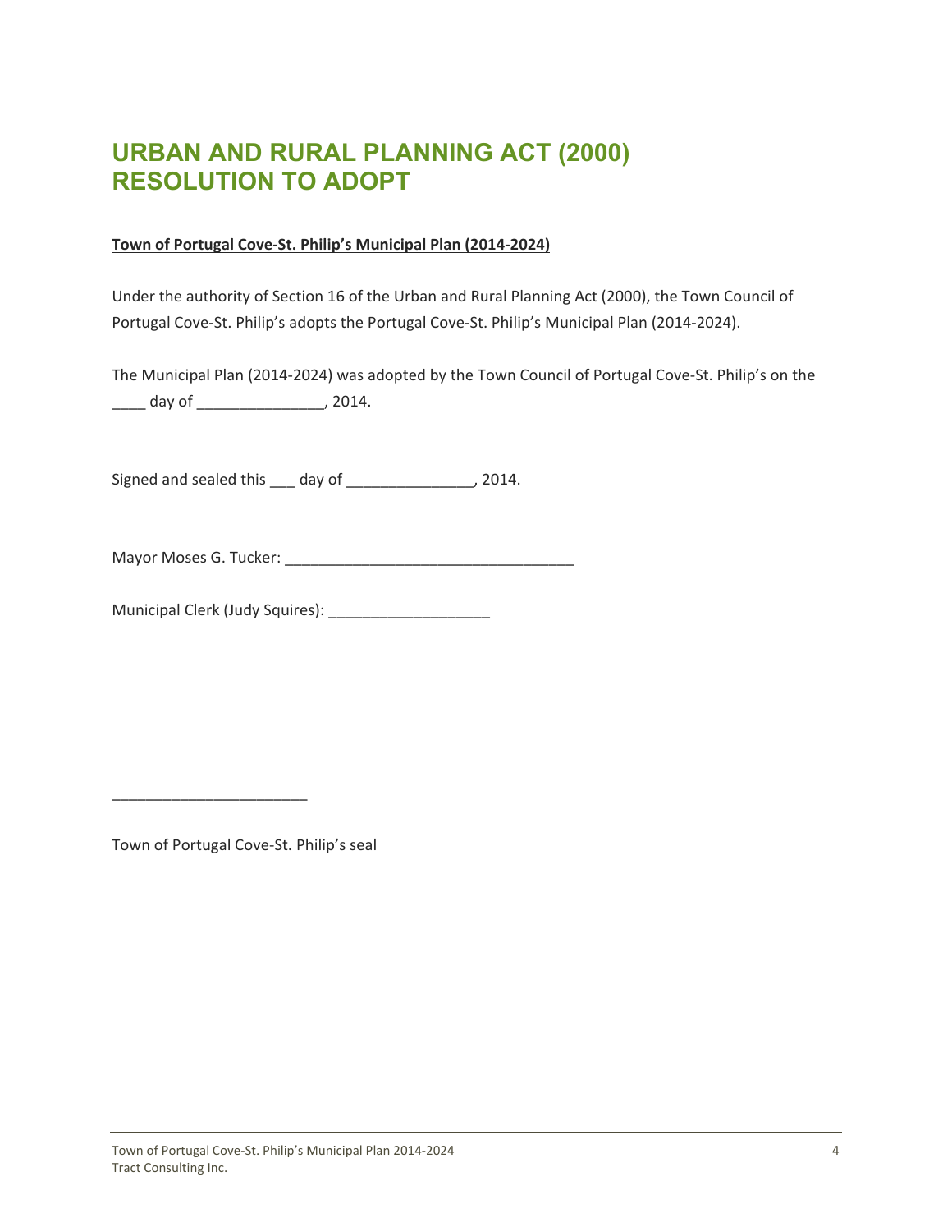# URBAN AND RURAL PLANNING ACT (2000)
# RESOLUTION TO ADOPT

**Town of Portugal Cove-St. Philip's Municipal Plan (2014-2024)**

Under the authority of Section 16 of the Urban and Rural Planning Act (2000), the Town Council of Portugal Cove-St. Philip's adopts the Portugal Cove-St. Philip's Municipal Plan (2014-2024).

The Municipal Plan (2014-2024) was adopted by the Town Council of Portugal Cove-St. Philip's on the ____ day of _______________, 2014.

Signed and sealed this ___ day of _______________, 2014.

Mayor Moses G. Tucker: __________________________________

Municipal Clerk (Judy Squires): ___________________

_______________________

Town of Portugal Cove-St. Philip's seal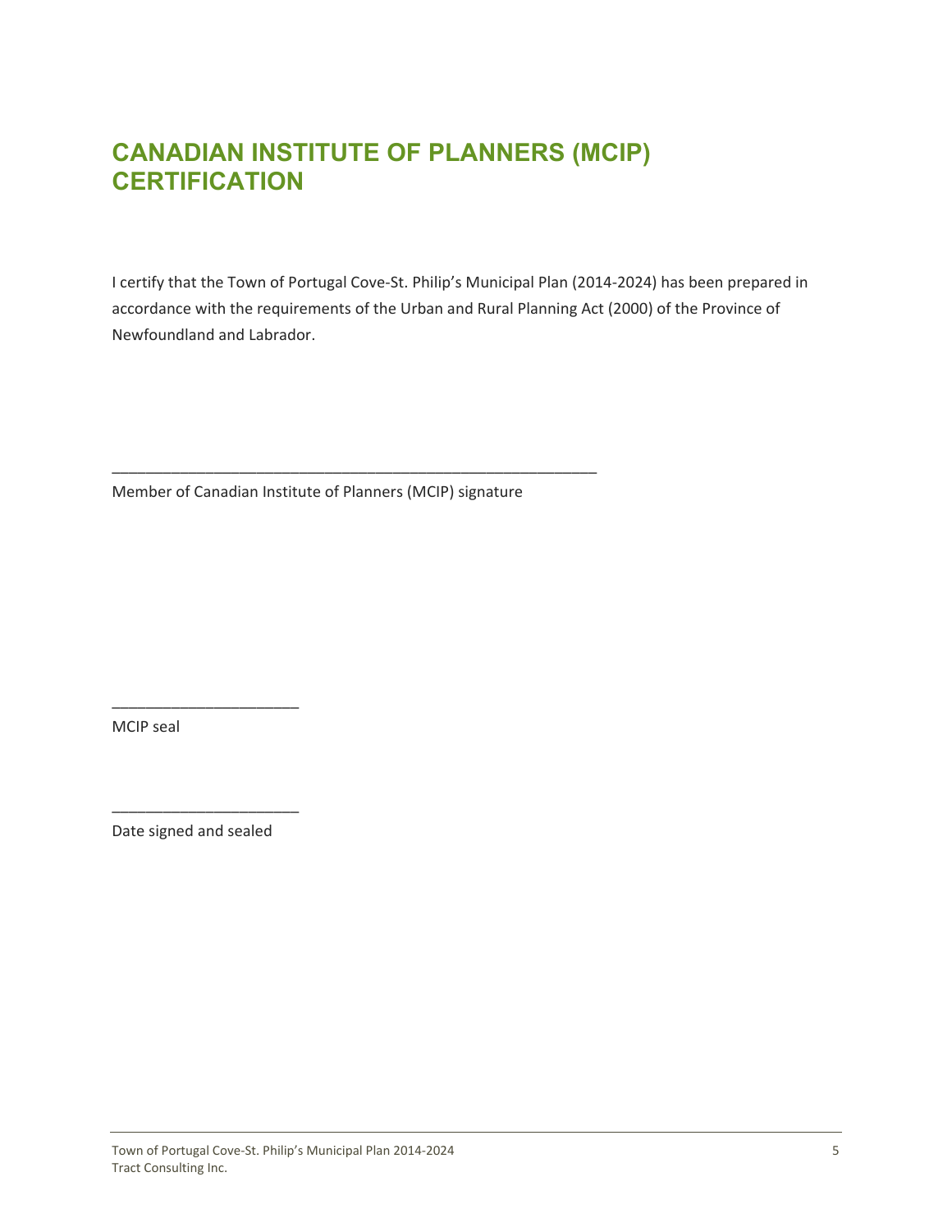# CANADIAN INSTITUTE OF PLANNERS (MCIP) CERTIFICATION

I certify that the Town of Portugal Cove-St. Philip's Municipal Plan (2014-2024) has been prepared in accordance with the requirements of the Urban and Rural Planning Act (2000) of the Province of Newfoundland and Labrador.

\_\_\_\_\_\_\_\_\_\_\_\_\_\_\_\_\_\_\_\_\_\_\_\_\_\_\_\_\_\_\_\_\_\_\_\_\_\_\_\_\_\_\_\_\_\_\_\_\_\_\_\_\_\_\_\_

Member of Canadian Institute of Planners (MCIP) signature

\_\_\_\_\_\_\_\_\_\_\_\_\_\_\_\_\_\_\_\_\_\_

MCIP seal

\_\_\_\_\_\_\_\_\_\_\_\_\_\_\_\_\_\_\_\_\_\_

Date signed and sealed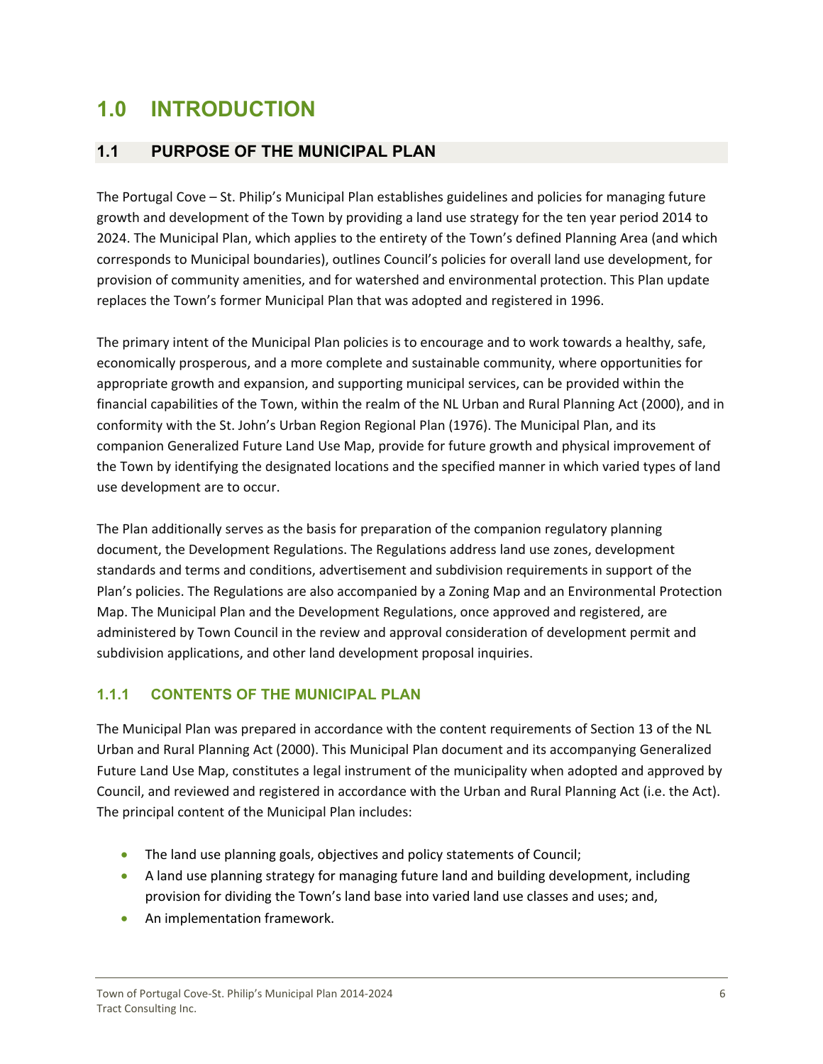# 1.0 INTRODUCTION

## 1.1 PURPOSE OF THE MUNICIPAL PLAN

The Portugal Cove – St. Philip's Municipal Plan establishes guidelines and policies for managing future growth and development of the Town by providing a land use strategy for the ten year period 2014 to 2024. The Municipal Plan, which applies to the entirety of the Town's defined Planning Area (and which corresponds to Municipal boundaries), outlines Council's policies for overall land use development, for provision of community amenities, and for watershed and environmental protection. This Plan update replaces the Town's former Municipal Plan that was adopted and registered in 1996.

The primary intent of the Municipal Plan policies is to encourage and to work towards a healthy, safe, economically prosperous, and a more complete and sustainable community, where opportunities for appropriate growth and expansion, and supporting municipal services, can be provided within the financial capabilities of the Town, within the realm of the NL Urban and Rural Planning Act (2000), and in conformity with the St. John's Urban Region Regional Plan (1976). The Municipal Plan, and its companion Generalized Future Land Use Map, provide for future growth and physical improvement of the Town by identifying the designated locations and the specified manner in which varied types of land use development are to occur.

The Plan additionally serves as the basis for preparation of the companion regulatory planning document, the Development Regulations. The Regulations address land use zones, development standards and terms and conditions, advertisement and subdivision requirements in support of the Plan's policies. The Regulations are also accompanied by a Zoning Map and an Environmental Protection Map. The Municipal Plan and the Development Regulations, once approved and registered, are administered by Town Council in the review and approval consideration of development permit and subdivision applications, and other land development proposal inquiries.

### 1.1.1 CONTENTS OF THE MUNICIPAL PLAN

The Municipal Plan was prepared in accordance with the content requirements of Section 13 of the NL Urban and Rural Planning Act (2000). This Municipal Plan document and its accompanying Generalized Future Land Use Map, constitutes a legal instrument of the municipality when adopted and approved by Council, and reviewed and registered in accordance with the Urban and Rural Planning Act (i.e. the Act). The principal content of the Municipal Plan includes:

- The land use planning goals, objectives and policy statements of Council;
- A land use planning strategy for managing future land and building development, including provision for dividing the Town's land base into varied land use classes and uses; and,
- An implementation framework.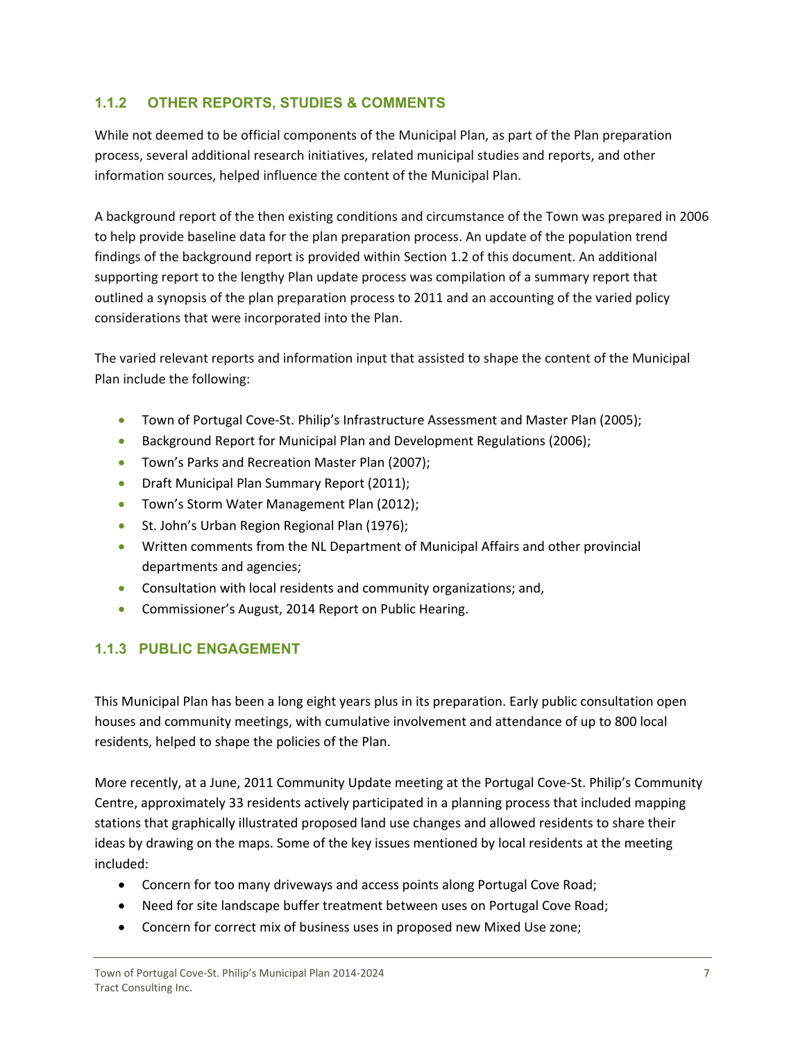### 1.1.2 OTHER REPORTS, STUDIES & COMMENTS

While not deemed to be official components of the Municipal Plan, as part of the Plan preparation process, several additional research initiatives, related municipal studies and reports, and other information sources, helped influence the content of the Municipal Plan.

A background report of the then existing conditions and circumstance of the Town was prepared in 2006 to help provide baseline data for the plan preparation process. An update of the population trend findings of the background report is provided within Section 1.2 of this document. An additional supporting report to the lengthy Plan update process was compilation of a summary report that outlined a synopsis of the plan preparation process to 2011 and an accounting of the varied policy considerations that were incorporated into the Plan.

The varied relevant reports and information input that assisted to shape the content of the Municipal Plan include the following:

- Town of Portugal Cove-St. Philip's Infrastructure Assessment and Master Plan (2005);
- Background Report for Municipal Plan and Development Regulations (2006);
- Town's Parks and Recreation Master Plan (2007);
- Draft Municipal Plan Summary Report (2011);
- Town's Storm Water Management Plan (2012);
- St. John's Urban Region Regional Plan (1976);
- Written comments from the NL Department of Municipal Affairs and other provincial departments and agencies;
- Consultation with local residents and community organizations; and,
- Commissioner's August, 2014 Report on Public Hearing.

### 1.1.3 PUBLIC ENGAGEMENT

This Municipal Plan has been a long eight years plus in its preparation. Early public consultation open houses and community meetings, with cumulative involvement and attendance of up to 800 local residents, helped to shape the policies of the Plan.

More recently, at a June, 2011 Community Update meeting at the Portugal Cove-St. Philip's Community Centre, approximately 33 residents actively participated in a planning process that included mapping stations that graphically illustrated proposed land use changes and allowed residents to share their ideas by drawing on the maps. Some of the key issues mentioned by local residents at the meeting included:

- Concern for too many driveways and access points along Portugal Cove Road;
- Need for site landscape buffer treatment between uses on Portugal Cove Road;
- Concern for correct mix of business uses in proposed new Mixed Use zone;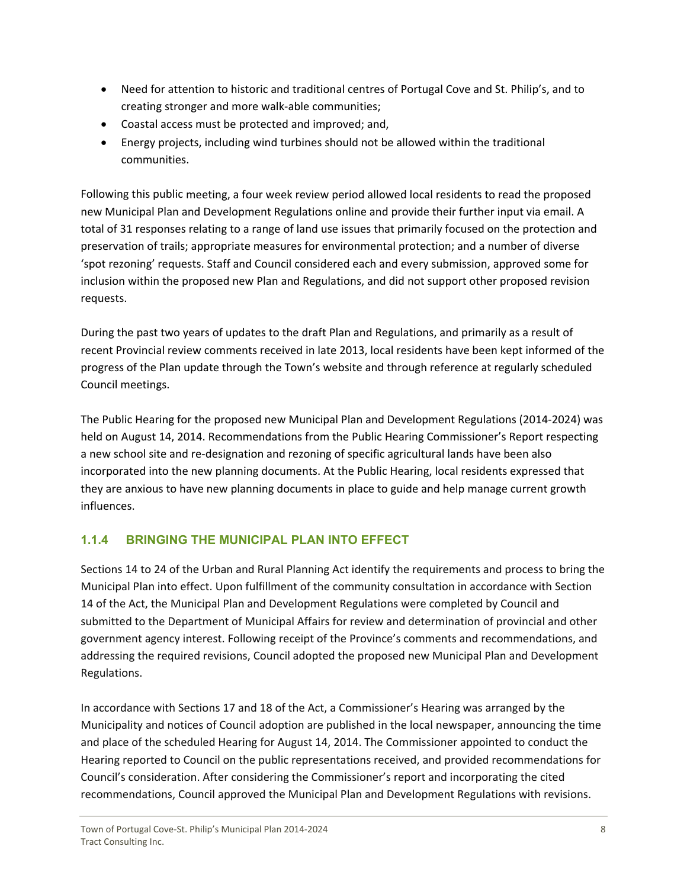- Need for attention to historic and traditional centres of Portugal Cove and St. Philip's, and to creating stronger and more walk-able communities;
- Coastal access must be protected and improved; and,
- Energy projects, including wind turbines should not be allowed within the traditional communities.

Following this public meeting, a four week review period allowed local residents to read the proposed new Municipal Plan and Development Regulations online and provide their further input via email. A total of 31 responses relating to a range of land use issues that primarily focused on the protection and preservation of trails; appropriate measures for environmental protection; and a number of diverse 'spot rezoning' requests. Staff and Council considered each and every submission, approved some for inclusion within the proposed new Plan and Regulations, and did not support other proposed revision requests.

During the past two years of updates to the draft Plan and Regulations, and primarily as a result of recent Provincial review comments received in late 2013, local residents have been kept informed of the progress of the Plan update through the Town's website and through reference at regularly scheduled Council meetings.

The Public Hearing for the proposed new Municipal Plan and Development Regulations (2014-2024) was held on August 14, 2014. Recommendations from the Public Hearing Commissioner's Report respecting a new school site and re-designation and rezoning of specific agricultural lands have been also incorporated into the new planning documents. At the Public Hearing, local residents expressed that they are anxious to have new planning documents in place to guide and help manage current growth influences.

### 1.1.4 BRINGING THE MUNICIPAL PLAN INTO EFFECT

Sections 14 to 24 of the Urban and Rural Planning Act identify the requirements and process to bring the Municipal Plan into effect. Upon fulfillment of the community consultation in accordance with Section 14 of the Act, the Municipal Plan and Development Regulations were completed by Council and submitted to the Department of Municipal Affairs for review and determination of provincial and other government agency interest. Following receipt of the Province's comments and recommendations, and addressing the required revisions, Council adopted the proposed new Municipal Plan and Development Regulations.

In accordance with Sections 17 and 18 of the Act, a Commissioner's Hearing was arranged by the Municipality and notices of Council adoption are published in the local newspaper, announcing the time and place of the scheduled Hearing for August 14, 2014. The Commissioner appointed to conduct the Hearing reported to Council on the public representations received, and provided recommendations for Council's consideration. After considering the Commissioner's report and incorporating the cited recommendations, Council approved the Municipal Plan and Development Regulations with revisions.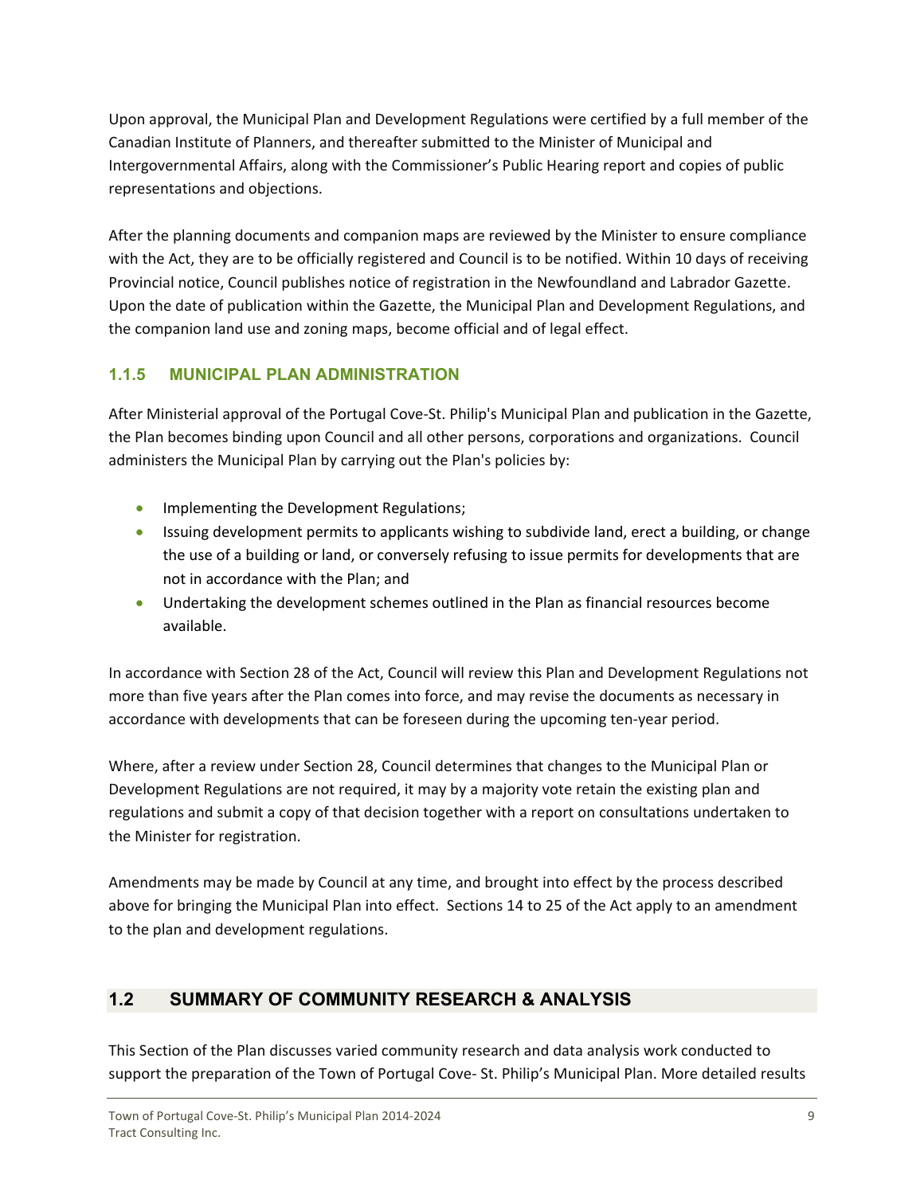Upon approval, the Municipal Plan and Development Regulations were certified by a full member of the Canadian Institute of Planners, and thereafter submitted to the Minister of Municipal and Intergovernmental Affairs, along with the Commissioner's Public Hearing report and copies of public representations and objections.

After the planning documents and companion maps are reviewed by the Minister to ensure compliance with the Act, they are to be officially registered and Council is to be notified. Within 10 days of receiving Provincial notice, Council publishes notice of registration in the Newfoundland and Labrador Gazette. Upon the date of publication within the Gazette, the Municipal Plan and Development Regulations, and the companion land use and zoning maps, become official and of legal effect.

### 1.1.5 MUNICIPAL PLAN ADMINISTRATION

After Ministerial approval of the Portugal Cove-St. Philip's Municipal Plan and publication in the Gazette, the Plan becomes binding upon Council and all other persons, corporations and organizations. Council administers the Municipal Plan by carrying out the Plan's policies by:

- Implementing the Development Regulations;
- Issuing development permits to applicants wishing to subdivide land, erect a building, or change the use of a building or land, or conversely refusing to issue permits for developments that are not in accordance with the Plan; and
- Undertaking the development schemes outlined in the Plan as financial resources become available.

In accordance with Section 28 of the Act, Council will review this Plan and Development Regulations not more than five years after the Plan comes into force, and may revise the documents as necessary in accordance with developments that can be foreseen during the upcoming ten-year period.

Where, after a review under Section 28, Council determines that changes to the Municipal Plan or Development Regulations are not required, it may by a majority vote retain the existing plan and regulations and submit a copy of that decision together with a report on consultations undertaken to the Minister for registration.

Amendments may be made by Council at any time, and brought into effect by the process described above for bringing the Municipal Plan into effect. Sections 14 to 25 of the Act apply to an amendment to the plan and development regulations.

## 1.2 SUMMARY OF COMMUNITY RESEARCH & ANALYSIS

This Section of the Plan discusses varied community research and data analysis work conducted to support the preparation of the Town of Portugal Cove- St. Philip's Municipal Plan. More detailed results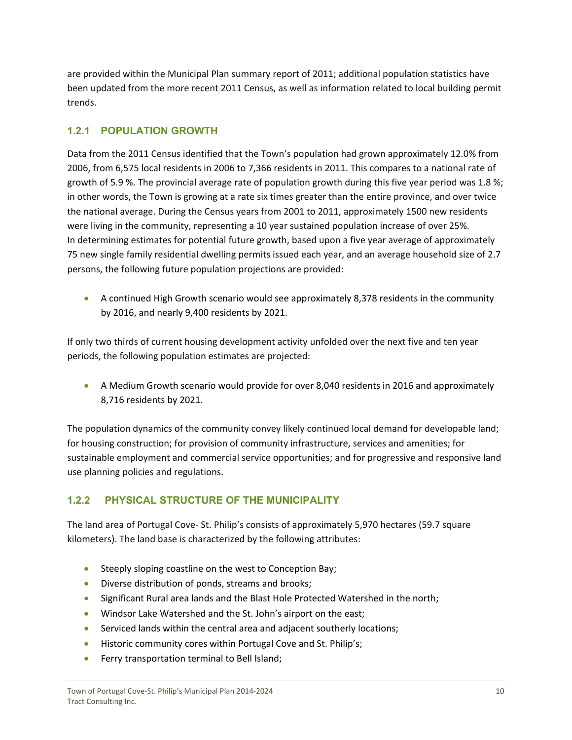are provided within the Municipal Plan summary report of 2011; additional population statistics have been updated from the more recent 2011 Census, as well as information related to local building permit trends.

### 1.2.1 POPULATION GROWTH

Data from the 2011 Census identified that the Town's population had grown approximately 12.0% from 2006, from 6,575 local residents in 2006 to 7,366 residents in 2011. This compares to a national rate of growth of 5.9 %. The provincial average rate of population growth during this five year period was 1.8 %; in other words, the Town is growing at a rate six times greater than the entire province, and over twice the national average. During the Census years from 2001 to 2011, approximately 1500 new residents were living in the community, representing a 10 year sustained population increase of over 25%.
In determining estimates for potential future growth, based upon a five year average of approximately 75 new single family residential dwelling permits issued each year, and an average household size of 2.7 persons, the following future population projections are provided:

- A continued High Growth scenario would see approximately 8,378 residents in the community by 2016, and nearly 9,400 residents by 2021.

If only two thirds of current housing development activity unfolded over the next five and ten year periods, the following population estimates are projected:

- A Medium Growth scenario would provide for over 8,040 residents in 2016 and approximately 8,716 residents by 2021.

The population dynamics of the community convey likely continued local demand for developable land; for housing construction; for provision of community infrastructure, services and amenities; for sustainable employment and commercial service opportunities; and for progressive and responsive land use planning policies and regulations.

### 1.2.2 PHYSICAL STRUCTURE OF THE MUNICIPALITY

The land area of Portugal Cove- St. Philip's consists of approximately 5,970 hectares (59.7 square kilometers). The land base is characterized by the following attributes:

- Steeply sloping coastline on the west to Conception Bay;
- Diverse distribution of ponds, streams and brooks;
- Significant Rural area lands and the Blast Hole Protected Watershed in the north;
- Windsor Lake Watershed and the St. John's airport on the east;
- Serviced lands within the central area and adjacent southerly locations;
- Historic community cores within Portugal Cove and St. Philip's;
- Ferry transportation terminal to Bell Island;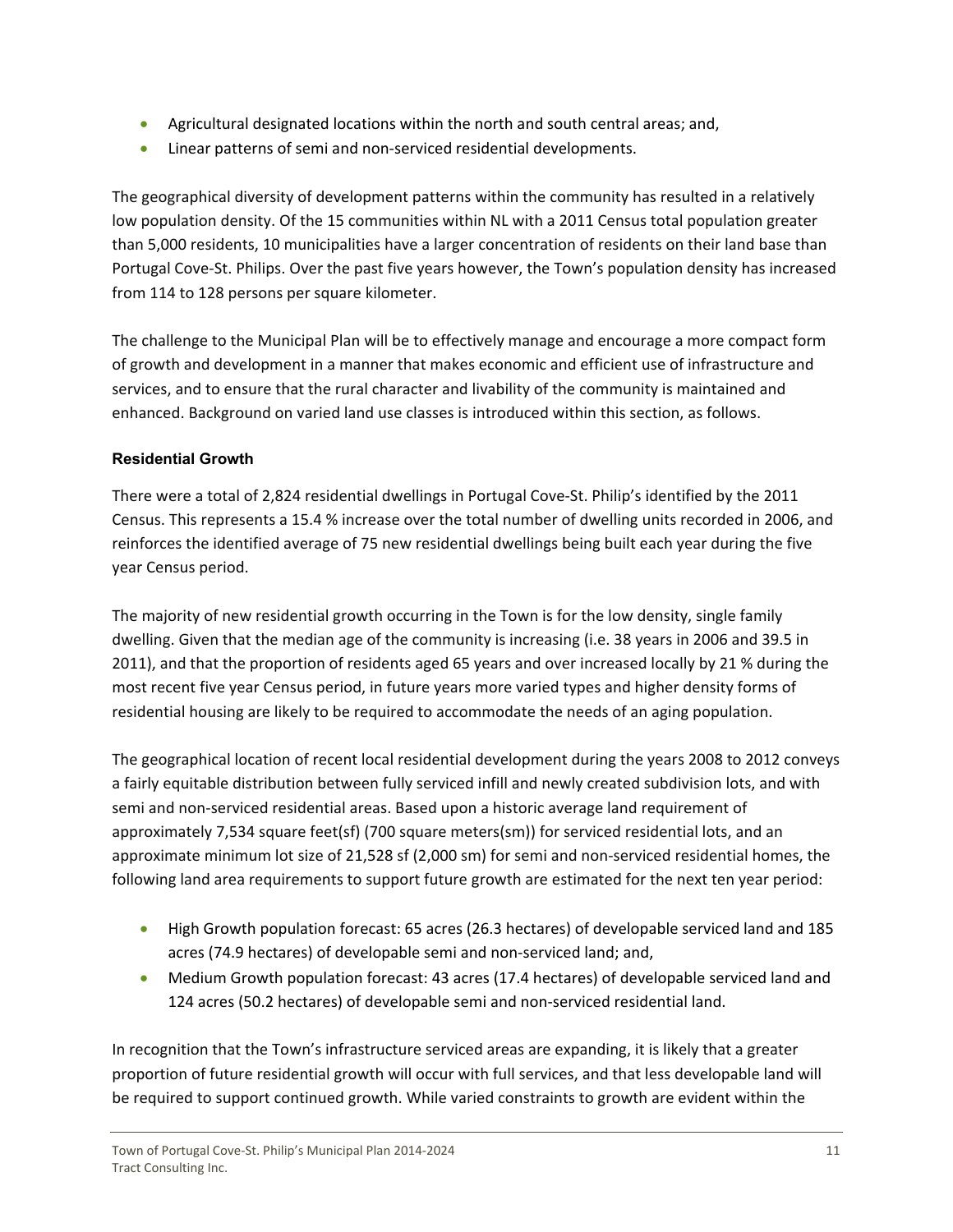- Agricultural designated locations within the north and south central areas; and,
- Linear patterns of semi and non-serviced residential developments.

The geographical diversity of development patterns within the community has resulted in a relatively low population density. Of the 15 communities within NL with a 2011 Census total population greater than 5,000 residents, 10 municipalities have a larger concentration of residents on their land base than Portugal Cove-St. Philips. Over the past five years however, the Town's population density has increased from 114 to 128 persons per square kilometer.

The challenge to the Municipal Plan will be to effectively manage and encourage a more compact form of growth and development in a manner that makes economic and efficient use of infrastructure and services, and to ensure that the rural character and livability of the community is maintained and enhanced. Background on varied land use classes is introduced within this section, as follows.

**Residential Growth**

There were a total of 2,824 residential dwellings in Portugal Cove-St. Philip's identified by the 2011 Census. This represents a 15.4 % increase over the total number of dwelling units recorded in 2006, and reinforces the identified average of 75 new residential dwellings being built each year during the five year Census period.

The majority of new residential growth occurring in the Town is for the low density, single family dwelling. Given that the median age of the community is increasing (i.e. 38 years in 2006 and 39.5 in 2011), and that the proportion of residents aged 65 years and over increased locally by 21 % during the most recent five year Census period, in future years more varied types and higher density forms of residential housing are likely to be required to accommodate the needs of an aging population.

The geographical location of recent local residential development during the years 2008 to 2012 conveys a fairly equitable distribution between fully serviced infill and newly created subdivision lots, and with semi and non-serviced residential areas. Based upon a historic average land requirement of approximately 7,534 square feet(sf) (700 square meters(sm)) for serviced residential lots, and an approximate minimum lot size of 21,528 sf (2,000 sm) for semi and non-serviced residential homes, the following land area requirements to support future growth are estimated for the next ten year period:

- High Growth population forecast: 65 acres (26.3 hectares) of developable serviced land and 185 acres (74.9 hectares) of developable semi and non-serviced land; and,
- Medium Growth population forecast: 43 acres (17.4 hectares) of developable serviced land and 124 acres (50.2 hectares) of developable semi and non-serviced residential land.

In recognition that the Town's infrastructure serviced areas are expanding, it is likely that a greater proportion of future residential growth will occur with full services, and that less developable land will be required to support continued growth. While varied constraints to growth are evident within the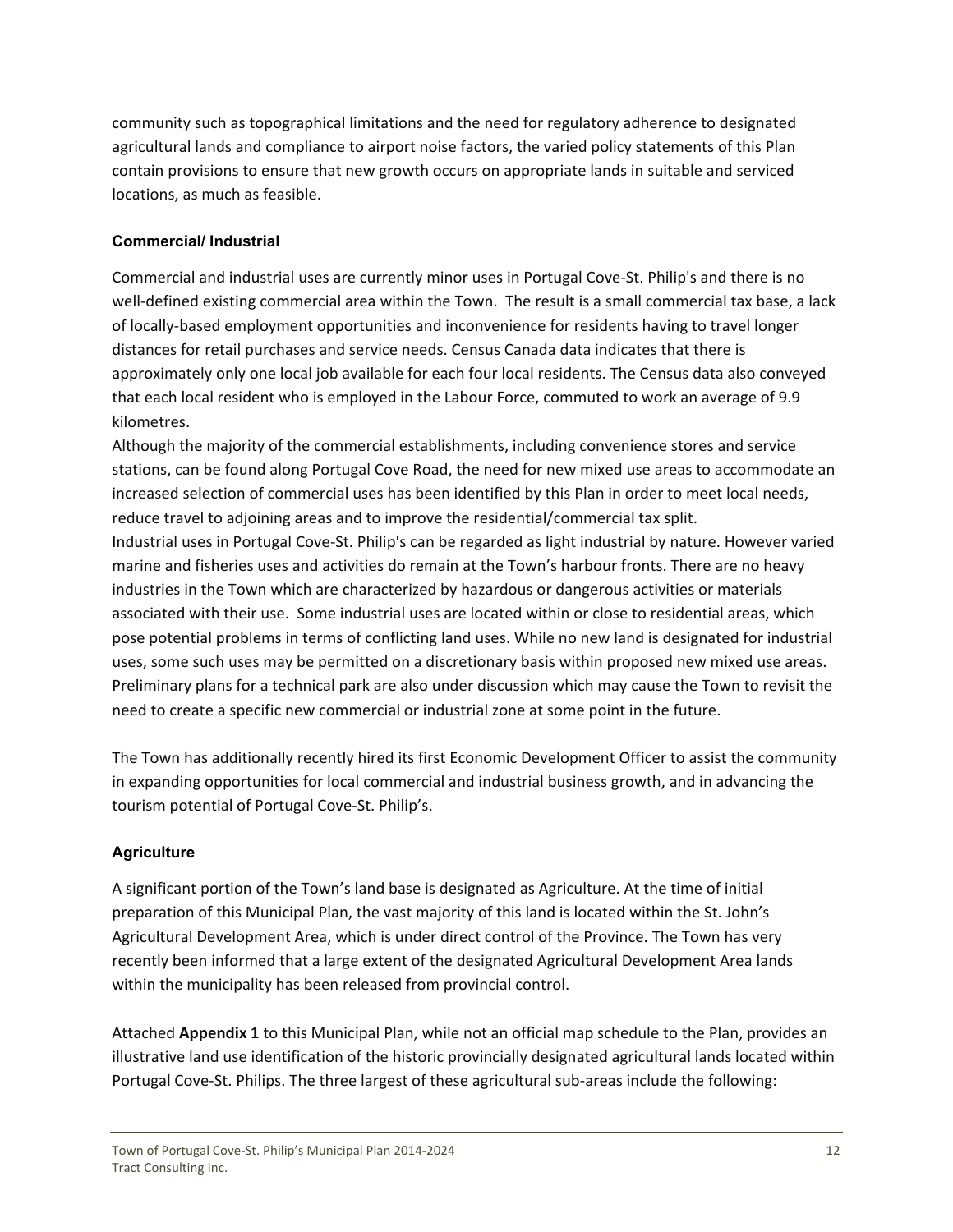community such as topographical limitations and the need for regulatory adherence to designated agricultural lands and compliance to airport noise factors, the varied policy statements of this Plan contain provisions to ensure that new growth occurs on appropriate lands in suitable and serviced locations, as much as feasible.

### Commercial/ Industrial

Commercial and industrial uses are currently minor uses in Portugal Cove-St. Philip's and there is no well-defined existing commercial area within the Town. The result is a small commercial tax base, a lack of locally-based employment opportunities and inconvenience for residents having to travel longer distances for retail purchases and service needs. Census Canada data indicates that there is approximately only one local job available for each four local residents. The Census data also conveyed that each local resident who is employed in the Labour Force, commuted to work an average of 9.9 kilometres.

Although the majority of the commercial establishments, including convenience stores and service stations, can be found along Portugal Cove Road, the need for new mixed use areas to accommodate an increased selection of commercial uses has been identified by this Plan in order to meet local needs, reduce travel to adjoining areas and to improve the residential/commercial tax split.

Industrial uses in Portugal Cove-St. Philip's can be regarded as light industrial by nature. However varied marine and fisheries uses and activities do remain at the Town's harbour fronts. There are no heavy industries in the Town which are characterized by hazardous or dangerous activities or materials associated with their use. Some industrial uses are located within or close to residential areas, which pose potential problems in terms of conflicting land uses. While no new land is designated for industrial uses, some such uses may be permitted on a discretionary basis within proposed new mixed use areas. Preliminary plans for a technical park are also under discussion which may cause the Town to revisit the need to create a specific new commercial or industrial zone at some point in the future.

The Town has additionally recently hired its first Economic Development Officer to assist the community in expanding opportunities for local commercial and industrial business growth, and in advancing the tourism potential of Portugal Cove-St. Philip's.

### Agriculture

A significant portion of the Town's land base is designated as Agriculture. At the time of initial preparation of this Municipal Plan, the vast majority of this land is located within the St. John's Agricultural Development Area, which is under direct control of the Province. The Town has very recently been informed that a large extent of the designated Agricultural Development Area lands within the municipality has been released from provincial control.

Attached **Appendix 1** to this Municipal Plan, while not an official map schedule to the Plan, provides an illustrative land use identification of the historic provincially designated agricultural lands located within Portugal Cove-St. Philips. The three largest of these agricultural sub-areas include the following: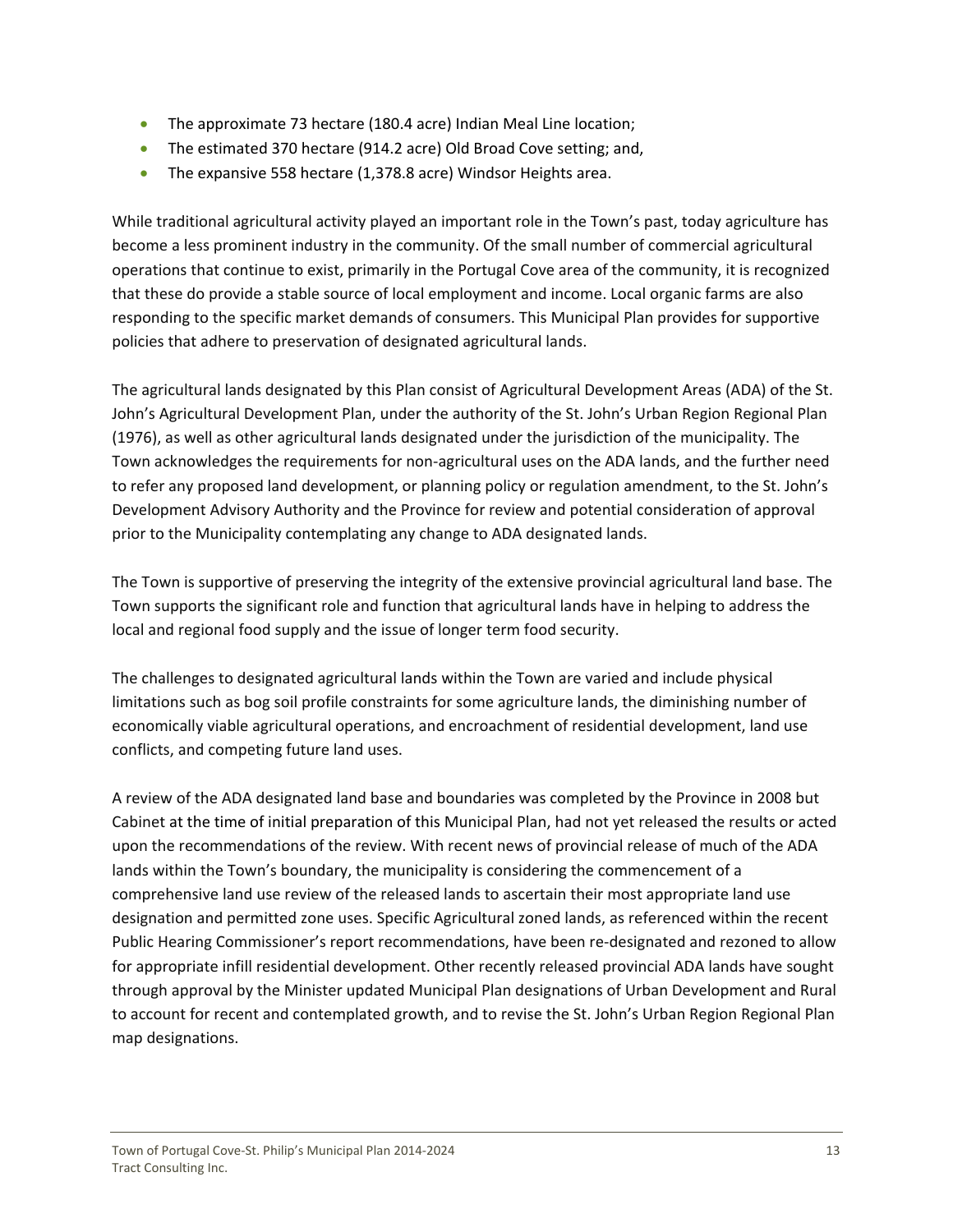- The approximate 73 hectare (180.4 acre) Indian Meal Line location;
- The estimated 370 hectare (914.2 acre) Old Broad Cove setting; and,
- The expansive 558 hectare (1,378.8 acre) Windsor Heights area.

While traditional agricultural activity played an important role in the Town's past, today agriculture has become a less prominent industry in the community. Of the small number of commercial agricultural operations that continue to exist, primarily in the Portugal Cove area of the community, it is recognized that these do provide a stable source of local employment and income. Local organic farms are also responding to the specific market demands of consumers. This Municipal Plan provides for supportive policies that adhere to preservation of designated agricultural lands.

The agricultural lands designated by this Plan consist of Agricultural Development Areas (ADA) of the St. John's Agricultural Development Plan, under the authority of the St. John's Urban Region Regional Plan (1976), as well as other agricultural lands designated under the jurisdiction of the municipality. The Town acknowledges the requirements for non-agricultural uses on the ADA lands, and the further need to refer any proposed land development, or planning policy or regulation amendment, to the St. John's Development Advisory Authority and the Province for review and potential consideration of approval prior to the Municipality contemplating any change to ADA designated lands.

The Town is supportive of preserving the integrity of the extensive provincial agricultural land base. The Town supports the significant role and function that agricultural lands have in helping to address the local and regional food supply and the issue of longer term food security.

The challenges to designated agricultural lands within the Town are varied and include physical limitations such as bog soil profile constraints for some agriculture lands, the diminishing number of economically viable agricultural operations, and encroachment of residential development, land use conflicts, and competing future land uses.

A review of the ADA designated land base and boundaries was completed by the Province in 2008 but Cabinet at the time of initial preparation of this Municipal Plan, had not yet released the results or acted upon the recommendations of the review. With recent news of provincial release of much of the ADA lands within the Town's boundary, the municipality is considering the commencement of a comprehensive land use review of the released lands to ascertain their most appropriate land use designation and permitted zone uses. Specific Agricultural zoned lands, as referenced within the recent Public Hearing Commissioner's report recommendations, have been re-designated and rezoned to allow for appropriate infill residential development. Other recently released provincial ADA lands have sought through approval by the Minister updated Municipal Plan designations of Urban Development and Rural to account for recent and contemplated growth, and to revise the St. John's Urban Region Regional Plan map designations.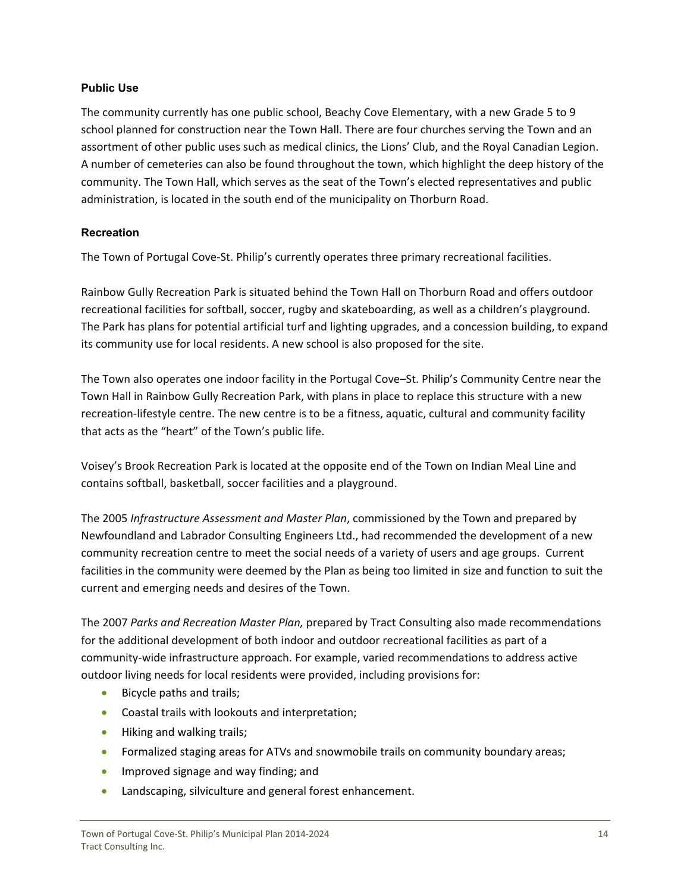### Public Use

The community currently has one public school, Beachy Cove Elementary, with a new Grade 5 to 9 school planned for construction near the Town Hall. There are four churches serving the Town and an assortment of other public uses such as medical clinics, the Lions' Club, and the Royal Canadian Legion. A number of cemeteries can also be found throughout the town, which highlight the deep history of the community. The Town Hall, which serves as the seat of the Town's elected representatives and public administration, is located in the south end of the municipality on Thorburn Road.

### Recreation

The Town of Portugal Cove-St. Philip's currently operates three primary recreational facilities.

Rainbow Gully Recreation Park is situated behind the Town Hall on Thorburn Road and offers outdoor recreational facilities for softball, soccer, rugby and skateboarding, as well as a children's playground. The Park has plans for potential artificial turf and lighting upgrades, and a concession building, to expand its community use for local residents. A new school is also proposed for the site.

The Town also operates one indoor facility in the Portugal Cove–St. Philip's Community Centre near the Town Hall in Rainbow Gully Recreation Park, with plans in place to replace this structure with a new recreation-lifestyle centre. The new centre is to be a fitness, aquatic, cultural and community facility that acts as the "heart" of the Town's public life.

Voisey's Brook Recreation Park is located at the opposite end of the Town on Indian Meal Line and contains softball, basketball, soccer facilities and a playground.

The 2005 *Infrastructure Assessment and Master Plan*, commissioned by the Town and prepared by Newfoundland and Labrador Consulting Engineers Ltd., had recommended the development of a new community recreation centre to meet the social needs of a variety of users and age groups. Current facilities in the community were deemed by the Plan as being too limited in size and function to suit the current and emerging needs and desires of the Town.

The 2007 *Parks and Recreation Master Plan,* prepared by Tract Consulting also made recommendations for the additional development of both indoor and outdoor recreational facilities as part of a community-wide infrastructure approach. For example, varied recommendations to address active outdoor living needs for local residents were provided, including provisions for:

- Bicycle paths and trails;
- Coastal trails with lookouts and interpretation;
- Hiking and walking trails;
- Formalized staging areas for ATVs and snowmobile trails on community boundary areas;
- Improved signage and way finding; and
- Landscaping, silviculture and general forest enhancement.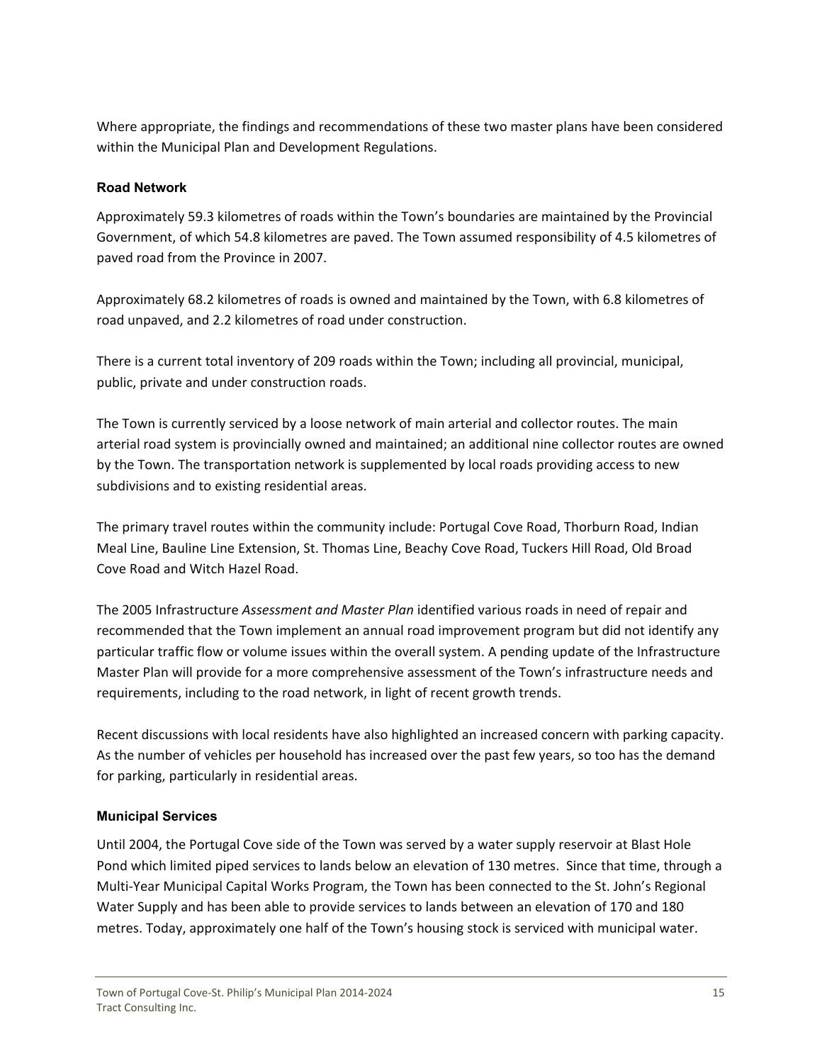Where appropriate, the findings and recommendations of these two master plans have been considered within the Municipal Plan and Development Regulations.

### Road Network

Approximately 59.3 kilometres of roads within the Town's boundaries are maintained by the Provincial Government, of which 54.8 kilometres are paved. The Town assumed responsibility of 4.5 kilometres of paved road from the Province in 2007.

Approximately 68.2 kilometres of roads is owned and maintained by the Town, with 6.8 kilometres of road unpaved, and 2.2 kilometres of road under construction.

There is a current total inventory of 209 roads within the Town; including all provincial, municipal, public, private and under construction roads.

The Town is currently serviced by a loose network of main arterial and collector routes. The main arterial road system is provincially owned and maintained; an additional nine collector routes are owned by the Town. The transportation network is supplemented by local roads providing access to new subdivisions and to existing residential areas.

The primary travel routes within the community include: Portugal Cove Road, Thorburn Road, Indian Meal Line, Bauline Line Extension, St. Thomas Line, Beachy Cove Road, Tuckers Hill Road, Old Broad Cove Road and Witch Hazel Road.

The 2005 Infrastructure *Assessment and Master Plan* identified various roads in need of repair and recommended that the Town implement an annual road improvement program but did not identify any particular traffic flow or volume issues within the overall system. A pending update of the Infrastructure Master Plan will provide for a more comprehensive assessment of the Town's infrastructure needs and requirements, including to the road network, in light of recent growth trends.

Recent discussions with local residents have also highlighted an increased concern with parking capacity. As the number of vehicles per household has increased over the past few years, so too has the demand for parking, particularly in residential areas.

### Municipal Services

Until 2004, the Portugal Cove side of the Town was served by a water supply reservoir at Blast Hole Pond which limited piped services to lands below an elevation of 130 metres. Since that time, through a Multi-Year Municipal Capital Works Program, the Town has been connected to the St. John's Regional Water Supply and has been able to provide services to lands between an elevation of 170 and 180 metres. Today, approximately one half of the Town's housing stock is serviced with municipal water.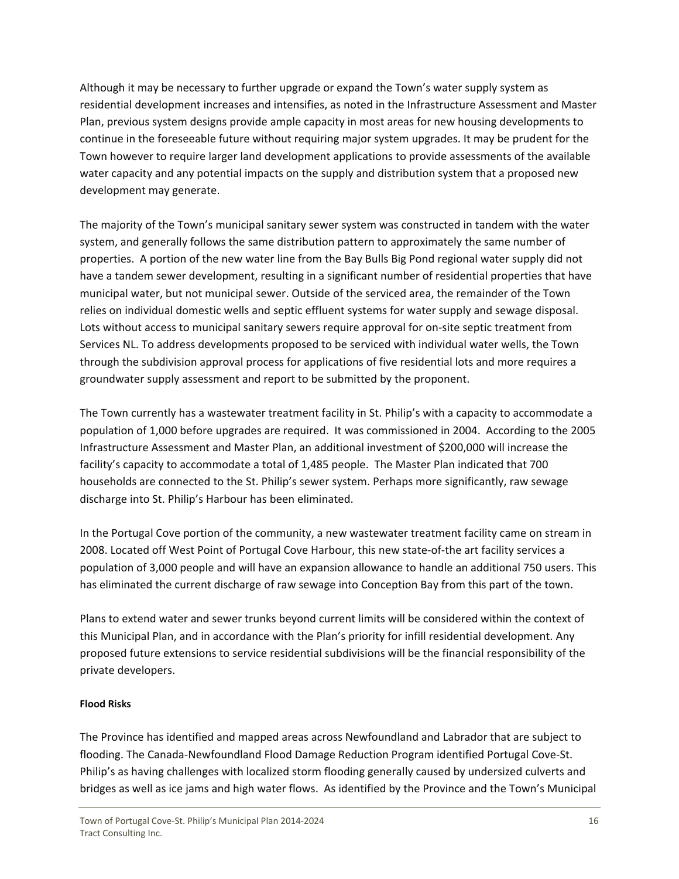Although it may be necessary to further upgrade or expand the Town's water supply system as residential development increases and intensifies, as noted in the Infrastructure Assessment and Master Plan, previous system designs provide ample capacity in most areas for new housing developments to continue in the foreseeable future without requiring major system upgrades. It may be prudent for the Town however to require larger land development applications to provide assessments of the available water capacity and any potential impacts on the supply and distribution system that a proposed new development may generate.

The majority of the Town's municipal sanitary sewer system was constructed in tandem with the water system, and generally follows the same distribution pattern to approximately the same number of properties. A portion of the new water line from the Bay Bulls Big Pond regional water supply did not have a tandem sewer development, resulting in a significant number of residential properties that have municipal water, but not municipal sewer. Outside of the serviced area, the remainder of the Town relies on individual domestic wells and septic effluent systems for water supply and sewage disposal. Lots without access to municipal sanitary sewers require approval for on-site septic treatment from Services NL. To address developments proposed to be serviced with individual water wells, the Town through the subdivision approval process for applications of five residential lots and more requires a groundwater supply assessment and report to be submitted by the proponent.

The Town currently has a wastewater treatment facility in St. Philip's with a capacity to accommodate a population of 1,000 before upgrades are required. It was commissioned in 2004. According to the 2005 Infrastructure Assessment and Master Plan, an additional investment of $200,000 will increase the facility's capacity to accommodate a total of 1,485 people. The Master Plan indicated that 700 households are connected to the St. Philip's sewer system. Perhaps more significantly, raw sewage discharge into St. Philip's Harbour has been eliminated.

In the Portugal Cove portion of the community, a new wastewater treatment facility came on stream in 2008. Located off West Point of Portugal Cove Harbour, this new state-of-the art facility services a population of 3,000 people and will have an expansion allowance to handle an additional 750 users. This has eliminated the current discharge of raw sewage into Conception Bay from this part of the town.

Plans to extend water and sewer trunks beyond current limits will be considered within the context of this Municipal Plan, and in accordance with the Plan's priority for infill residential development. Any proposed future extensions to service residential subdivisions will be the financial responsibility of the private developers.

**Flood Risks**

The Province has identified and mapped areas across Newfoundland and Labrador that are subject to flooding. The Canada-Newfoundland Flood Damage Reduction Program identified Portugal Cove-St. Philip's as having challenges with localized storm flooding generally caused by undersized culverts and bridges as well as ice jams and high water flows. As identified by the Province and the Town's Municipal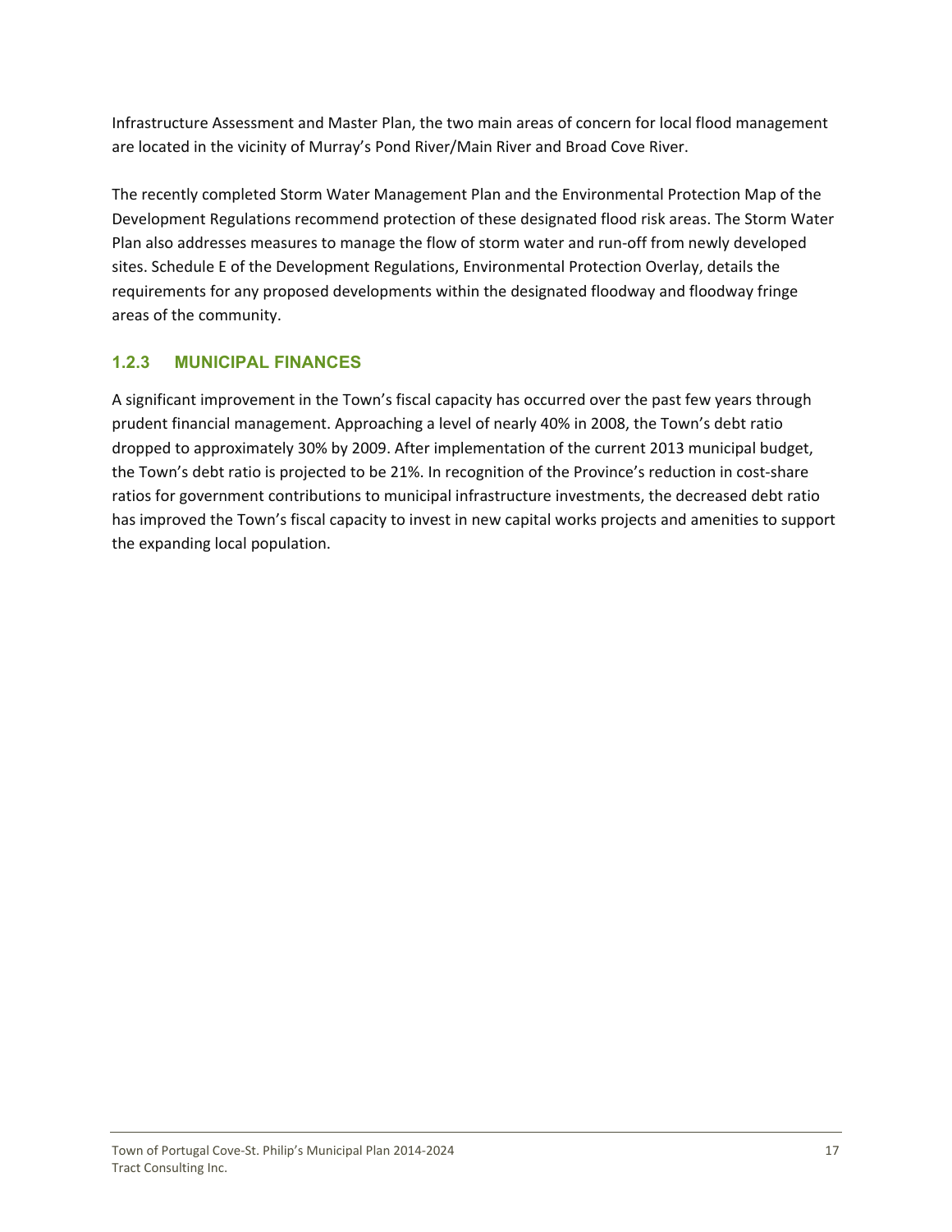Infrastructure Assessment and Master Plan, the two main areas of concern for local flood management are located in the vicinity of Murray's Pond River/Main River and Broad Cove River.

The recently completed Storm Water Management Plan and the Environmental Protection Map of the Development Regulations recommend protection of these designated flood risk areas. The Storm Water Plan also addresses measures to manage the flow of storm water and run-off from newly developed sites. Schedule E of the Development Regulations, Environmental Protection Overlay, details the requirements for any proposed developments within the designated floodway and floodway fringe areas of the community.

### 1.2.3 MUNICIPAL FINANCES

A significant improvement in the Town's fiscal capacity has occurred over the past few years through prudent financial management. Approaching a level of nearly 40% in 2008, the Town's debt ratio dropped to approximately 30% by 2009. After implementation of the current 2013 municipal budget, the Town's debt ratio is projected to be 21%. In recognition of the Province's reduction in cost-share ratios for government contributions to municipal infrastructure investments, the decreased debt ratio has improved the Town's fiscal capacity to invest in new capital works projects and amenities to support the expanding local population.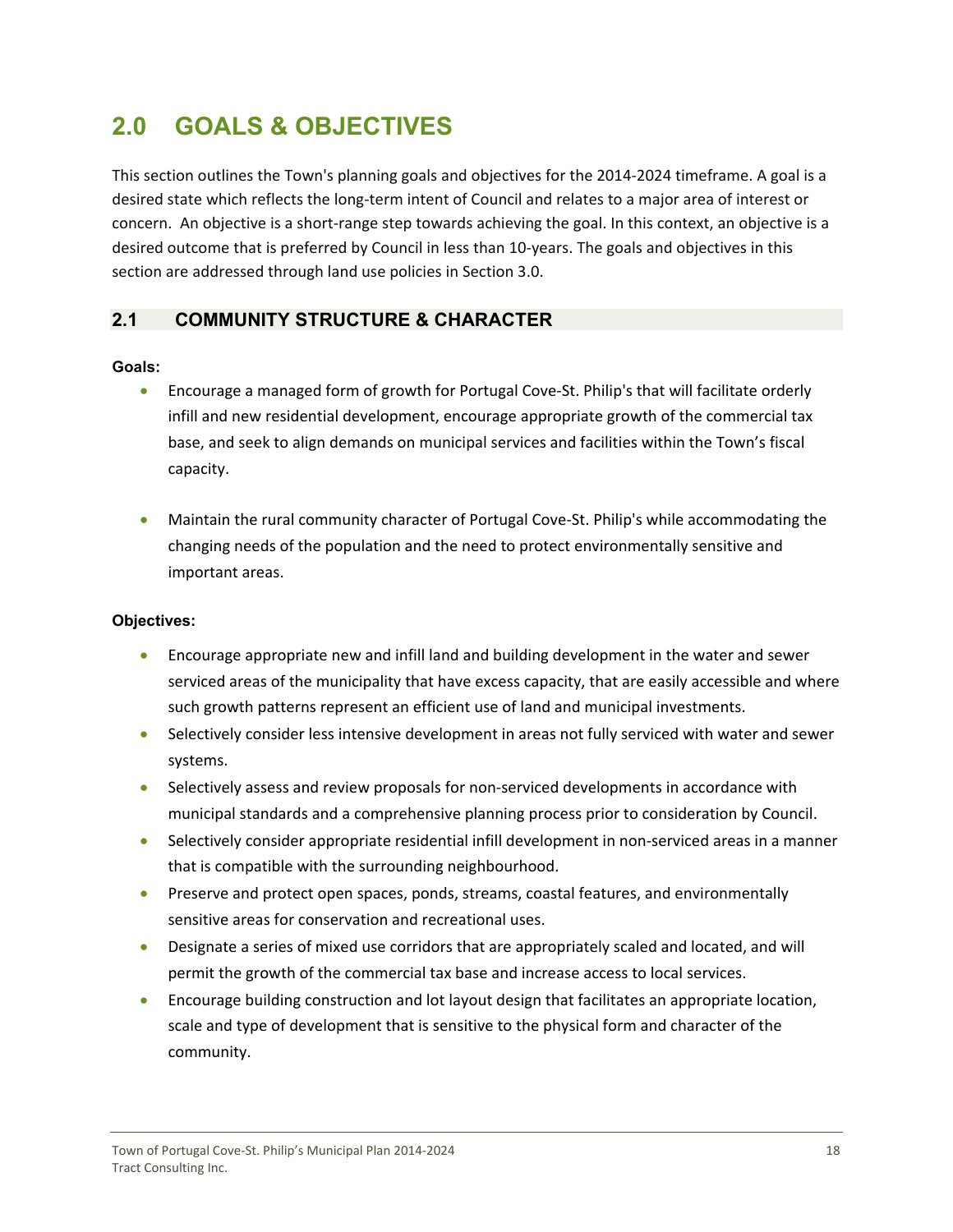# 2.0 GOALS & OBJECTIVES

This section outlines the Town's planning goals and objectives for the 2014-2024 timeframe. A goal is a desired state which reflects the long-term intent of Council and relates to a major area of interest or concern. An objective is a short-range step towards achieving the goal. In this context, an objective is a desired outcome that is preferred by Council in less than 10-years. The goals and objectives in this section are addressed through land use policies in Section 3.0.

## 2.1 COMMUNITY STRUCTURE & CHARACTER

**Goals:**

- Encourage a managed form of growth for Portugal Cove-St. Philip's that will facilitate orderly infill and new residential development, encourage appropriate growth of the commercial tax base, and seek to align demands on municipal services and facilities within the Town's fiscal capacity.

- Maintain the rural community character of Portugal Cove-St. Philip's while accommodating the changing needs of the population and the need to protect environmentally sensitive and important areas.

**Objectives:**

- Encourage appropriate new and infill land and building development in the water and sewer serviced areas of the municipality that have excess capacity, that are easily accessible and where such growth patterns represent an efficient use of land and municipal investments.
- Selectively consider less intensive development in areas not fully serviced with water and sewer systems.
- Selectively assess and review proposals for non-serviced developments in accordance with municipal standards and a comprehensive planning process prior to consideration by Council.
- Selectively consider appropriate residential infill development in non-serviced areas in a manner that is compatible with the surrounding neighbourhood.
- Preserve and protect open spaces, ponds, streams, coastal features, and environmentally sensitive areas for conservation and recreational uses.
- Designate a series of mixed use corridors that are appropriately scaled and located, and will permit the growth of the commercial tax base and increase access to local services.
- Encourage building construction and lot layout design that facilitates an appropriate location, scale and type of development that is sensitive to the physical form and character of the community.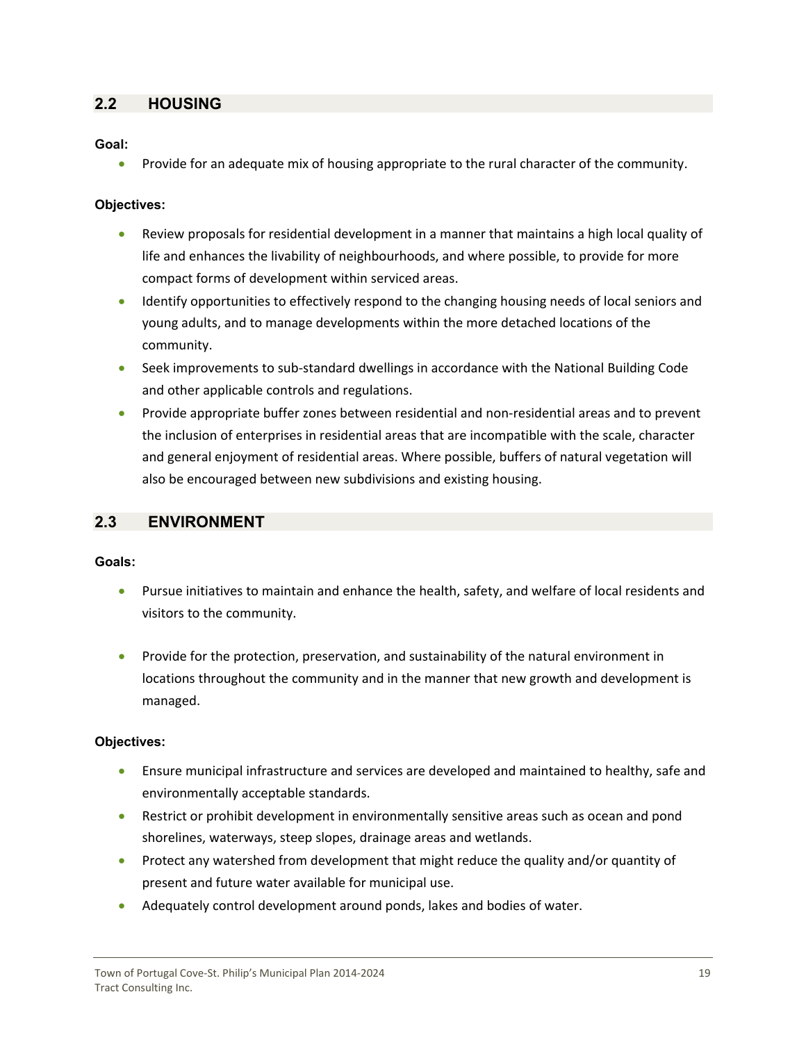## 2.2 HOUSING

**Goal:**

- Provide for an adequate mix of housing appropriate to the rural character of the community.

**Objectives:**

- Review proposals for residential development in a manner that maintains a high local quality of life and enhances the livability of neighbourhoods, and where possible, to provide for more compact forms of development within serviced areas.
- Identify opportunities to effectively respond to the changing housing needs of local seniors and young adults, and to manage developments within the more detached locations of the community.
- Seek improvements to sub-standard dwellings in accordance with the National Building Code and other applicable controls and regulations.
- Provide appropriate buffer zones between residential and non-residential areas and to prevent the inclusion of enterprises in residential areas that are incompatible with the scale, character and general enjoyment of residential areas. Where possible, buffers of natural vegetation will also be encouraged between new subdivisions and existing housing.

## 2.3 ENVIRONMENT

**Goals:**

- Pursue initiatives to maintain and enhance the health, safety, and welfare of local residents and visitors to the community.
- Provide for the protection, preservation, and sustainability of the natural environment in locations throughout the community and in the manner that new growth and development is managed.

**Objectives:**

- Ensure municipal infrastructure and services are developed and maintained to healthy, safe and environmentally acceptable standards.
- Restrict or prohibit development in environmentally sensitive areas such as ocean and pond shorelines, waterways, steep slopes, drainage areas and wetlands.
- Protect any watershed from development that might reduce the quality and/or quantity of present and future water available for municipal use.
- Adequately control development around ponds, lakes and bodies of water.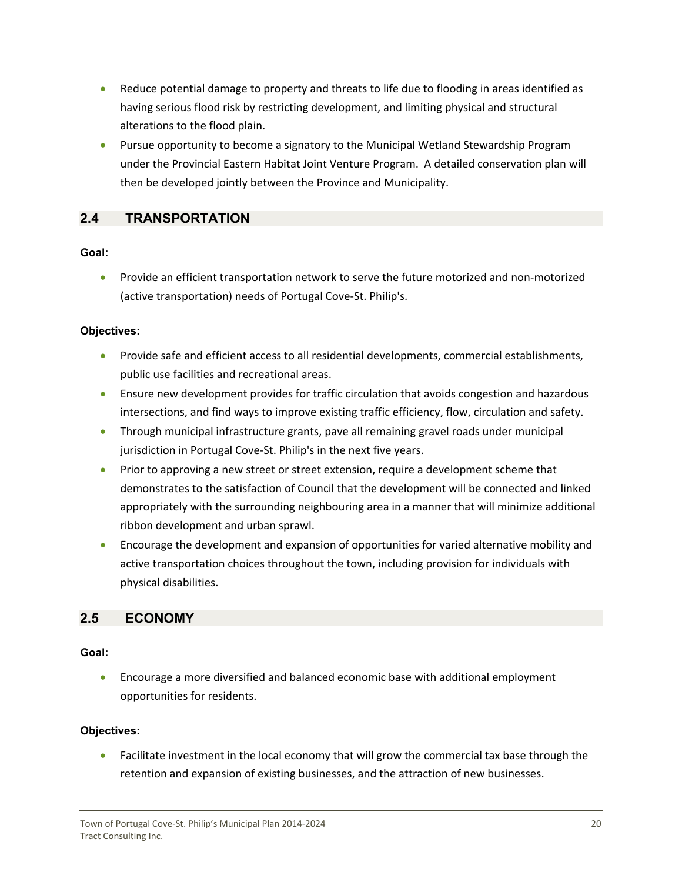- Reduce potential damage to property and threats to life due to flooding in areas identified as having serious flood risk by restricting development, and limiting physical and structural alterations to the flood plain.
- Pursue opportunity to become a signatory to the Municipal Wetland Stewardship Program under the Provincial Eastern Habitat Joint Venture Program. A detailed conservation plan will then be developed jointly between the Province and Municipality.

## 2.4 TRANSPORTATION

**Goal:**

- Provide an efficient transportation network to serve the future motorized and non-motorized (active transportation) needs of Portugal Cove-St. Philip's.

**Objectives:**

- Provide safe and efficient access to all residential developments, commercial establishments, public use facilities and recreational areas.
- Ensure new development provides for traffic circulation that avoids congestion and hazardous intersections, and find ways to improve existing traffic efficiency, flow, circulation and safety.
- Through municipal infrastructure grants, pave all remaining gravel roads under municipal jurisdiction in Portugal Cove-St. Philip's in the next five years.
- Prior to approving a new street or street extension, require a development scheme that demonstrates to the satisfaction of Council that the development will be connected and linked appropriately with the surrounding neighbouring area in a manner that will minimize additional ribbon development and urban sprawl.
- Encourage the development and expansion of opportunities for varied alternative mobility and active transportation choices throughout the town, including provision for individuals with physical disabilities.

## 2.5 ECONOMY

**Goal:**

- Encourage a more diversified and balanced economic base with additional employment opportunities for residents.

**Objectives:**

- Facilitate investment in the local economy that will grow the commercial tax base through the retention and expansion of existing businesses, and the attraction of new businesses.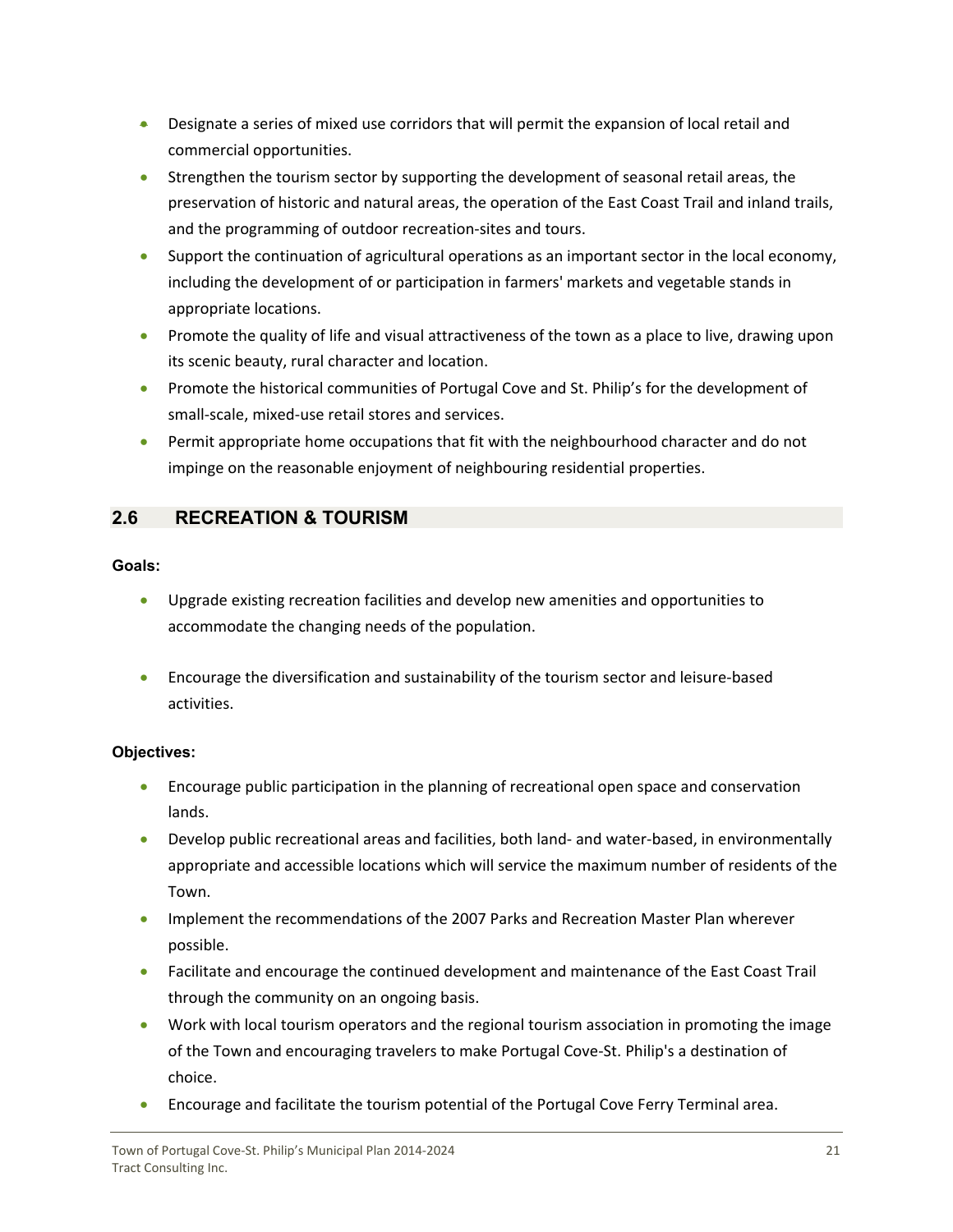- Designate a series of mixed use corridors that will permit the expansion of local retail and commercial opportunities.
- Strengthen the tourism sector by supporting the development of seasonal retail areas, the preservation of historic and natural areas, the operation of the East Coast Trail and inland trails, and the programming of outdoor recreation-sites and tours.
- Support the continuation of agricultural operations as an important sector in the local economy, including the development of or participation in farmers' markets and vegetable stands in appropriate locations.
- Promote the quality of life and visual attractiveness of the town as a place to live, drawing upon its scenic beauty, rural character and location.
- Promote the historical communities of Portugal Cove and St. Philip's for the development of small-scale, mixed-use retail stores and services.
- Permit appropriate home occupations that fit with the neighbourhood character and do not impinge on the reasonable enjoyment of neighbouring residential properties.

## 2.6 RECREATION & TOURISM

**Goals:**

- Upgrade existing recreation facilities and develop new amenities and opportunities to accommodate the changing needs of the population.
- Encourage the diversification and sustainability of the tourism sector and leisure-based activities.

**Objectives:**

- Encourage public participation in the planning of recreational open space and conservation lands.
- Develop public recreational areas and facilities, both land- and water-based, in environmentally appropriate and accessible locations which will service the maximum number of residents of the Town.
- Implement the recommendations of the 2007 Parks and Recreation Master Plan wherever possible.
- Facilitate and encourage the continued development and maintenance of the East Coast Trail through the community on an ongoing basis.
- Work with local tourism operators and the regional tourism association in promoting the image of the Town and encouraging travelers to make Portugal Cove-St. Philip's a destination of choice.
- Encourage and facilitate the tourism potential of the Portugal Cove Ferry Terminal area.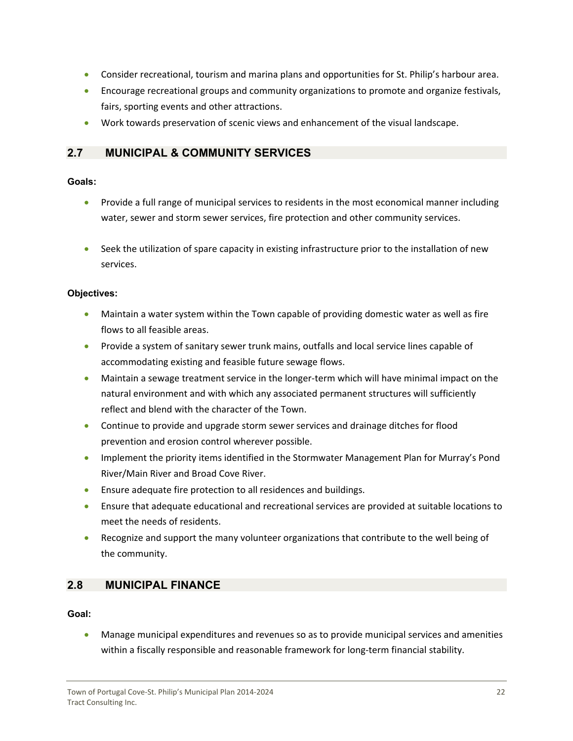- Consider recreational, tourism and marina plans and opportunities for St. Philip's harbour area.
- Encourage recreational groups and community organizations to promote and organize festivals, fairs, sporting events and other attractions.
- Work towards preservation of scenic views and enhancement of the visual landscape.

## 2.7 MUNICIPAL & COMMUNITY SERVICES

**Goals:**

- Provide a full range of municipal services to residents in the most economical manner including water, sewer and storm sewer services, fire protection and other community services.
- Seek the utilization of spare capacity in existing infrastructure prior to the installation of new services.

**Objectives:**

- Maintain a water system within the Town capable of providing domestic water as well as fire flows to all feasible areas.
- Provide a system of sanitary sewer trunk mains, outfalls and local service lines capable of accommodating existing and feasible future sewage flows.
- Maintain a sewage treatment service in the longer-term which will have minimal impact on the natural environment and with which any associated permanent structures will sufficiently reflect and blend with the character of the Town.
- Continue to provide and upgrade storm sewer services and drainage ditches for flood prevention and erosion control wherever possible.
- Implement the priority items identified in the Stormwater Management Plan for Murray's Pond River/Main River and Broad Cove River.
- Ensure adequate fire protection to all residences and buildings.
- Ensure that adequate educational and recreational services are provided at suitable locations to meet the needs of residents.
- Recognize and support the many volunteer organizations that contribute to the well being of the community.

## 2.8 MUNICIPAL FINANCE

**Goal:**

- Manage municipal expenditures and revenues so as to provide municipal services and amenities within a fiscally responsible and reasonable framework for long-term financial stability.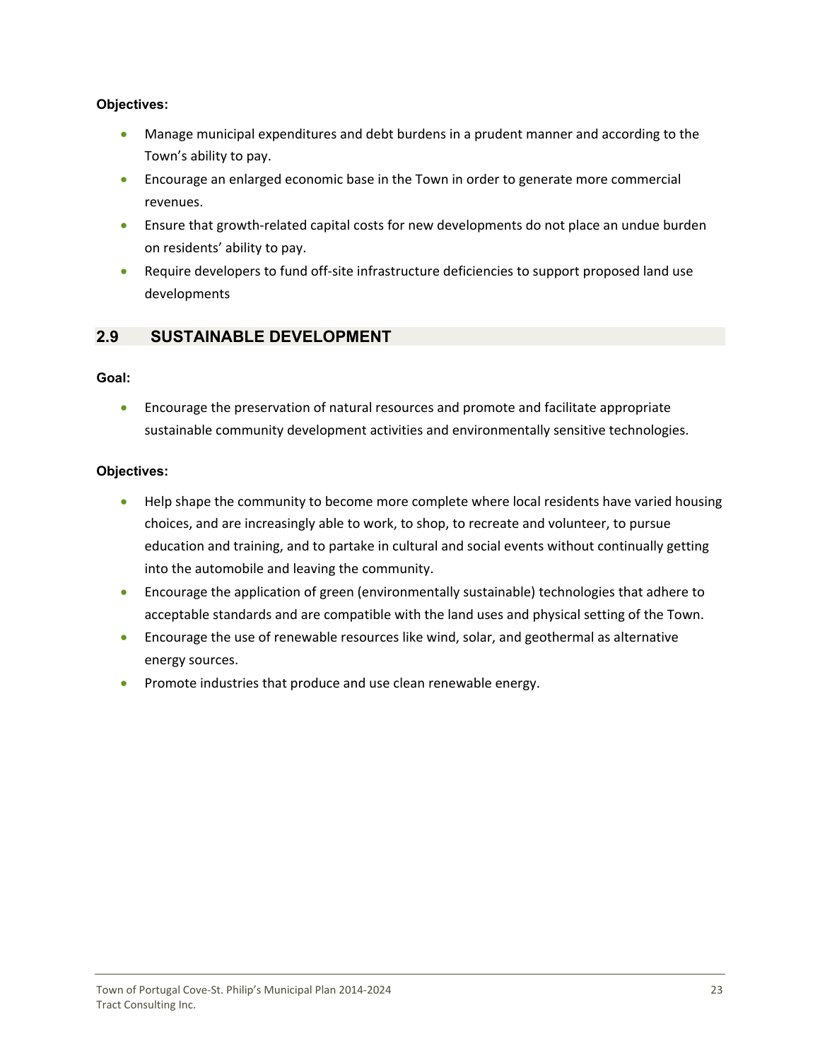**Objectives:**

- Manage municipal expenditures and debt burdens in a prudent manner and according to the Town's ability to pay.
- Encourage an enlarged economic base in the Town in order to generate more commercial revenues.
- Ensure that growth-related capital costs for new developments do not place an undue burden on residents' ability to pay.
- Require developers to fund off-site infrastructure deficiencies to support proposed land use developments

## 2.9 SUSTAINABLE DEVELOPMENT

**Goal:**

- Encourage the preservation of natural resources and promote and facilitate appropriate sustainable community development activities and environmentally sensitive technologies.

**Objectives:**

- Help shape the community to become more complete where local residents have varied housing choices, and are increasingly able to work, to shop, to recreate and volunteer, to pursue education and training, and to partake in cultural and social events without continually getting into the automobile and leaving the community.
- Encourage the application of green (environmentally sustainable) technologies that adhere to acceptable standards and are compatible with the land uses and physical setting of the Town.
- Encourage the use of renewable resources like wind, solar, and geothermal as alternative energy sources.
- Promote industries that produce and use clean renewable energy.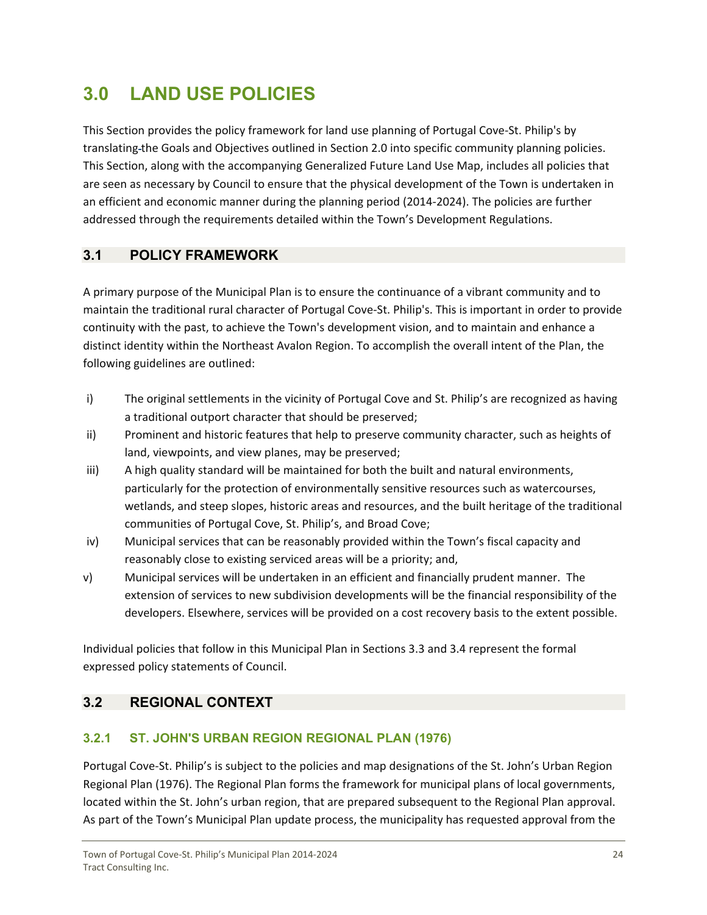# 3.0 LAND USE POLICIES

This Section provides the policy framework for land use planning of Portugal Cove-St. Philip's by translating the Goals and Objectives outlined in Section 2.0 into specific community planning policies. This Section, along with the accompanying Generalized Future Land Use Map, includes all policies that are seen as necessary by Council to ensure that the physical development of the Town is undertaken in an efficient and economic manner during the planning period (2014-2024). The policies are further addressed through the requirements detailed within the Town's Development Regulations.

## 3.1 POLICY FRAMEWORK

A primary purpose of the Municipal Plan is to ensure the continuance of a vibrant community and to maintain the traditional rural character of Portugal Cove-St. Philip's. This is important in order to provide continuity with the past, to achieve the Town's development vision, and to maintain and enhance a distinct identity within the Northeast Avalon Region. To accomplish the overall intent of the Plan, the following guidelines are outlined:

i) The original settlements in the vicinity of Portugal Cove and St. Philip's are recognized as having a traditional outport character that should be preserved;

ii) Prominent and historic features that help to preserve community character, such as heights of land, viewpoints, and view planes, may be preserved;

iii) A high quality standard will be maintained for both the built and natural environments, particularly for the protection of environmentally sensitive resources such as watercourses, wetlands, and steep slopes, historic areas and resources, and the built heritage of the traditional communities of Portugal Cove, St. Philip's, and Broad Cove;

iv) Municipal services that can be reasonably provided within the Town's fiscal capacity and reasonably close to existing serviced areas will be a priority; and,

v) Municipal services will be undertaken in an efficient and financially prudent manner. The extension of services to new subdivision developments will be the financial responsibility of the developers. Elsewhere, services will be provided on a cost recovery basis to the extent possible.

Individual policies that follow in this Municipal Plan in Sections 3.3 and 3.4 represent the formal expressed policy statements of Council.

## 3.2 REGIONAL CONTEXT

### 3.2.1 ST. JOHN'S URBAN REGION REGIONAL PLAN (1976)

Portugal Cove-St. Philip's is subject to the policies and map designations of the St. John's Urban Region Regional Plan (1976). The Regional Plan forms the framework for municipal plans of local governments, located within the St. John's urban region, that are prepared subsequent to the Regional Plan approval. As part of the Town's Municipal Plan update process, the municipality has requested approval from the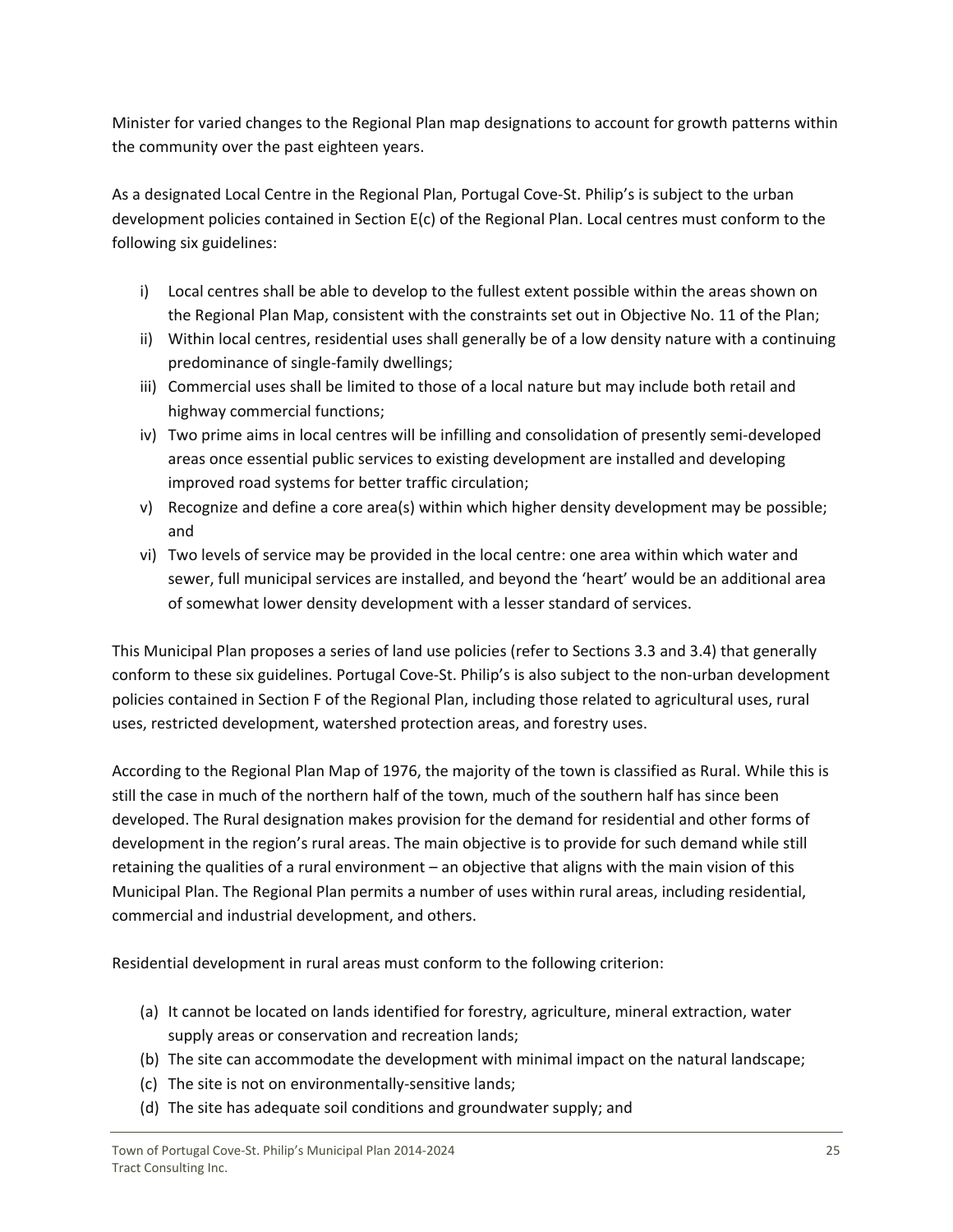Minister for varied changes to the Regional Plan map designations to account for growth patterns within the community over the past eighteen years.

As a designated Local Centre in the Regional Plan, Portugal Cove-St. Philip's is subject to the urban development policies contained in Section E(c) of the Regional Plan. Local centres must conform to the following six guidelines:

i) Local centres shall be able to develop to the fullest extent possible within the areas shown on the Regional Plan Map, consistent with the constraints set out in Objective No. 11 of the Plan;
ii) Within local centres, residential uses shall generally be of a low density nature with a continuing predominance of single-family dwellings;
iii) Commercial uses shall be limited to those of a local nature but may include both retail and highway commercial functions;
iv) Two prime aims in local centres will be infilling and consolidation of presently semi-developed areas once essential public services to existing development are installed and developing improved road systems for better traffic circulation;
v) Recognize and define a core area(s) within which higher density development may be possible; and
vi) Two levels of service may be provided in the local centre: one area within which water and sewer, full municipal services are installed, and beyond the 'heart' would be an additional area of somewhat lower density development with a lesser standard of services.

This Municipal Plan proposes a series of land use policies (refer to Sections 3.3 and 3.4) that generally conform to these six guidelines. Portugal Cove-St. Philip's is also subject to the non-urban development policies contained in Section F of the Regional Plan, including those related to agricultural uses, rural uses, restricted development, watershed protection areas, and forestry uses.

According to the Regional Plan Map of 1976, the majority of the town is classified as Rural. While this is still the case in much of the northern half of the town, much of the southern half has since been developed. The Rural designation makes provision for the demand for residential and other forms of development in the region's rural areas. The main objective is to provide for such demand while still retaining the qualities of a rural environment – an objective that aligns with the main vision of this Municipal Plan. The Regional Plan permits a number of uses within rural areas, including residential, commercial and industrial development, and others.

Residential development in rural areas must conform to the following criterion:

(a) It cannot be located on lands identified for forestry, agriculture, mineral extraction, water supply areas or conservation and recreation lands;
(b) The site can accommodate the development with minimal impact on the natural landscape;
(c) The site is not on environmentally-sensitive lands;
(d) The site has adequate soil conditions and groundwater supply; and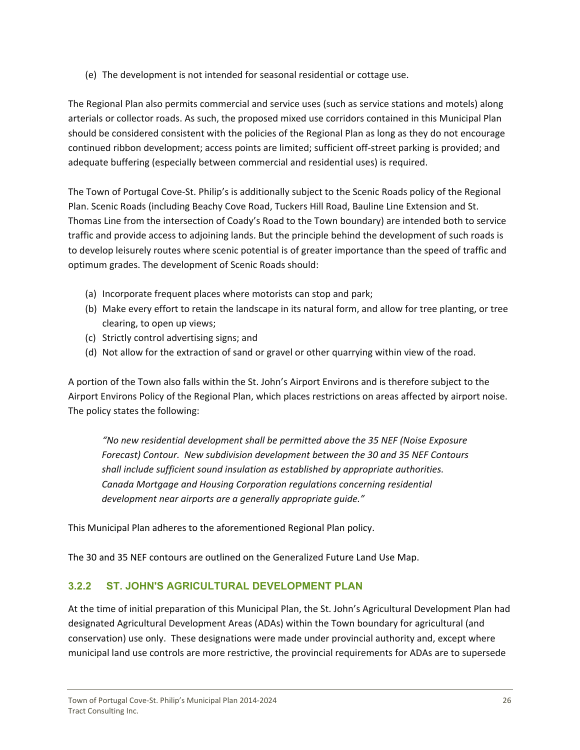(e) The development is not intended for seasonal residential or cottage use.

The Regional Plan also permits commercial and service uses (such as service stations and motels) along arterials or collector roads. As such, the proposed mixed use corridors contained in this Municipal Plan should be considered consistent with the policies of the Regional Plan as long as they do not encourage continued ribbon development; access points are limited; sufficient off-street parking is provided; and adequate buffering (especially between commercial and residential uses) is required.

The Town of Portugal Cove-St. Philip's is additionally subject to the Scenic Roads policy of the Regional Plan. Scenic Roads (including Beachy Cove Road, Tuckers Hill Road, Bauline Line Extension and St. Thomas Line from the intersection of Coady's Road to the Town boundary) are intended both to service traffic and provide access to adjoining lands. But the principle behind the development of such roads is to develop leisurely routes where scenic potential is of greater importance than the speed of traffic and optimum grades. The development of Scenic Roads should:

(a) Incorporate frequent places where motorists can stop and park;
(b) Make every effort to retain the landscape in its natural form, and allow for tree planting, or tree clearing, to open up views;
(c) Strictly control advertising signs; and
(d) Not allow for the extraction of sand or gravel or other quarrying within view of the road.

A portion of the Town also falls within the St. John's Airport Environs and is therefore subject to the Airport Environs Policy of the Regional Plan, which places restrictions on areas affected by airport noise. The policy states the following:

> *"No new residential development shall be permitted above the 35 NEF (Noise Exposure Forecast) Contour. New subdivision development between the 30 and 35 NEF Contours shall include sufficient sound insulation as established by appropriate authorities. Canada Mortgage and Housing Corporation regulations concerning residential development near airports are a generally appropriate guide."*

This Municipal Plan adheres to the aforementioned Regional Plan policy.

The 30 and 35 NEF contours are outlined on the Generalized Future Land Use Map.

### 3.2.2 ST. JOHN'S AGRICULTURAL DEVELOPMENT PLAN

At the time of initial preparation of this Municipal Plan, the St. John's Agricultural Development Plan had designated Agricultural Development Areas (ADAs) within the Town boundary for agricultural (and conservation) use only. These designations were made under provincial authority and, except where municipal land use controls are more restrictive, the provincial requirements for ADAs are to supersede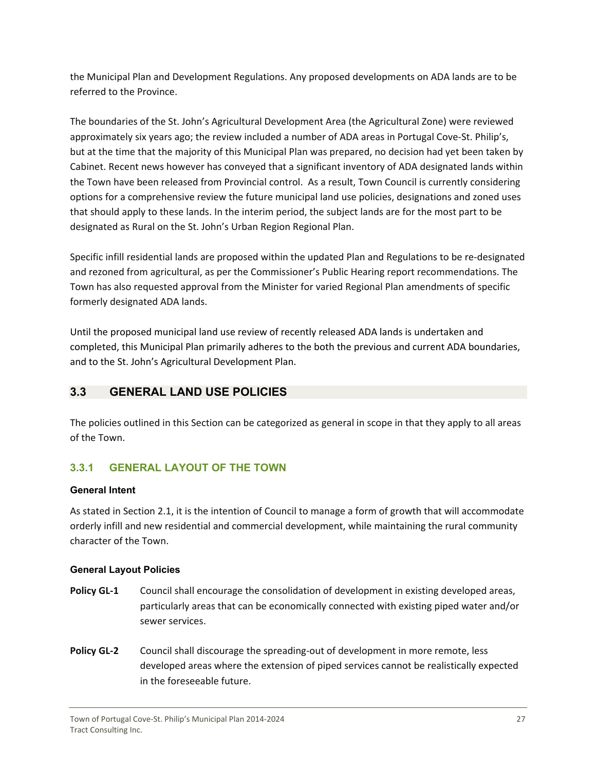the Municipal Plan and Development Regulations. Any proposed developments on ADA lands are to be referred to the Province.

The boundaries of the St. John's Agricultural Development Area (the Agricultural Zone) were reviewed approximately six years ago; the review included a number of ADA areas in Portugal Cove-St. Philip's, but at the time that the majority of this Municipal Plan was prepared, no decision had yet been taken by Cabinet. Recent news however has conveyed that a significant inventory of ADA designated lands within the Town have been released from Provincial control. As a result, Town Council is currently considering options for a comprehensive review the future municipal land use policies, designations and zoned uses that should apply to these lands. In the interim period, the subject lands are for the most part to be designated as Rural on the St. John's Urban Region Regional Plan.

Specific infill residential lands are proposed within the updated Plan and Regulations to be re-designated and rezoned from agricultural, as per the Commissioner's Public Hearing report recommendations. The Town has also requested approval from the Minister for varied Regional Plan amendments of specific formerly designated ADA lands.

Until the proposed municipal land use review of recently released ADA lands is undertaken and completed, this Municipal Plan primarily adheres to the both the previous and current ADA boundaries, and to the St. John's Agricultural Development Plan.

## 3.3 GENERAL LAND USE POLICIES

The policies outlined in this Section can be categorized as general in scope in that they apply to all areas of the Town.

### 3.3.1 GENERAL LAYOUT OF THE TOWN

**General Intent**

As stated in Section 2.1, it is the intention of Council to manage a form of growth that will accommodate orderly infill and new residential and commercial development, while maintaining the rural community character of the Town.

**General Layout Policies**

**Policy GL-1** Council shall encourage the consolidation of development in existing developed areas, particularly areas that can be economically connected with existing piped water and/or sewer services.

**Policy GL-2** Council shall discourage the spreading-out of development in more remote, less developed areas where the extension of piped services cannot be realistically expected in the foreseeable future.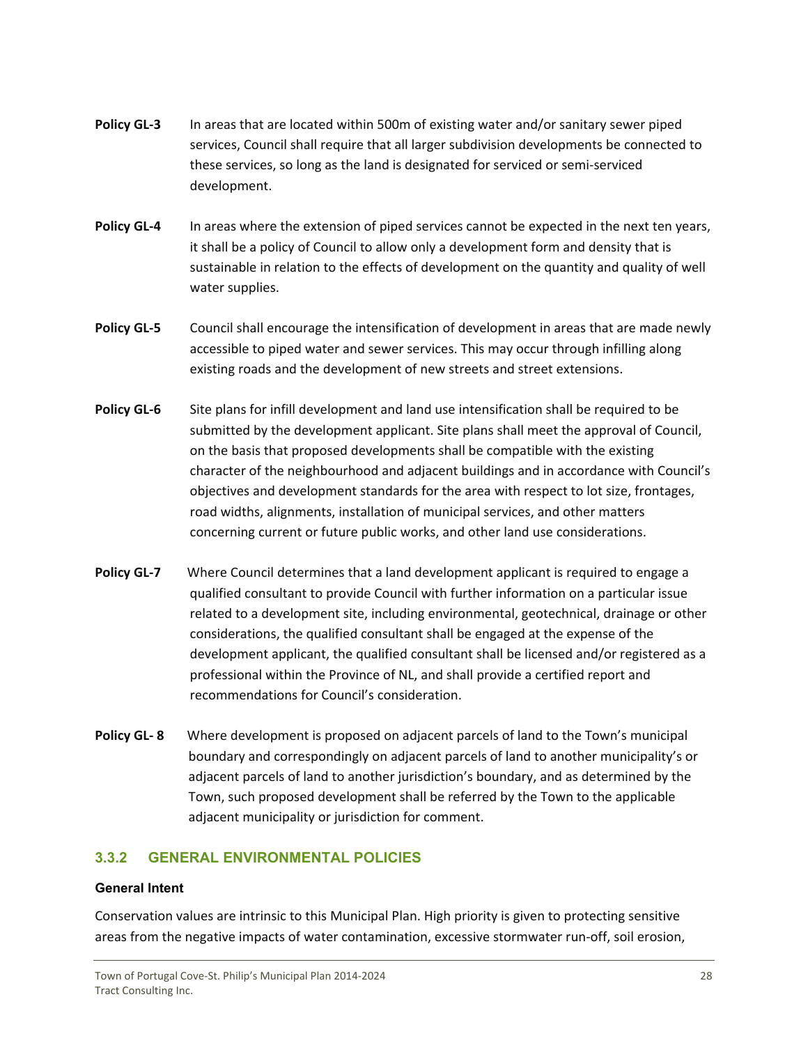**Policy GL-3** In areas that are located within 500m of existing water and/or sanitary sewer piped services, Council shall require that all larger subdivision developments be connected to these services, so long as the land is designated for serviced or semi-serviced development.

**Policy GL-4** In areas where the extension of piped services cannot be expected in the next ten years, it shall be a policy of Council to allow only a development form and density that is sustainable in relation to the effects of development on the quantity and quality of well water supplies.

**Policy GL-5** Council shall encourage the intensification of development in areas that are made newly accessible to piped water and sewer services. This may occur through infilling along existing roads and the development of new streets and street extensions.

**Policy GL-6** Site plans for infill development and land use intensification shall be required to be submitted by the development applicant. Site plans shall meet the approval of Council, on the basis that proposed developments shall be compatible with the existing character of the neighbourhood and adjacent buildings and in accordance with Council's objectives and development standards for the area with respect to lot size, frontages, road widths, alignments, installation of municipal services, and other matters concerning current or future public works, and other land use considerations.

**Policy GL-7** Where Council determines that a land development applicant is required to engage a qualified consultant to provide Council with further information on a particular issue related to a development site, including environmental, geotechnical, drainage or other considerations, the qualified consultant shall be engaged at the expense of the development applicant, the qualified consultant shall be licensed and/or registered as a professional within the Province of NL, and shall provide a certified report and recommendations for Council's consideration.

**Policy GL- 8** Where development is proposed on adjacent parcels of land to the Town's municipal boundary and correspondingly on adjacent parcels of land to another municipality's or adjacent parcels of land to another jurisdiction's boundary, and as determined by the Town, such proposed development shall be referred by the Town to the applicable adjacent municipality or jurisdiction for comment.

### 3.3.2 GENERAL ENVIRONMENTAL POLICIES

**General Intent**

Conservation values are intrinsic to this Municipal Plan. High priority is given to protecting sensitive areas from the negative impacts of water contamination, excessive stormwater run-off, soil erosion,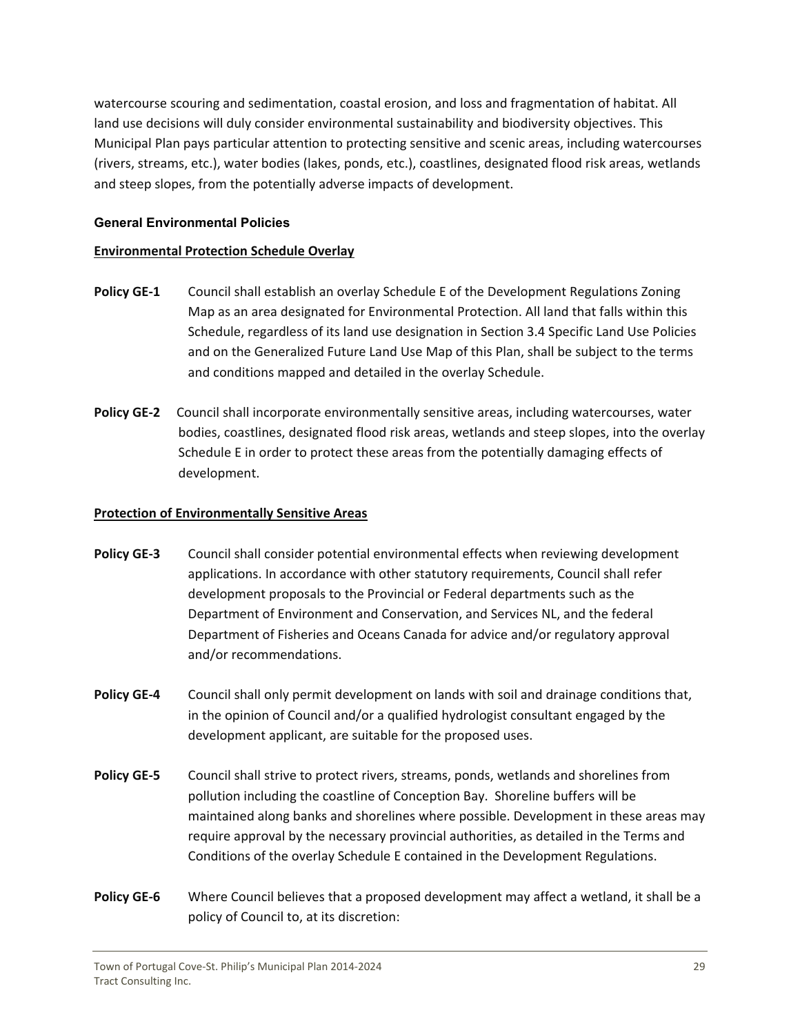watercourse scouring and sedimentation, coastal erosion, and loss and fragmentation of habitat. All land use decisions will duly consider environmental sustainability and biodiversity objectives. This Municipal Plan pays particular attention to protecting sensitive and scenic areas, including watercourses (rivers, streams, etc.), water bodies (lakes, ponds, etc.), coastlines, designated flood risk areas, wetlands and steep slopes, from the potentially adverse impacts of development.

### General Environmental Policies

**Environmental Protection Schedule Overlay**

**Policy GE-1** Council shall establish an overlay Schedule E of the Development Regulations Zoning Map as an area designated for Environmental Protection. All land that falls within this Schedule, regardless of its land use designation in Section 3.4 Specific Land Use Policies and on the Generalized Future Land Use Map of this Plan, shall be subject to the terms and conditions mapped and detailed in the overlay Schedule.

**Policy GE-2** Council shall incorporate environmentally sensitive areas, including watercourses, water bodies, coastlines, designated flood risk areas, wetlands and steep slopes, into the overlay Schedule E in order to protect these areas from the potentially damaging effects of development.

**Protection of Environmentally Sensitive Areas**

**Policy GE-3** Council shall consider potential environmental effects when reviewing development applications. In accordance with other statutory requirements, Council shall refer development proposals to the Provincial or Federal departments such as the Department of Environment and Conservation, and Services NL, and the federal Department of Fisheries and Oceans Canada for advice and/or regulatory approval and/or recommendations.

**Policy GE-4** Council shall only permit development on lands with soil and drainage conditions that, in the opinion of Council and/or a qualified hydrologist consultant engaged by the development applicant, are suitable for the proposed uses.

**Policy GE-5** Council shall strive to protect rivers, streams, ponds, wetlands and shorelines from pollution including the coastline of Conception Bay. Shoreline buffers will be maintained along banks and shorelines where possible. Development in these areas may require approval by the necessary provincial authorities, as detailed in the Terms and Conditions of the overlay Schedule E contained in the Development Regulations.

**Policy GE-6** Where Council believes that a proposed development may affect a wetland, it shall be a policy of Council to, at its discretion: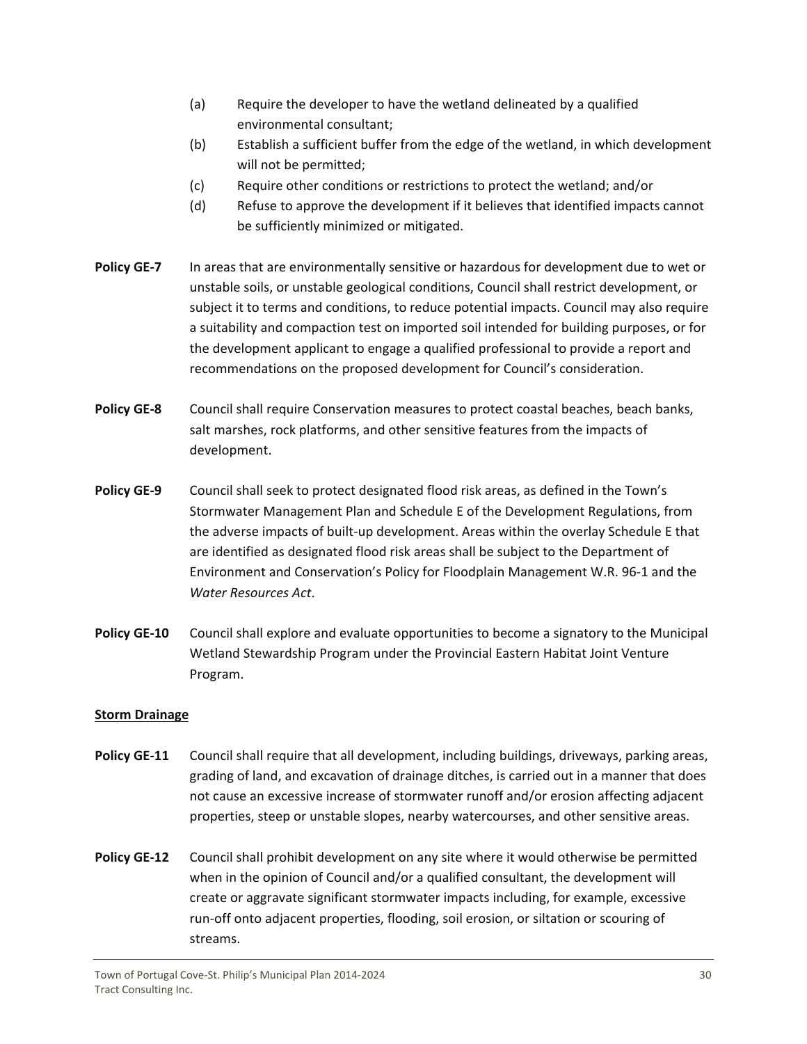(a) Require the developer to have the wetland delineated by a qualified environmental consultant;

(b) Establish a sufficient buffer from the edge of the wetland, in which development will not be permitted;

(c) Require other conditions or restrictions to protect the wetland; and/or

(d) Refuse to approve the development if it believes that identified impacts cannot be sufficiently minimized or mitigated.

**Policy GE-7** In areas that are environmentally sensitive or hazardous for development due to wet or unstable soils, or unstable geological conditions, Council shall restrict development, or subject it to terms and conditions, to reduce potential impacts. Council may also require a suitability and compaction test on imported soil intended for building purposes, or for the development applicant to engage a qualified professional to provide a report and recommendations on the proposed development for Council's consideration.

**Policy GE-8** Council shall require Conservation measures to protect coastal beaches, beach banks, salt marshes, rock platforms, and other sensitive features from the impacts of development.

**Policy GE-9** Council shall seek to protect designated flood risk areas, as defined in the Town's Stormwater Management Plan and Schedule E of the Development Regulations, from the adverse impacts of built-up development. Areas within the overlay Schedule E that are identified as designated flood risk areas shall be subject to the Department of Environment and Conservation's Policy for Floodplain Management W.R. 96-1 and the *Water Resources Act*.

**Policy GE-10** Council shall explore and evaluate opportunities to become a signatory to the Municipal Wetland Stewardship Program under the Provincial Eastern Habitat Joint Venture Program.

**Storm Drainage**

**Policy GE-11** Council shall require that all development, including buildings, driveways, parking areas, grading of land, and excavation of drainage ditches, is carried out in a manner that does not cause an excessive increase of stormwater runoff and/or erosion affecting adjacent properties, steep or unstable slopes, nearby watercourses, and other sensitive areas.

**Policy GE-12** Council shall prohibit development on any site where it would otherwise be permitted when in the opinion of Council and/or a qualified consultant, the development will create or aggravate significant stormwater impacts including, for example, excessive run-off onto adjacent properties, flooding, soil erosion, or siltation or scouring of streams.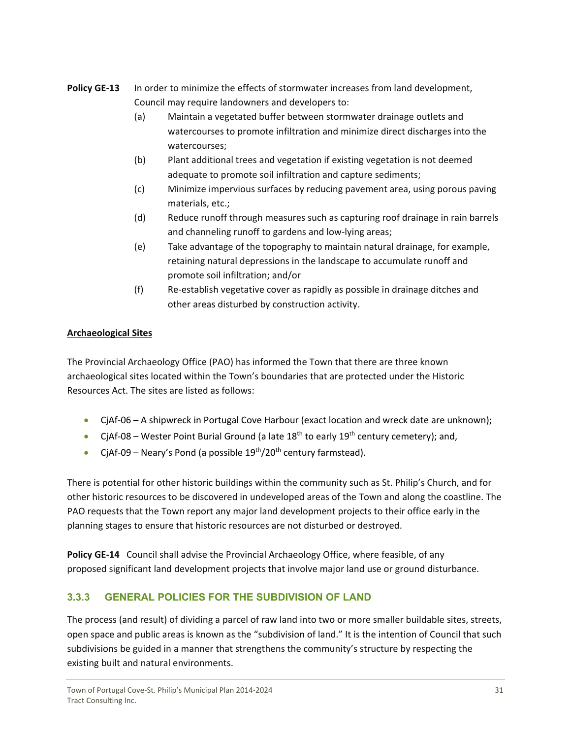**Policy GE-13** In order to minimize the effects of stormwater increases from land development, Council may require landowners and developers to:

(a) Maintain a vegetated buffer between stormwater drainage outlets and watercourses to promote infiltration and minimize direct discharges into the watercourses;

(b) Plant additional trees and vegetation if existing vegetation is not deemed adequate to promote soil infiltration and capture sediments;

(c) Minimize impervious surfaces by reducing pavement area, using porous paving materials, etc.;

(d) Reduce runoff through measures such as capturing roof drainage in rain barrels and channeling runoff to gardens and low-lying areas;

(e) Take advantage of the topography to maintain natural drainage, for example, retaining natural depressions in the landscape to accumulate runoff and promote soil infiltration; and/or

(f) Re-establish vegetative cover as rapidly as possible in drainage ditches and other areas disturbed by construction activity.

**Archaeological Sites**

The Provincial Archaeology Office (PAO) has informed the Town that there are three known archaeological sites located within the Town's boundaries that are protected under the Historic Resources Act. The sites are listed as follows:

- CjAf-06 – A shipwreck in Portugal Cove Harbour (exact location and wreck date are unknown);
- CjAf-08 – Wester Point Burial Ground (a late 18th to early 19th century cemetery); and,
- CjAf-09 – Neary's Pond (a possible 19th/20th century farmstead).

There is potential for other historic buildings within the community such as St. Philip's Church, and for other historic resources to be discovered in undeveloped areas of the Town and along the coastline. The PAO requests that the Town report any major land development projects to their office early in the planning stages to ensure that historic resources are not disturbed or destroyed.

**Policy GE-14** Council shall advise the Provincial Archaeology Office, where feasible, of any proposed significant land development projects that involve major land use or ground disturbance.

### 3.3.3 GENERAL POLICIES FOR THE SUBDIVISION OF LAND

The process (and result) of dividing a parcel of raw land into two or more smaller buildable sites, streets, open space and public areas is known as the "subdivision of land." It is the intention of Council that such subdivisions be guided in a manner that strengthens the community's structure by respecting the existing built and natural environments.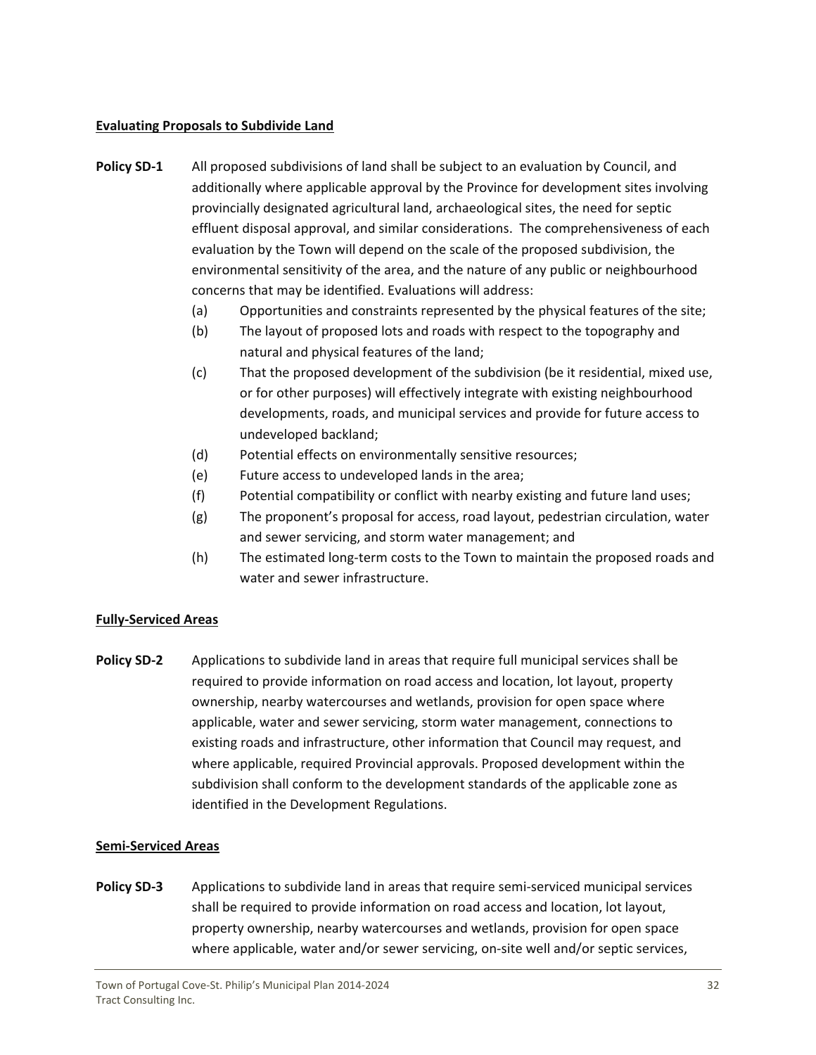**Evaluating Proposals to Subdivide Land**

**Policy SD-1** All proposed subdivisions of land shall be subject to an evaluation by Council, and additionally where applicable approval by the Province for development sites involving provincially designated agricultural land, archaeological sites, the need for septic effluent disposal approval, and similar considerations. The comprehensiveness of each evaluation by the Town will depend on the scale of the proposed subdivision, the environmental sensitivity of the area, and the nature of any public or neighbourhood concerns that may be identified. Evaluations will address:

(a) Opportunities and constraints represented by the physical features of the site;

(b) The layout of proposed lots and roads with respect to the topography and natural and physical features of the land;

(c) That the proposed development of the subdivision (be it residential, mixed use, or for other purposes) will effectively integrate with existing neighbourhood developments, roads, and municipal services and provide for future access to undeveloped backland;

(d) Potential effects on environmentally sensitive resources;

(e) Future access to undeveloped lands in the area;

(f) Potential compatibility or conflict with nearby existing and future land uses;

(g) The proponent's proposal for access, road layout, pedestrian circulation, water and sewer servicing, and storm water management; and

(h) The estimated long-term costs to the Town to maintain the proposed roads and water and sewer infrastructure.

**Fully-Serviced Areas**

**Policy SD-2** Applications to subdivide land in areas that require full municipal services shall be required to provide information on road access and location, lot layout, property ownership, nearby watercourses and wetlands, provision for open space where applicable, water and sewer servicing, storm water management, connections to existing roads and infrastructure, other information that Council may request, and where applicable, required Provincial approvals. Proposed development within the subdivision shall conform to the development standards of the applicable zone as identified in the Development Regulations.

**Semi-Serviced Areas**

**Policy SD-3** Applications to subdivide land in areas that require semi-serviced municipal services shall be required to provide information on road access and location, lot layout, property ownership, nearby watercourses and wetlands, provision for open space where applicable, water and/or sewer servicing, on-site well and/or septic services,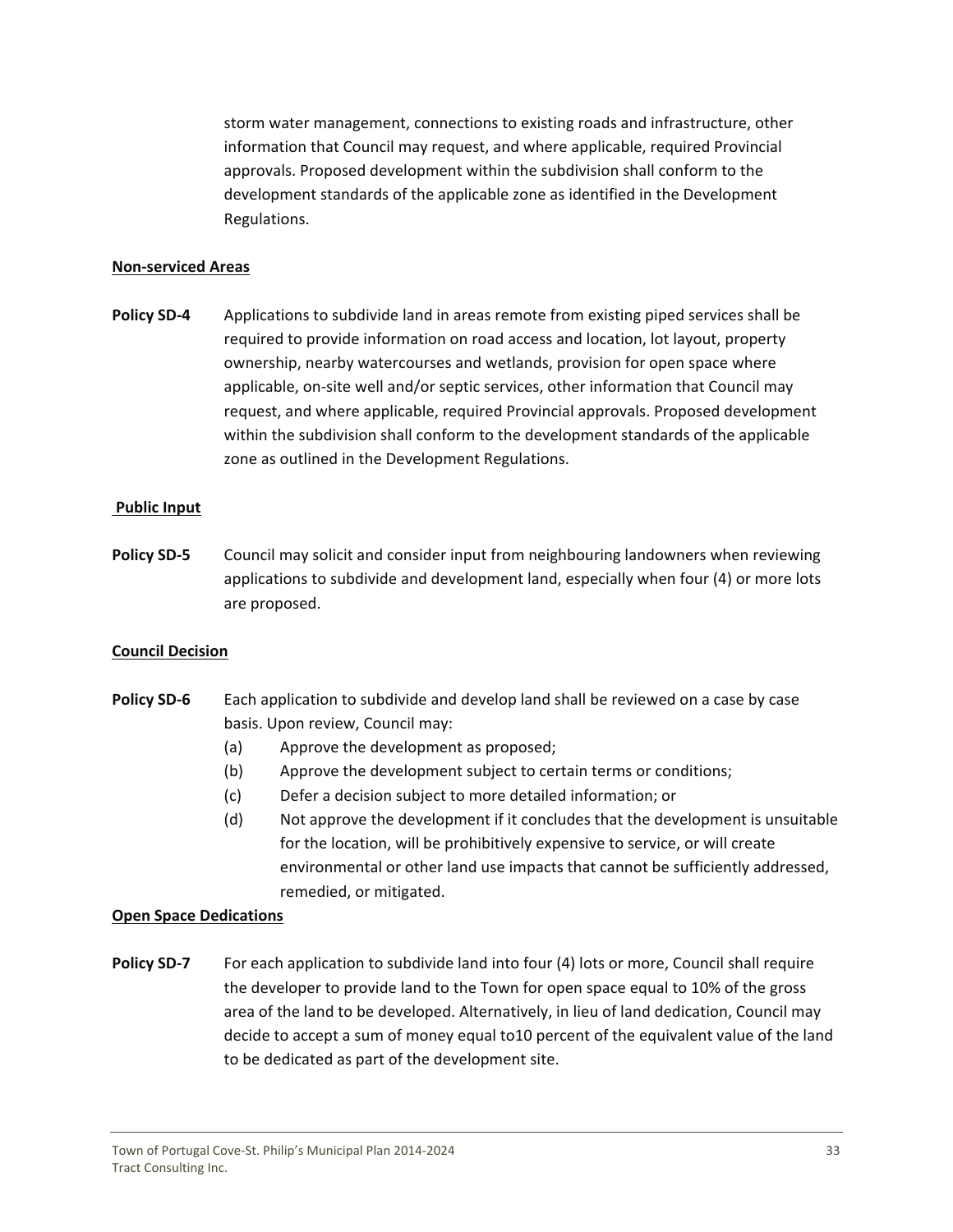storm water management, connections to existing roads and infrastructure, other information that Council may request, and where applicable, required Provincial approvals. Proposed development within the subdivision shall conform to the development standards of the applicable zone as identified in the Development Regulations.

**Non-serviced Areas**

**Policy SD-4** Applications to subdivide land in areas remote from existing piped services shall be required to provide information on road access and location, lot layout, property ownership, nearby watercourses and wetlands, provision for open space where applicable, on-site well and/or septic services, other information that Council may request, and where applicable, required Provincial approvals. Proposed development within the subdivision shall conform to the development standards of the applicable zone as outlined in the Development Regulations.

**Public Input**

**Policy SD-5** Council may solicit and consider input from neighbouring landowners when reviewing applications to subdivide and development land, especially when four (4) or more lots are proposed.

**Council Decision**

**Policy SD-6** Each application to subdivide and develop land shall be reviewed on a case by case basis. Upon review, Council may:

(a) Approve the development as proposed;

(b) Approve the development subject to certain terms or conditions;

(c) Defer a decision subject to more detailed information; or

(d) Not approve the development if it concludes that the development is unsuitable for the location, will be prohibitively expensive to service, or will create environmental or other land use impacts that cannot be sufficiently addressed, remedied, or mitigated.

**Open Space Dedications**

**Policy SD-7** For each application to subdivide land into four (4) lots or more, Council shall require the developer to provide land to the Town for open space equal to 10% of the gross area of the land to be developed. Alternatively, in lieu of land dedication, Council may decide to accept a sum of money equal to10 percent of the equivalent value of the land to be dedicated as part of the development site.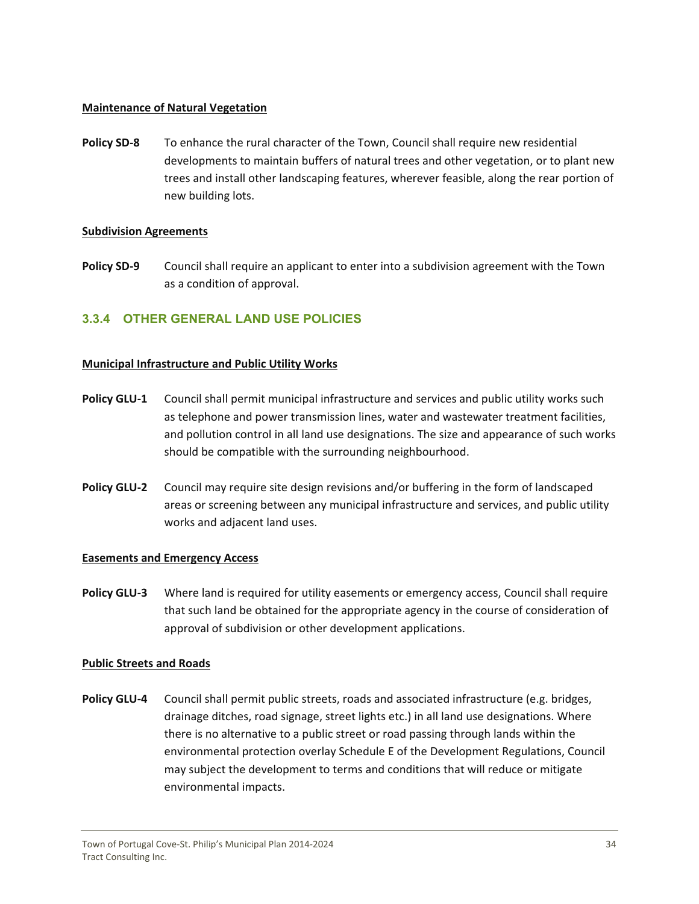**Maintenance of Natural Vegetation**

**Policy SD-8** To enhance the rural character of the Town, Council shall require new residential developments to maintain buffers of natural trees and other vegetation, or to plant new trees and install other landscaping features, wherever feasible, along the rear portion of new building lots.

**Subdivision Agreements**

**Policy SD-9** Council shall require an applicant to enter into a subdivision agreement with the Town as a condition of approval.

### 3.3.4 OTHER GENERAL LAND USE POLICIES

**Municipal Infrastructure and Public Utility Works**

**Policy GLU-1** Council shall permit municipal infrastructure and services and public utility works such as telephone and power transmission lines, water and wastewater treatment facilities, and pollution control in all land use designations. The size and appearance of such works should be compatible with the surrounding neighbourhood.

**Policy GLU-2** Council may require site design revisions and/or buffering in the form of landscaped areas or screening between any municipal infrastructure and services, and public utility works and adjacent land uses.

**Easements and Emergency Access**

**Policy GLU-3** Where land is required for utility easements or emergency access, Council shall require that such land be obtained for the appropriate agency in the course of consideration of approval of subdivision or other development applications.

**Public Streets and Roads**

**Policy GLU-4** Council shall permit public streets, roads and associated infrastructure (e.g. bridges, drainage ditches, road signage, street lights etc.) in all land use designations. Where there is no alternative to a public street or road passing through lands within the environmental protection overlay Schedule E of the Development Regulations, Council may subject the development to terms and conditions that will reduce or mitigate environmental impacts.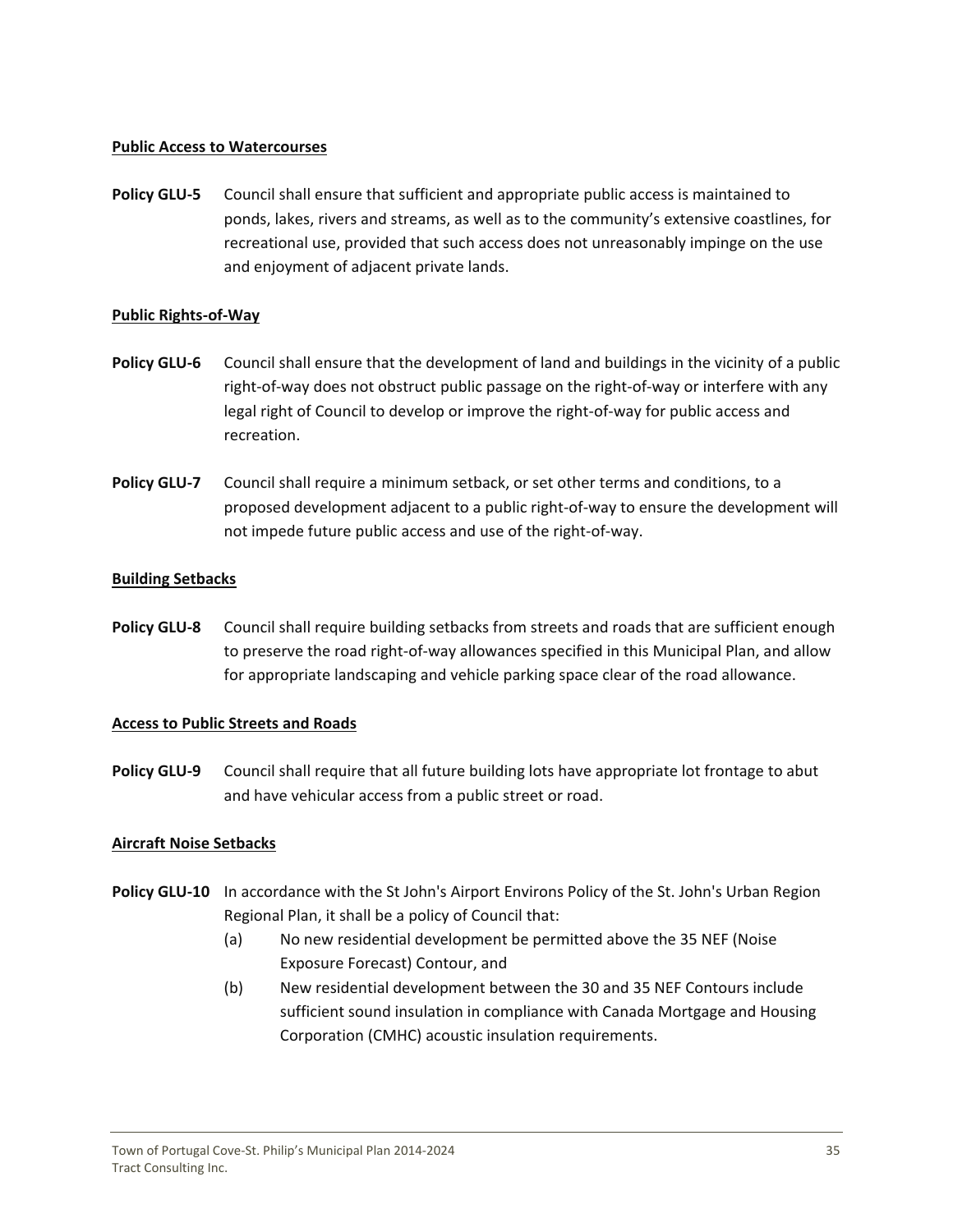**<u>Public Access to Watercourses</u>**

**Policy GLU-5** Council shall ensure that sufficient and appropriate public access is maintained to ponds, lakes, rivers and streams, as well as to the community's extensive coastlines, for recreational use, provided that such access does not unreasonably impinge on the use and enjoyment of adjacent private lands.

**<u>Public Rights-of-Way</u>**

**Policy GLU-6** Council shall ensure that the development of land and buildings in the vicinity of a public right-of-way does not obstruct public passage on the right-of-way or interfere with any legal right of Council to develop or improve the right-of-way for public access and recreation.

**Policy GLU-7** Council shall require a minimum setback, or set other terms and conditions, to a proposed development adjacent to a public right-of-way to ensure the development will not impede future public access and use of the right-of-way.

**<u>Building Setbacks</u>**

**Policy GLU-8** Council shall require building setbacks from streets and roads that are sufficient enough to preserve the road right-of-way allowances specified in this Municipal Plan, and allow for appropriate landscaping and vehicle parking space clear of the road allowance.

**<u>Access to Public Streets and Roads</u>**

**Policy GLU-9** Council shall require that all future building lots have appropriate lot frontage to abut and have vehicular access from a public street or road.

**<u>Aircraft Noise Setbacks</u>**

**Policy GLU-10** In accordance with the St John's Airport Environs Policy of the St. John's Urban Region Regional Plan, it shall be a policy of Council that:

(a) No new residential development be permitted above the 35 NEF (Noise Exposure Forecast) Contour, and

(b) New residential development between the 30 and 35 NEF Contours include sufficient sound insulation in compliance with Canada Mortgage and Housing Corporation (CMHC) acoustic insulation requirements.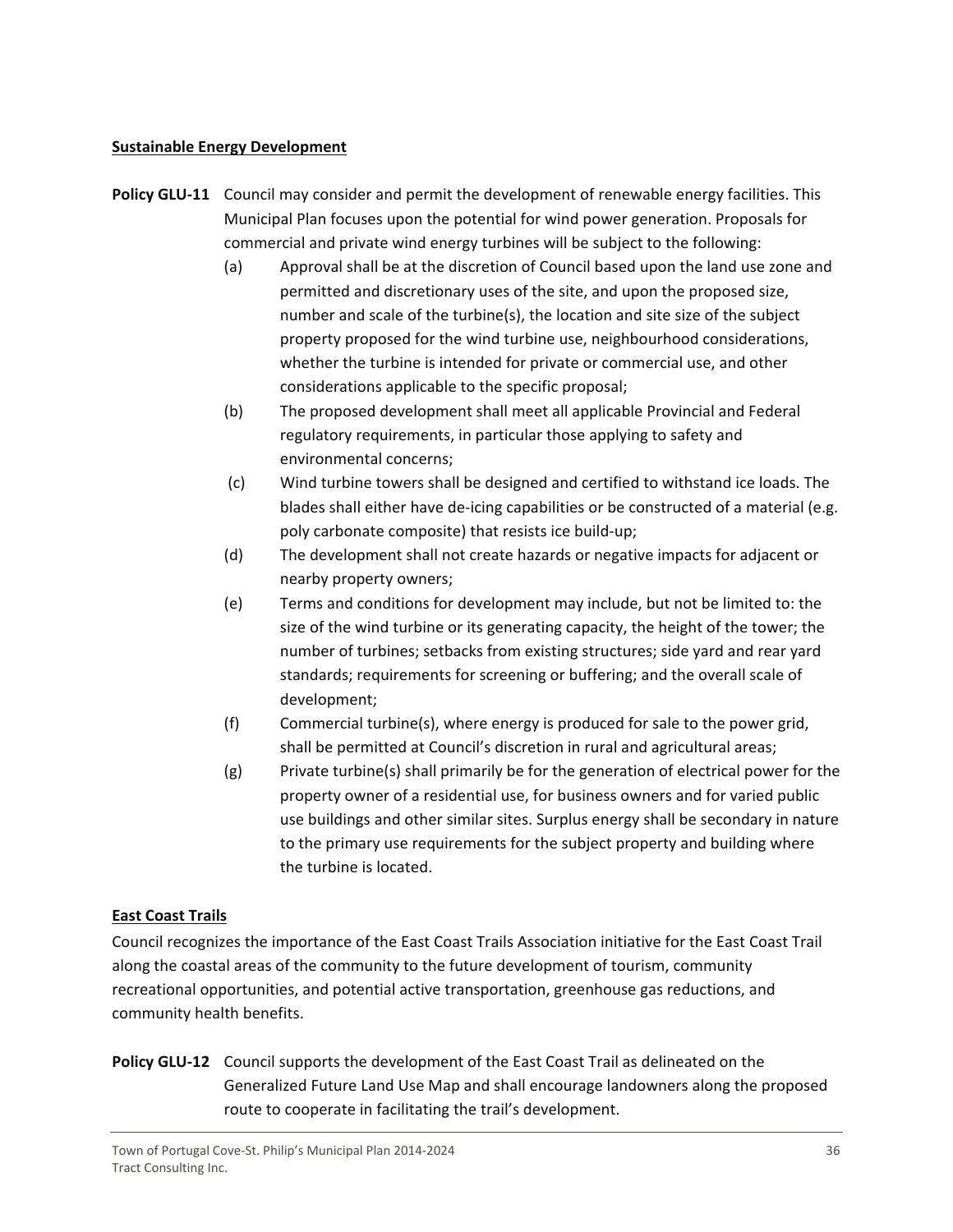**Sustainable Energy Development**

**Policy GLU-11** Council may consider and permit the development of renewable energy facilities. This Municipal Plan focuses upon the potential for wind power generation. Proposals for commercial and private wind energy turbines will be subject to the following:

(a) Approval shall be at the discretion of Council based upon the land use zone and permitted and discretionary uses of the site, and upon the proposed size, number and scale of the turbine(s), the location and site size of the subject property proposed for the wind turbine use, neighbourhood considerations, whether the turbine is intended for private or commercial use, and other considerations applicable to the specific proposal;

(b) The proposed development shall meet all applicable Provincial and Federal regulatory requirements, in particular those applying to safety and environmental concerns;

(c) Wind turbine towers shall be designed and certified to withstand ice loads. The blades shall either have de-icing capabilities or be constructed of a material (e.g. poly carbonate composite) that resists ice build-up;

(d) The development shall not create hazards or negative impacts for adjacent or nearby property owners;

(e) Terms and conditions for development may include, but not be limited to: the size of the wind turbine or its generating capacity, the height of the tower; the number of turbines; setbacks from existing structures; side yard and rear yard standards; requirements for screening or buffering; and the overall scale of development;

(f) Commercial turbine(s), where energy is produced for sale to the power grid, shall be permitted at Council's discretion in rural and agricultural areas;

(g) Private turbine(s) shall primarily be for the generation of electrical power for the property owner of a residential use, for business owners and for varied public use buildings and other similar sites. Surplus energy shall be secondary in nature to the primary use requirements for the subject property and building where the turbine is located.

**East Coast Trails**

Council recognizes the importance of the East Coast Trails Association initiative for the East Coast Trail along the coastal areas of the community to the future development of tourism, community recreational opportunities, and potential active transportation, greenhouse gas reductions, and community health benefits.

**Policy GLU-12** Council supports the development of the East Coast Trail as delineated on the Generalized Future Land Use Map and shall encourage landowners along the proposed route to cooperate in facilitating the trail's development.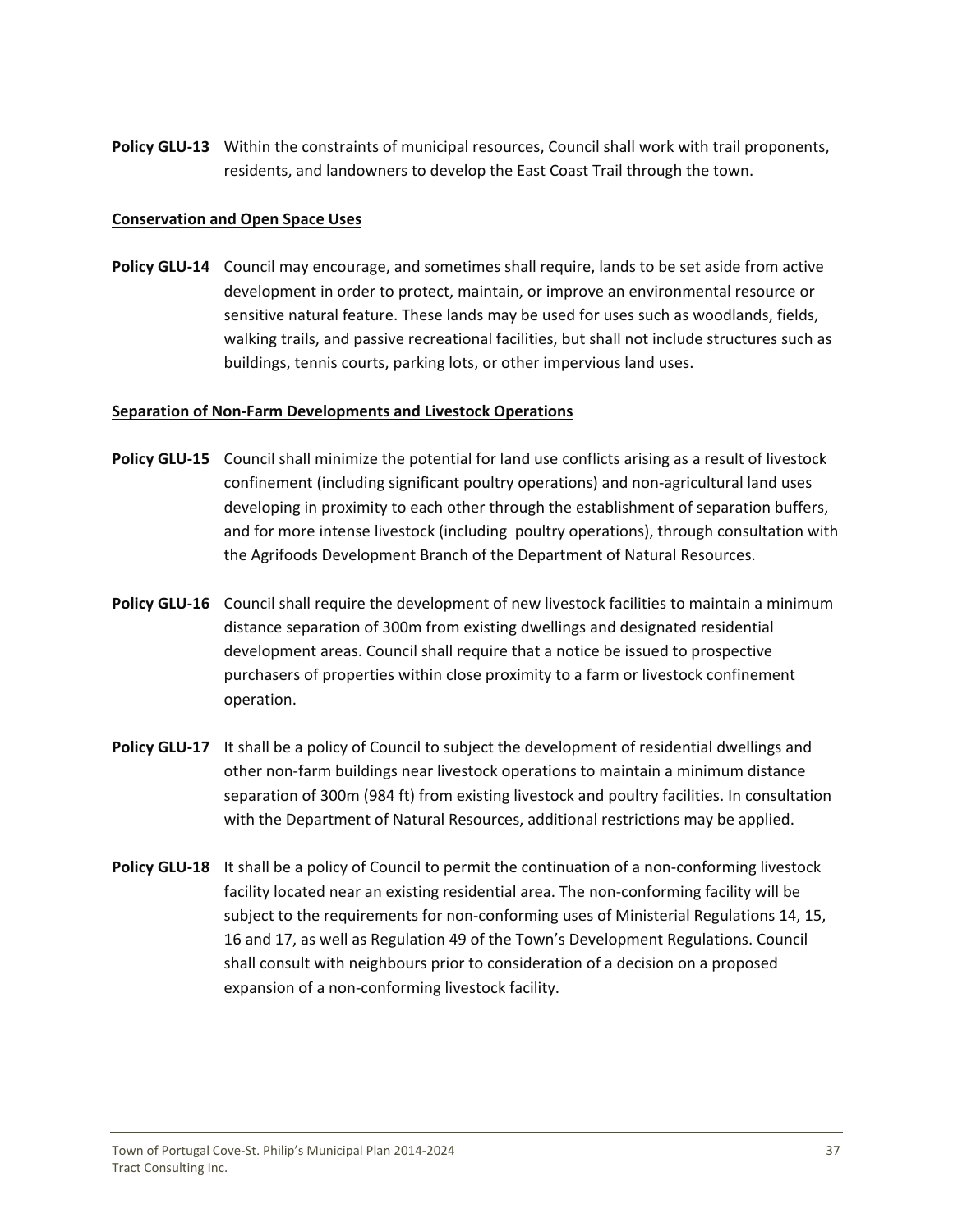**Policy GLU-13** Within the constraints of municipal resources, Council shall work with trail proponents, residents, and landowners to develop the East Coast Trail through the town.

**Conservation and Open Space Uses**

**Policy GLU-14** Council may encourage, and sometimes shall require, lands to be set aside from active development in order to protect, maintain, or improve an environmental resource or sensitive natural feature. These lands may be used for uses such as woodlands, fields, walking trails, and passive recreational facilities, but shall not include structures such as buildings, tennis courts, parking lots, or other impervious land uses.

**Separation of Non-Farm Developments and Livestock Operations**

**Policy GLU-15** Council shall minimize the potential for land use conflicts arising as a result of livestock confinement (including significant poultry operations) and non-agricultural land uses developing in proximity to each other through the establishment of separation buffers, and for more intense livestock (including poultry operations), through consultation with the Agrifoods Development Branch of the Department of Natural Resources.

**Policy GLU-16** Council shall require the development of new livestock facilities to maintain a minimum distance separation of 300m from existing dwellings and designated residential development areas. Council shall require that a notice be issued to prospective purchasers of properties within close proximity to a farm or livestock confinement operation.

**Policy GLU-17** It shall be a policy of Council to subject the development of residential dwellings and other non-farm buildings near livestock operations to maintain a minimum distance separation of 300m (984 ft) from existing livestock and poultry facilities. In consultation with the Department of Natural Resources, additional restrictions may be applied.

**Policy GLU-18** It shall be a policy of Council to permit the continuation of a non-conforming livestock facility located near an existing residential area. The non-conforming facility will be subject to the requirements for non-conforming uses of Ministerial Regulations 14, 15, 16 and 17, as well as Regulation 49 of the Town's Development Regulations. Council shall consult with neighbours prior to consideration of a decision on a proposed expansion of a non-conforming livestock facility.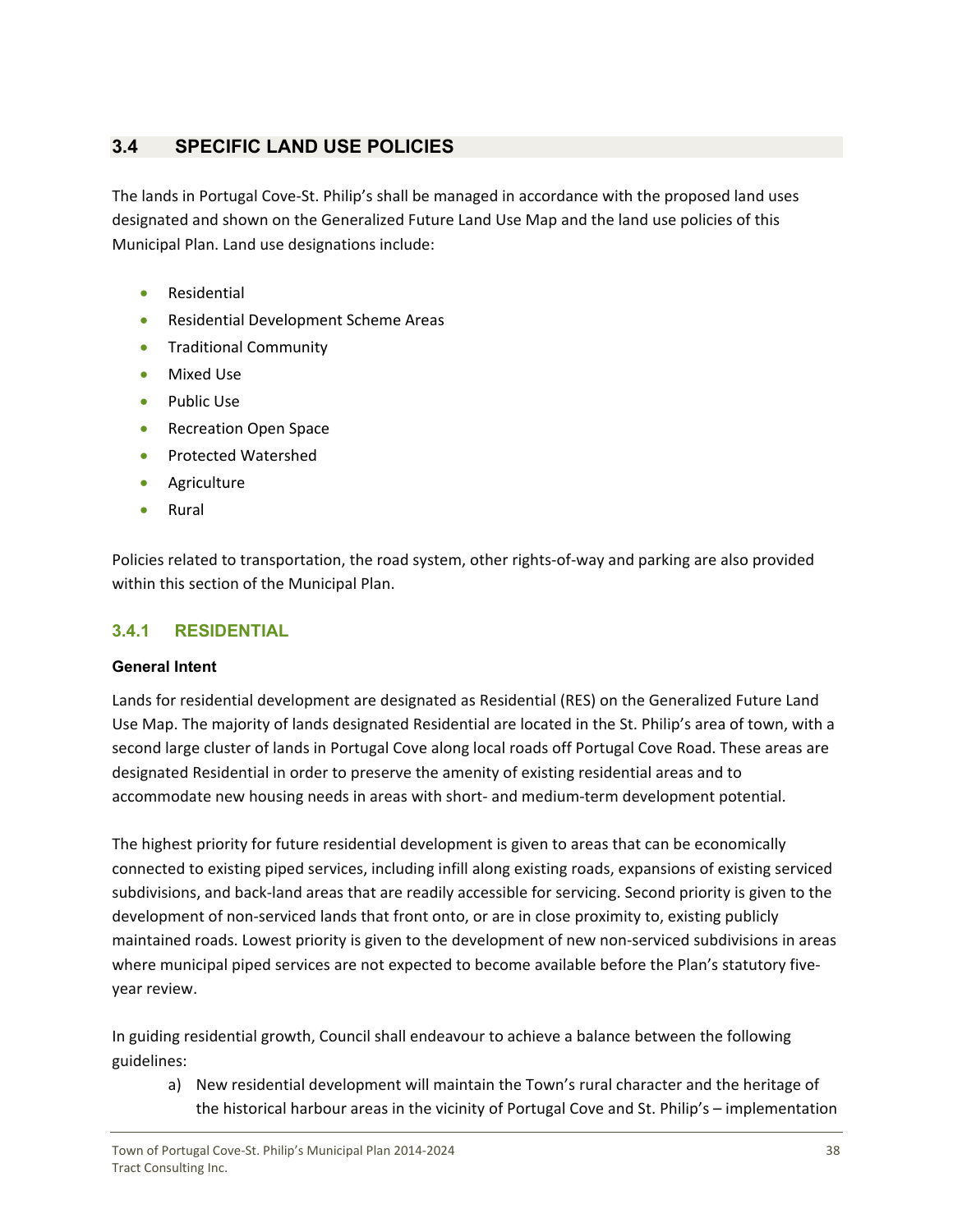## 3.4 SPECIFIC LAND USE POLICIES

The lands in Portugal Cove-St. Philip's shall be managed in accordance with the proposed land uses designated and shown on the Generalized Future Land Use Map and the land use policies of this Municipal Plan. Land use designations include:

- Residential
- Residential Development Scheme Areas
- Traditional Community
- Mixed Use
- Public Use
- Recreation Open Space
- Protected Watershed
- Agriculture
- Rural

Policies related to transportation, the road system, other rights-of-way and parking are also provided within this section of the Municipal Plan.

### 3.4.1 RESIDENTIAL

**General Intent**

Lands for residential development are designated as Residential (RES) on the Generalized Future Land Use Map. The majority of lands designated Residential are located in the St. Philip's area of town, with a second large cluster of lands in Portugal Cove along local roads off Portugal Cove Road. These areas are designated Residential in order to preserve the amenity of existing residential areas and to accommodate new housing needs in areas with short- and medium-term development potential.

The highest priority for future residential development is given to areas that can be economically connected to existing piped services, including infill along existing roads, expansions of existing serviced subdivisions, and back-land areas that are readily accessible for servicing. Second priority is given to the development of non-serviced lands that front onto, or are in close proximity to, existing publicly maintained roads. Lowest priority is given to the development of new non-serviced subdivisions in areas where municipal piped services are not expected to become available before the Plan's statutory five-year review.

In guiding residential growth, Council shall endeavour to achieve a balance between the following guidelines:

a) New residential development will maintain the Town's rural character and the heritage of the historical harbour areas in the vicinity of Portugal Cove and St. Philip's – implementation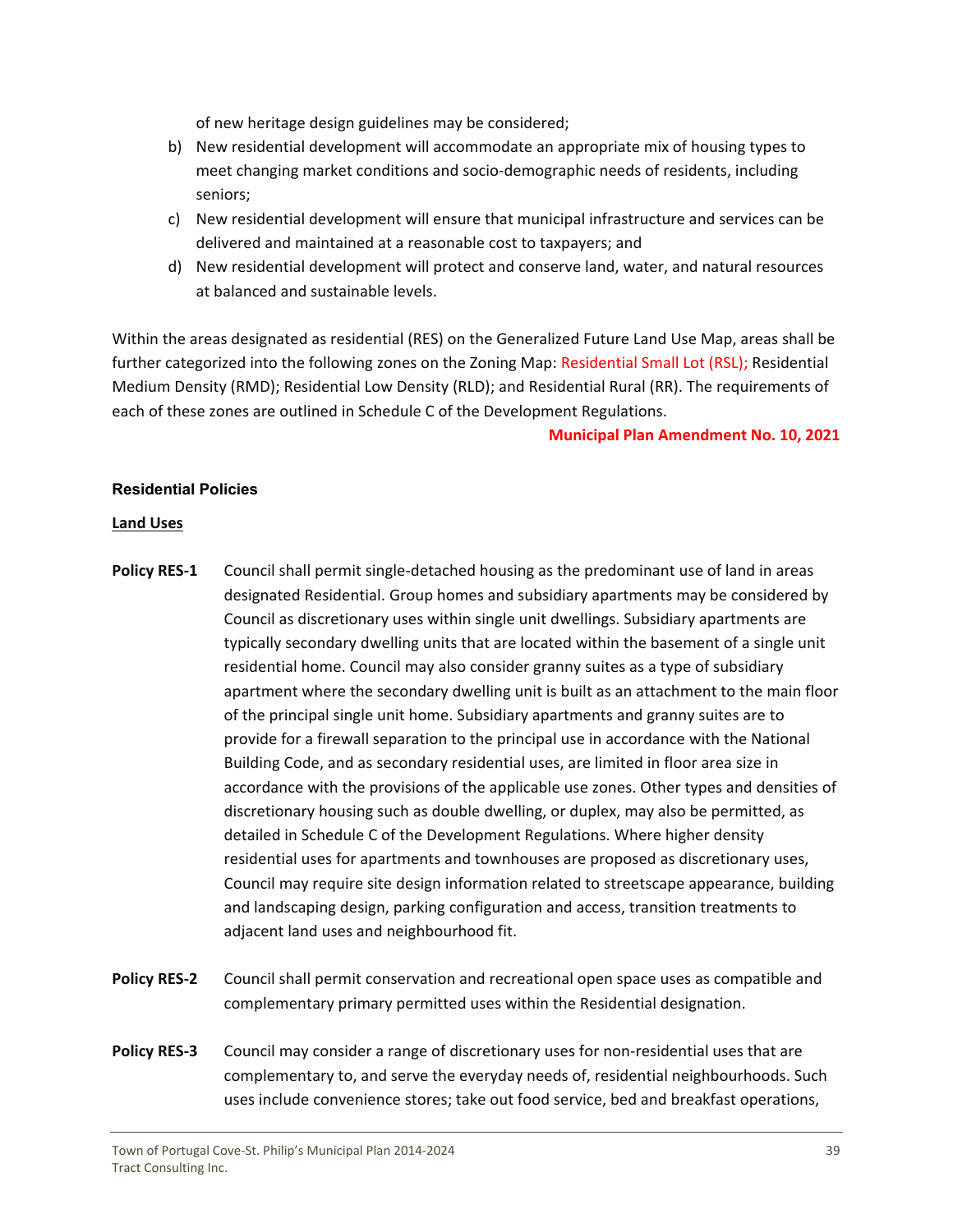of new heritage design guidelines may be considered;

b) New residential development will accommodate an appropriate mix of housing types to meet changing market conditions and socio-demographic needs of residents, including seniors;
c) New residential development will ensure that municipal infrastructure and services can be delivered and maintained at a reasonable cost to taxpayers; and
d) New residential development will protect and conserve land, water, and natural resources at balanced and sustainable levels.

Within the areas designated as residential (RES) on the Generalized Future Land Use Map, areas shall be further categorized into the following zones on the Zoning Map: Residential Small Lot (RSL); Residential Medium Density (RMD); Residential Low Density (RLD); and Residential Rural (RR). The requirements of each of these zones are outlined in Schedule C of the Development Regulations.

**Municipal Plan Amendment No. 10, 2021**

### Residential Policies

#### Land Uses

**Policy RES-1** Council shall permit single-detached housing as the predominant use of land in areas designated Residential. Group homes and subsidiary apartments may be considered by Council as discretionary uses within single unit dwellings. Subsidiary apartments are typically secondary dwelling units that are located within the basement of a single unit residential home. Council may also consider granny suites as a type of subsidiary apartment where the secondary dwelling unit is built as an attachment to the main floor of the principal single unit home. Subsidiary apartments and granny suites are to provide for a firewall separation to the principal use in accordance with the National Building Code, and as secondary residential uses, are limited in floor area size in accordance with the provisions of the applicable use zones. Other types and densities of discretionary housing such as double dwelling, or duplex, may also be permitted, as detailed in Schedule C of the Development Regulations. Where higher density residential uses for apartments and townhouses are proposed as discretionary uses, Council may require site design information related to streetscape appearance, building and landscaping design, parking configuration and access, transition treatments to adjacent land uses and neighbourhood fit.

**Policy RES-2** Council shall permit conservation and recreational open space uses as compatible and complementary primary permitted uses within the Residential designation.

**Policy RES-3** Council may consider a range of discretionary uses for non-residential uses that are complementary to, and serve the everyday needs of, residential neighbourhoods. Such uses include convenience stores; take out food service, bed and breakfast operations,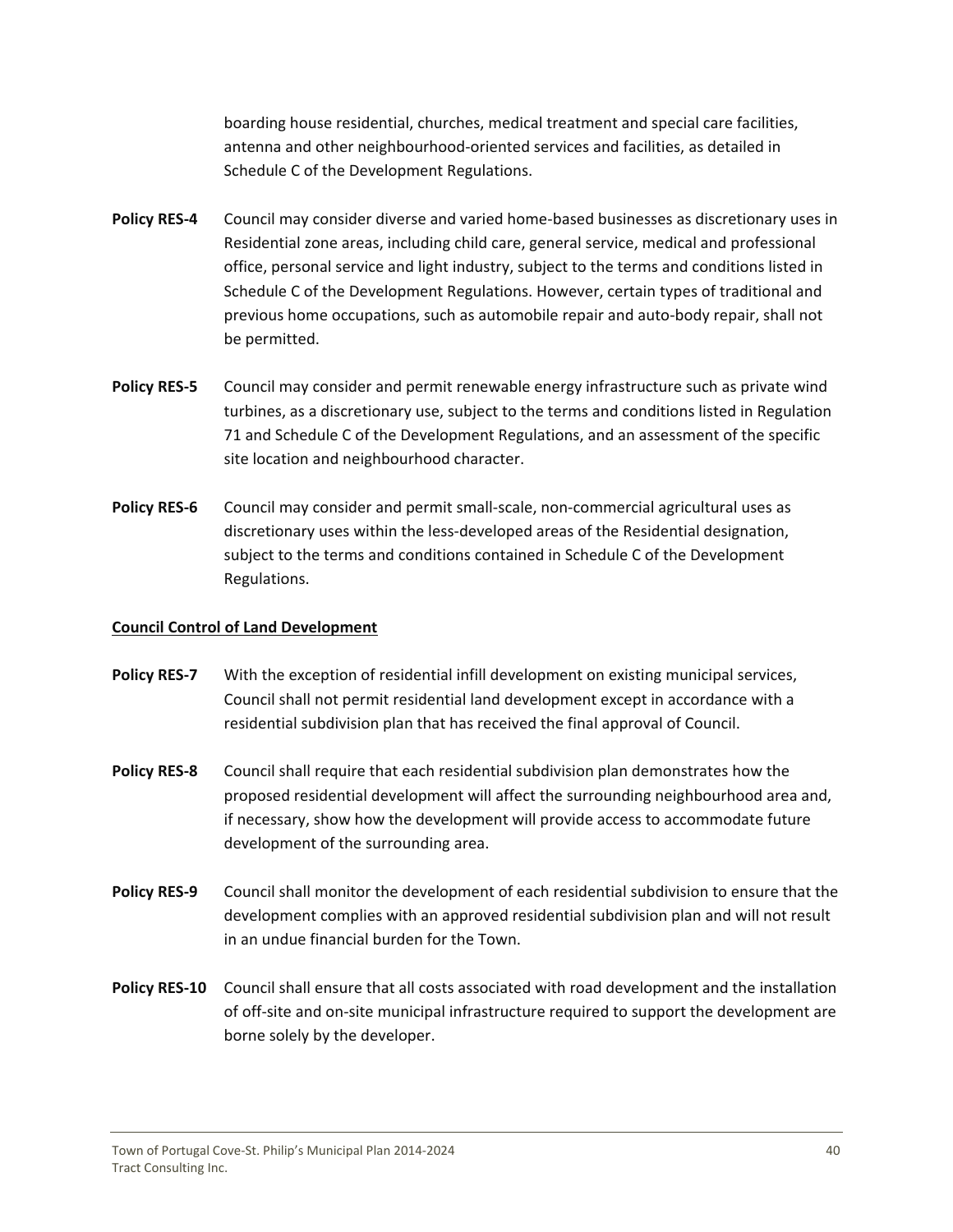boarding house residential, churches, medical treatment and special care facilities, antenna and other neighbourhood-oriented services and facilities, as detailed in Schedule C of the Development Regulations.

**Policy RES-4** Council may consider diverse and varied home-based businesses as discretionary uses in Residential zone areas, including child care, general service, medical and professional office, personal service and light industry, subject to the terms and conditions listed in Schedule C of the Development Regulations. However, certain types of traditional and previous home occupations, such as automobile repair and auto-body repair, shall not be permitted.

**Policy RES-5** Council may consider and permit renewable energy infrastructure such as private wind turbines, as a discretionary use, subject to the terms and conditions listed in Regulation 71 and Schedule C of the Development Regulations, and an assessment of the specific site location and neighbourhood character.

**Policy RES-6** Council may consider and permit small-scale, non-commercial agricultural uses as discretionary uses within the less-developed areas of the Residential designation, subject to the terms and conditions contained in Schedule C of the Development Regulations.

<u>**Council Control of Land Development**</u>

**Policy RES-7** With the exception of residential infill development on existing municipal services, Council shall not permit residential land development except in accordance with a residential subdivision plan that has received the final approval of Council.

**Policy RES-8** Council shall require that each residential subdivision plan demonstrates how the proposed residential development will affect the surrounding neighbourhood area and, if necessary, show how the development will provide access to accommodate future development of the surrounding area.

**Policy RES-9** Council shall monitor the development of each residential subdivision to ensure that the development complies with an approved residential subdivision plan and will not result in an undue financial burden for the Town.

**Policy RES-10** Council shall ensure that all costs associated with road development and the installation of off-site and on-site municipal infrastructure required to support the development are borne solely by the developer.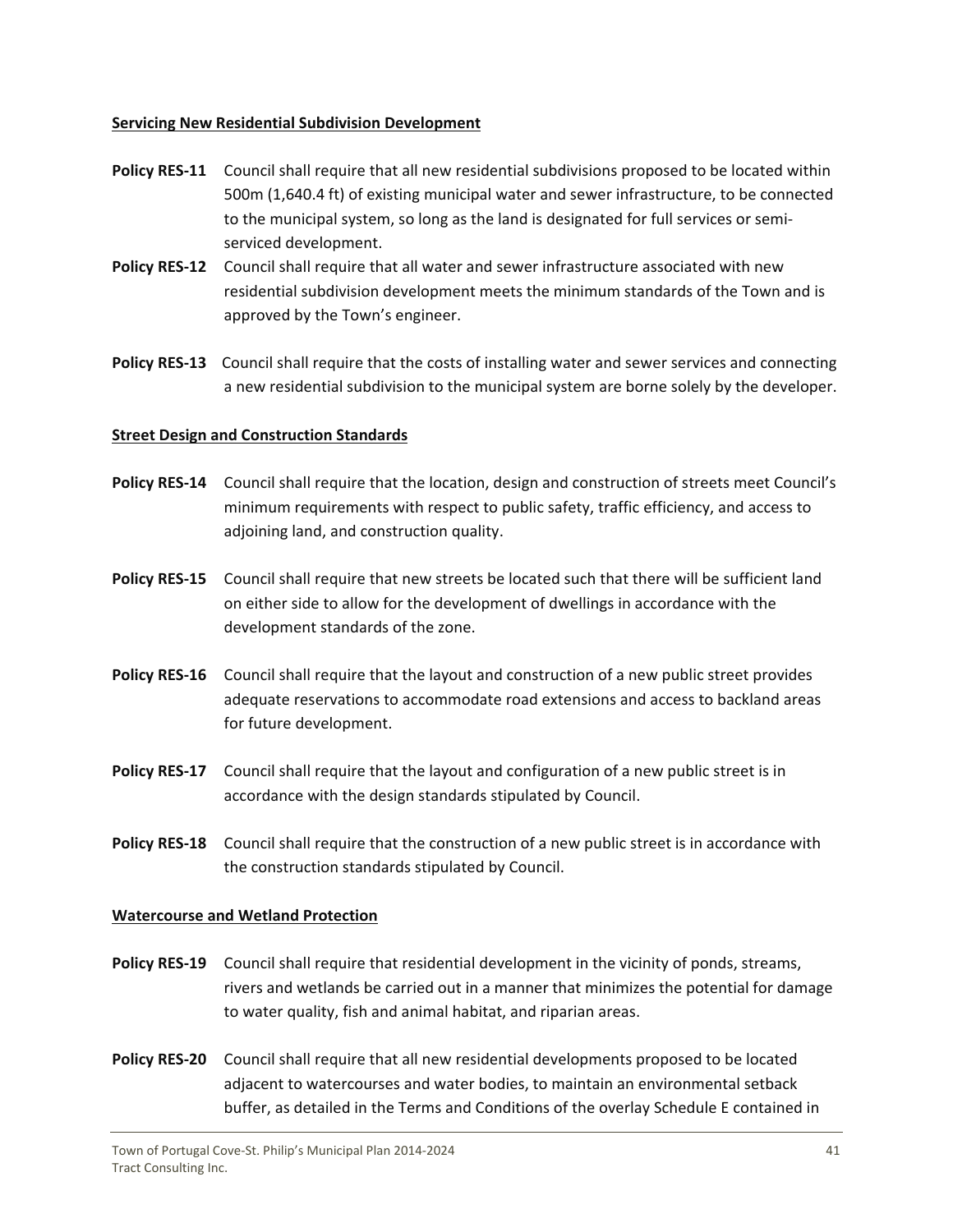**Servicing New Residential Subdivision Development**

**Policy RES-11** Council shall require that all new residential subdivisions proposed to be located within 500m (1,640.4 ft) of existing municipal water and sewer infrastructure, to be connected to the municipal system, so long as the land is designated for full services or semi-serviced development.

**Policy RES-12** Council shall require that all water and sewer infrastructure associated with new residential subdivision development meets the minimum standards of the Town and is approved by the Town's engineer.

**Policy RES-13** Council shall require that the costs of installing water and sewer services and connecting a new residential subdivision to the municipal system are borne solely by the developer.

**Street Design and Construction Standards**

**Policy RES-14** Council shall require that the location, design and construction of streets meet Council's minimum requirements with respect to public safety, traffic efficiency, and access to adjoining land, and construction quality.

**Policy RES-15** Council shall require that new streets be located such that there will be sufficient land on either side to allow for the development of dwellings in accordance with the development standards of the zone.

**Policy RES-16** Council shall require that the layout and construction of a new public street provides adequate reservations to accommodate road extensions and access to backland areas for future development.

**Policy RES-17** Council shall require that the layout and configuration of a new public street is in accordance with the design standards stipulated by Council.

**Policy RES-18** Council shall require that the construction of a new public street is in accordance with the construction standards stipulated by Council.

**Watercourse and Wetland Protection**

**Policy RES-19** Council shall require that residential development in the vicinity of ponds, streams, rivers and wetlands be carried out in a manner that minimizes the potential for damage to water quality, fish and animal habitat, and riparian areas.

**Policy RES-20** Council shall require that all new residential developments proposed to be located adjacent to watercourses and water bodies, to maintain an environmental setback buffer, as detailed in the Terms and Conditions of the overlay Schedule E contained in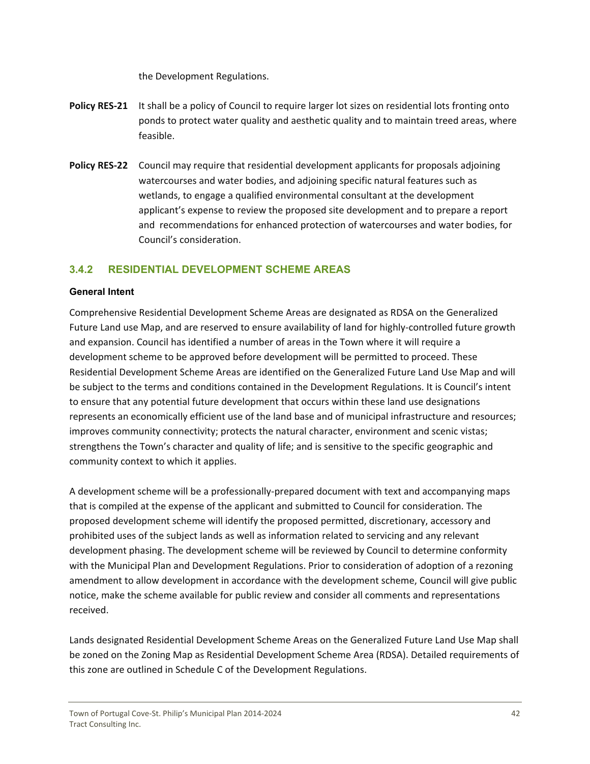the Development Regulations.

**Policy RES-21** It shall be a policy of Council to require larger lot sizes on residential lots fronting onto ponds to protect water quality and aesthetic quality and to maintain treed areas, where feasible.

**Policy RES-22** Council may require that residential development applicants for proposals adjoining watercourses and water bodies, and adjoining specific natural features such as wetlands, to engage a qualified environmental consultant at the development applicant's expense to review the proposed site development and to prepare a report and recommendations for enhanced protection of watercourses and water bodies, for Council's consideration.

### 3.4.2 RESIDENTIAL DEVELOPMENT SCHEME AREAS

**General Intent**

Comprehensive Residential Development Scheme Areas are designated as RDSA on the Generalized Future Land use Map, and are reserved to ensure availability of land for highly-controlled future growth and expansion. Council has identified a number of areas in the Town where it will require a development scheme to be approved before development will be permitted to proceed. These Residential Development Scheme Areas are identified on the Generalized Future Land Use Map and will be subject to the terms and conditions contained in the Development Regulations. It is Council's intent to ensure that any potential future development that occurs within these land use designations represents an economically efficient use of the land base and of municipal infrastructure and resources; improves community connectivity; protects the natural character, environment and scenic vistas; strengthens the Town's character and quality of life; and is sensitive to the specific geographic and community context to which it applies.

A development scheme will be a professionally-prepared document with text and accompanying maps that is compiled at the expense of the applicant and submitted to Council for consideration. The proposed development scheme will identify the proposed permitted, discretionary, accessory and prohibited uses of the subject lands as well as information related to servicing and any relevant development phasing. The development scheme will be reviewed by Council to determine conformity with the Municipal Plan and Development Regulations. Prior to consideration of adoption of a rezoning amendment to allow development in accordance with the development scheme, Council will give public notice, make the scheme available for public review and consider all comments and representations received.

Lands designated Residential Development Scheme Areas on the Generalized Future Land Use Map shall be zoned on the Zoning Map as Residential Development Scheme Area (RDSA). Detailed requirements of this zone are outlined in Schedule C of the Development Regulations.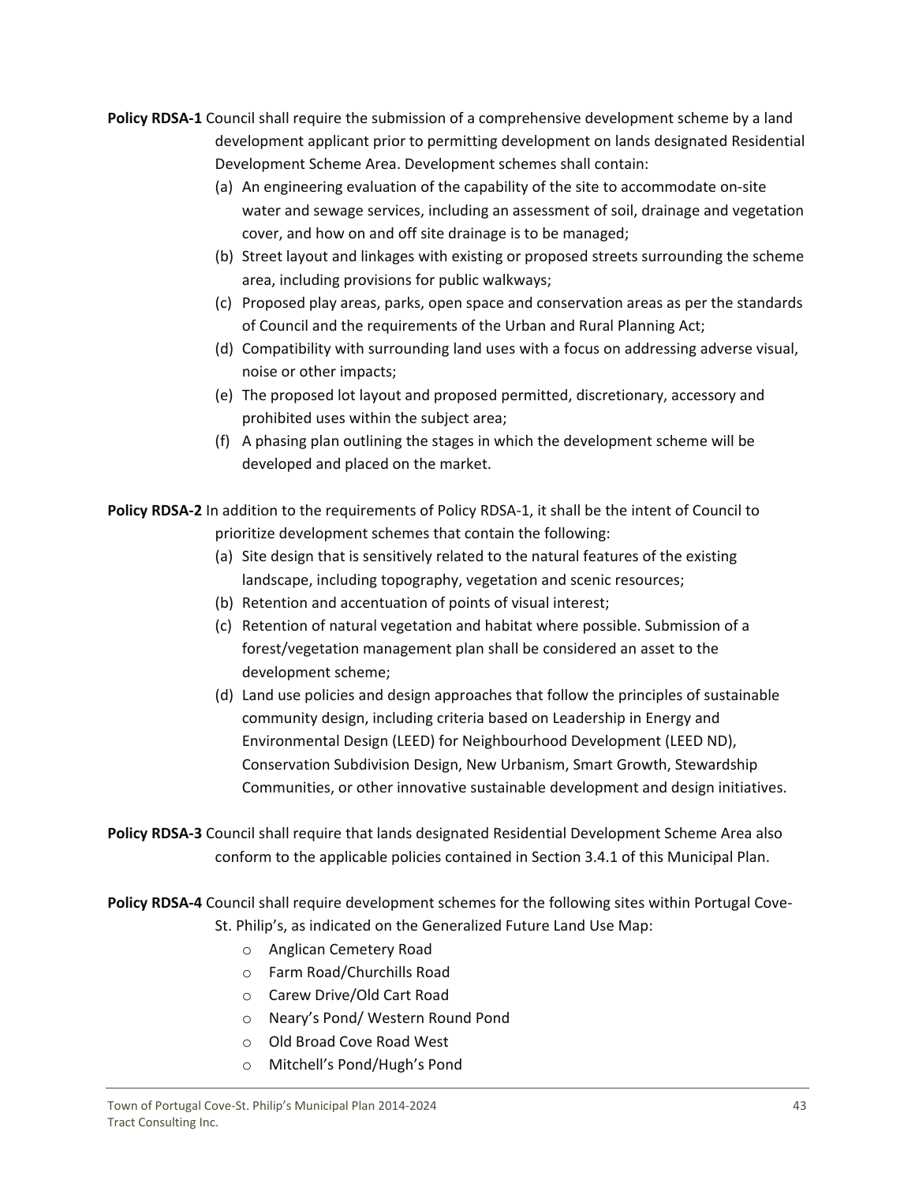**Policy RDSA-1** Council shall require the submission of a comprehensive development scheme by a land development applicant prior to permitting development on lands designated Residential Development Scheme Area. Development schemes shall contain:

(a) An engineering evaluation of the capability of the site to accommodate on-site water and sewage services, including an assessment of soil, drainage and vegetation cover, and how on and off site drainage is to be managed;
(b) Street layout and linkages with existing or proposed streets surrounding the scheme area, including provisions for public walkways;
(c) Proposed play areas, parks, open space and conservation areas as per the standards of Council and the requirements of the Urban and Rural Planning Act;
(d) Compatibility with surrounding land uses with a focus on addressing adverse visual, noise or other impacts;
(e) The proposed lot layout and proposed permitted, discretionary, accessory and prohibited uses within the subject area;
(f) A phasing plan outlining the stages in which the development scheme will be developed and placed on the market.

**Policy RDSA-2** In addition to the requirements of Policy RDSA-1, it shall be the intent of Council to prioritize development schemes that contain the following:

(a) Site design that is sensitively related to the natural features of the existing landscape, including topography, vegetation and scenic resources;
(b) Retention and accentuation of points of visual interest;
(c) Retention of natural vegetation and habitat where possible. Submission of a forest/vegetation management plan shall be considered an asset to the development scheme;
(d) Land use policies and design approaches that follow the principles of sustainable community design, including criteria based on Leadership in Energy and Environmental Design (LEED) for Neighbourhood Development (LEED ND), Conservation Subdivision Design, New Urbanism, Smart Growth, Stewardship Communities, or other innovative sustainable development and design initiatives.

**Policy RDSA-3** Council shall require that lands designated Residential Development Scheme Area also conform to the applicable policies contained in Section 3.4.1 of this Municipal Plan.

**Policy RDSA-4** Council shall require development schemes for the following sites within Portugal Cove-St. Philip's, as indicated on the Generalized Future Land Use Map:

- Anglican Cemetery Road
- Farm Road/Churchills Road
- Carew Drive/Old Cart Road
- Neary's Pond/ Western Round Pond
- Old Broad Cove Road West
- Mitchell's Pond/Hugh's Pond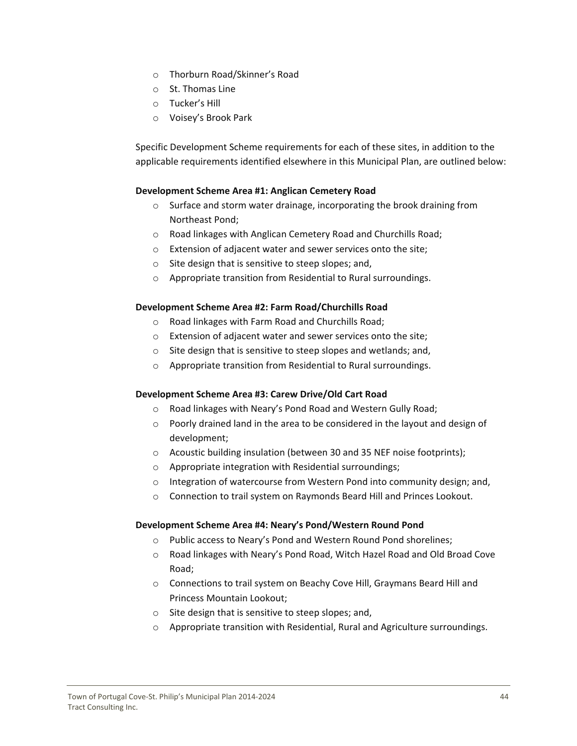- Thorburn Road/Skinner's Road
- St. Thomas Line
- Tucker's Hill
- Voisey's Brook Park

Specific Development Scheme requirements for each of these sites, in addition to the applicable requirements identified elsewhere in this Municipal Plan, are outlined below:

**Development Scheme Area #1: Anglican Cemetery Road**

- Surface and storm water drainage, incorporating the brook draining from Northeast Pond;
- Road linkages with Anglican Cemetery Road and Churchills Road;
- Extension of adjacent water and sewer services onto the site;
- Site design that is sensitive to steep slopes; and,
- Appropriate transition from Residential to Rural surroundings.

**Development Scheme Area #2: Farm Road/Churchills Road**

- Road linkages with Farm Road and Churchills Road;
- Extension of adjacent water and sewer services onto the site;
- Site design that is sensitive to steep slopes and wetlands; and,
- Appropriate transition from Residential to Rural surroundings.

**Development Scheme Area #3: Carew Drive/Old Cart Road**

- Road linkages with Neary's Pond Road and Western Gully Road;
- Poorly drained land in the area to be considered in the layout and design of development;
- Acoustic building insulation (between 30 and 35 NEF noise footprints);
- Appropriate integration with Residential surroundings;
- Integration of watercourse from Western Pond into community design; and,
- Connection to trail system on Raymonds Beard Hill and Princes Lookout.

**Development Scheme Area #4: Neary's Pond/Western Round Pond**

- Public access to Neary's Pond and Western Round Pond shorelines;
- Road linkages with Neary's Pond Road, Witch Hazel Road and Old Broad Cove Road;
- Connections to trail system on Beachy Cove Hill, Graymans Beard Hill and Princess Mountain Lookout;
- Site design that is sensitive to steep slopes; and,
- Appropriate transition with Residential, Rural and Agriculture surroundings.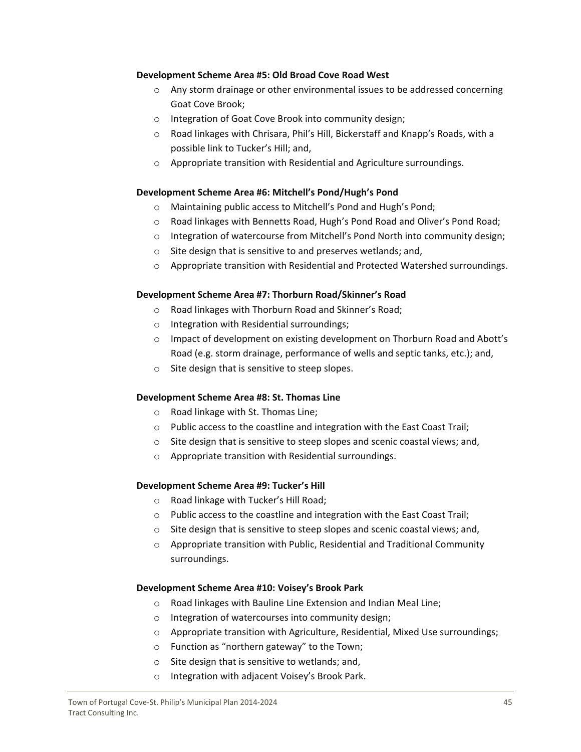**Development Scheme Area #5: Old Broad Cove Road West**

- Any storm drainage or other environmental issues to be addressed concerning Goat Cove Brook;
- Integration of Goat Cove Brook into community design;
- Road linkages with Chrisara, Phil's Hill, Bickerstaff and Knapp's Roads, with a possible link to Tucker's Hill; and,
- Appropriate transition with Residential and Agriculture surroundings.

**Development Scheme Area #6: Mitchell's Pond/Hugh's Pond**

- Maintaining public access to Mitchell's Pond and Hugh's Pond;
- Road linkages with Bennetts Road, Hugh's Pond Road and Oliver's Pond Road;
- Integration of watercourse from Mitchell's Pond North into community design;
- Site design that is sensitive to and preserves wetlands; and,
- Appropriate transition with Residential and Protected Watershed surroundings.

**Development Scheme Area #7: Thorburn Road/Skinner's Road**

- Road linkages with Thorburn Road and Skinner's Road;
- Integration with Residential surroundings;
- Impact of development on existing development on Thorburn Road and Abott's Road (e.g. storm drainage, performance of wells and septic tanks, etc.); and,
- Site design that is sensitive to steep slopes.

**Development Scheme Area #8: St. Thomas Line**

- Road linkage with St. Thomas Line;
- Public access to the coastline and integration with the East Coast Trail;
- Site design that is sensitive to steep slopes and scenic coastal views; and,
- Appropriate transition with Residential surroundings.

**Development Scheme Area #9: Tucker's Hill**

- Road linkage with Tucker's Hill Road;
- Public access to the coastline and integration with the East Coast Trail;
- Site design that is sensitive to steep slopes and scenic coastal views; and,
- Appropriate transition with Public, Residential and Traditional Community surroundings.

**Development Scheme Area #10: Voisey's Brook Park**

- Road linkages with Bauline Line Extension and Indian Meal Line;
- Integration of watercourses into community design;
- Appropriate transition with Agriculture, Residential, Mixed Use surroundings;
- Function as "northern gateway" to the Town;
- Site design that is sensitive to wetlands; and,
- Integration with adjacent Voisey's Brook Park.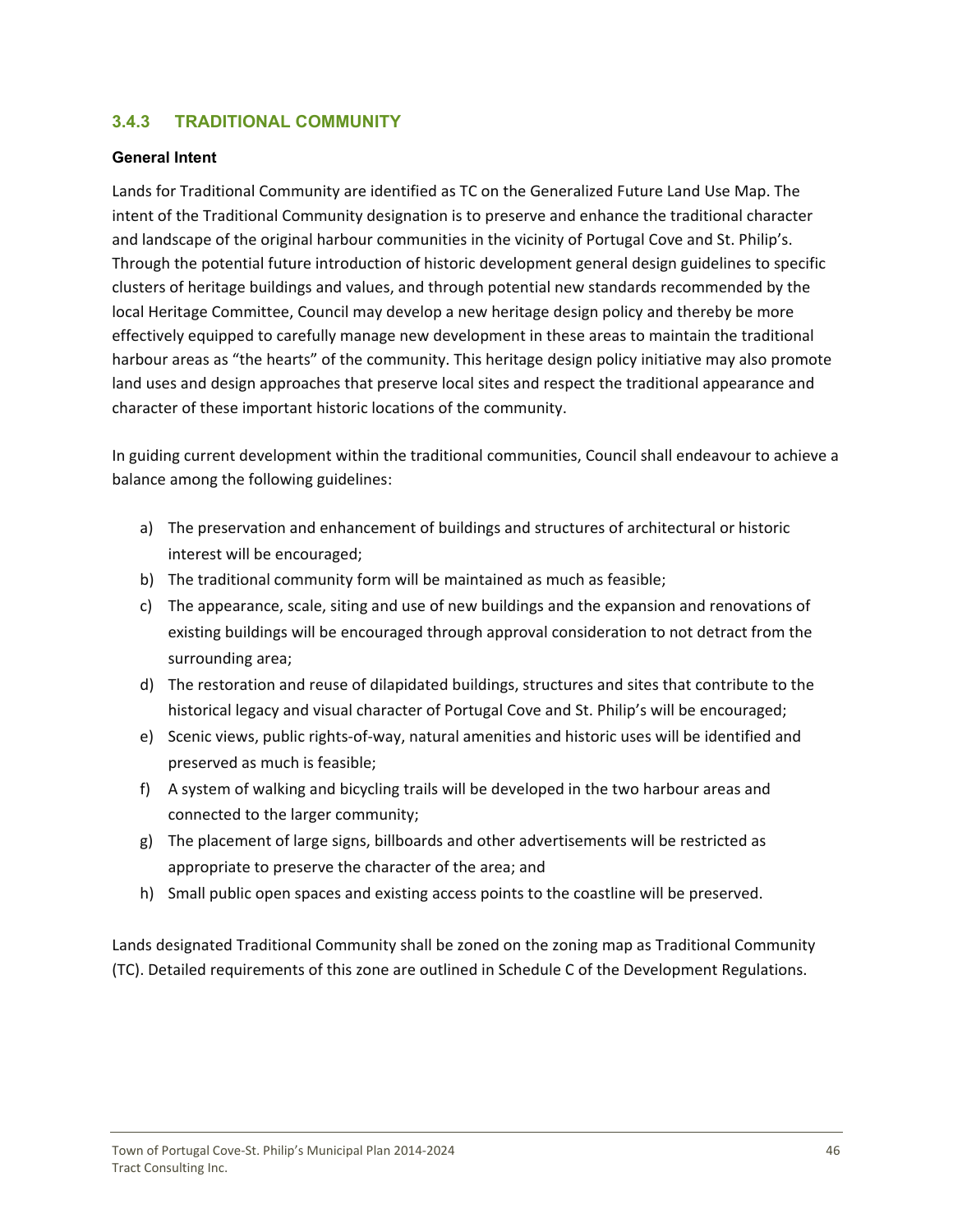### 3.4.3 TRADITIONAL COMMUNITY

**General Intent**

Lands for Traditional Community are identified as TC on the Generalized Future Land Use Map. The intent of the Traditional Community designation is to preserve and enhance the traditional character and landscape of the original harbour communities in the vicinity of Portugal Cove and St. Philip's. Through the potential future introduction of historic development general design guidelines to specific clusters of heritage buildings and values, and through potential new standards recommended by the local Heritage Committee, Council may develop a new heritage design policy and thereby be more effectively equipped to carefully manage new development in these areas to maintain the traditional harbour areas as "the hearts" of the community. This heritage design policy initiative may also promote land uses and design approaches that preserve local sites and respect the traditional appearance and character of these important historic locations of the community.

In guiding current development within the traditional communities, Council shall endeavour to achieve a balance among the following guidelines:

a) The preservation and enhancement of buildings and structures of architectural or historic interest will be encouraged;
b) The traditional community form will be maintained as much as feasible;
c) The appearance, scale, siting and use of new buildings and the expansion and renovations of existing buildings will be encouraged through approval consideration to not detract from the surrounding area;
d) The restoration and reuse of dilapidated buildings, structures and sites that contribute to the historical legacy and visual character of Portugal Cove and St. Philip's will be encouraged;
e) Scenic views, public rights-of-way, natural amenities and historic uses will be identified and preserved as much is feasible;
f) A system of walking and bicycling trails will be developed in the two harbour areas and connected to the larger community;
g) The placement of large signs, billboards and other advertisements will be restricted as appropriate to preserve the character of the area; and
h) Small public open spaces and existing access points to the coastline will be preserved.

Lands designated Traditional Community shall be zoned on the zoning map as Traditional Community (TC). Detailed requirements of this zone are outlined in Schedule C of the Development Regulations.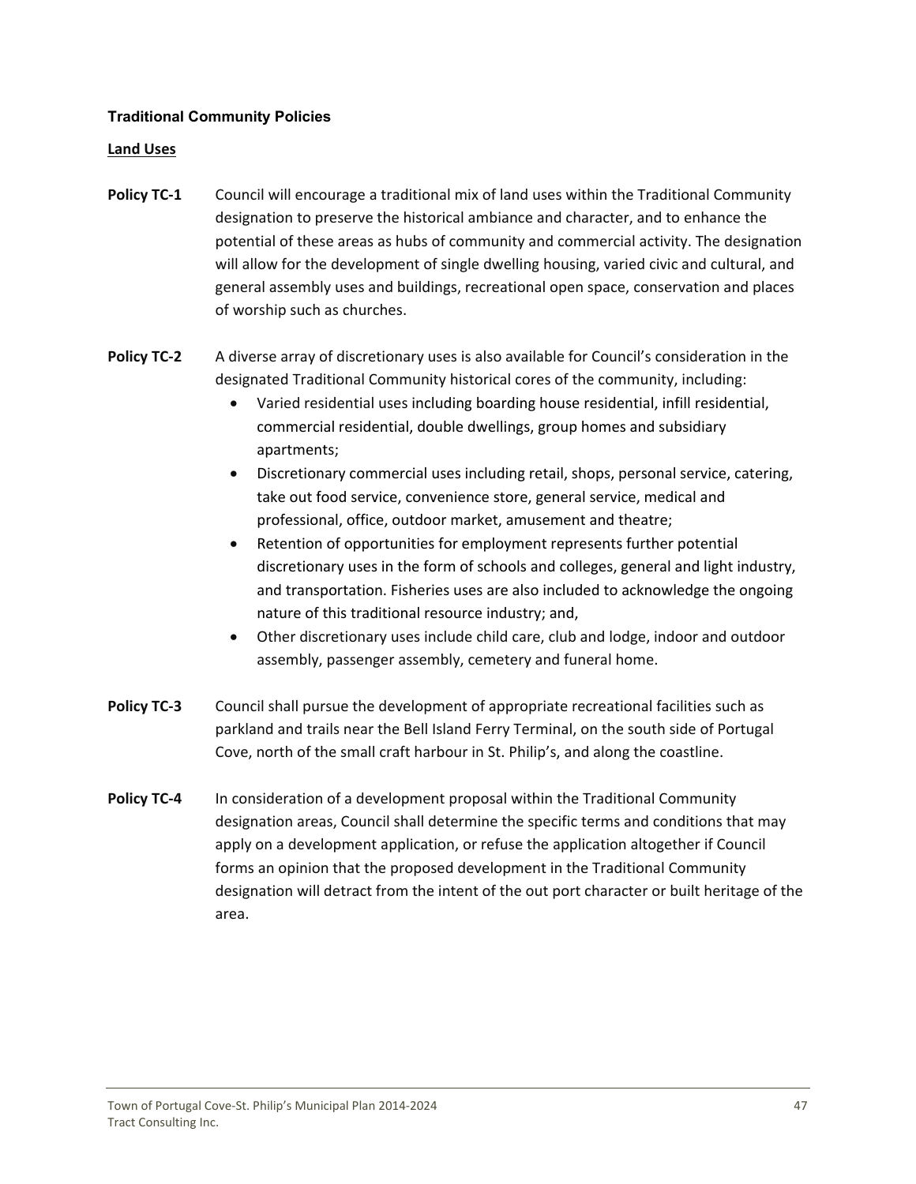### Traditional Community Policies

**Land Uses**

**Policy TC-1** Council will encourage a traditional mix of land uses within the Traditional Community designation to preserve the historical ambiance and character, and to enhance the potential of these areas as hubs of community and commercial activity. The designation will allow for the development of single dwelling housing, varied civic and cultural, and general assembly uses and buildings, recreational open space, conservation and places of worship such as churches.

**Policy TC-2** A diverse array of discretionary uses is also available for Council's consideration in the designated Traditional Community historical cores of the community, including:

- Varied residential uses including boarding house residential, infill residential, commercial residential, double dwellings, group homes and subsidiary apartments;
- Discretionary commercial uses including retail, shops, personal service, catering, take out food service, convenience store, general service, medical and professional, office, outdoor market, amusement and theatre;
- Retention of opportunities for employment represents further potential discretionary uses in the form of schools and colleges, general and light industry, and transportation. Fisheries uses are also included to acknowledge the ongoing nature of this traditional resource industry; and,
- Other discretionary uses include child care, club and lodge, indoor and outdoor assembly, passenger assembly, cemetery and funeral home.

**Policy TC-3** Council shall pursue the development of appropriate recreational facilities such as parkland and trails near the Bell Island Ferry Terminal, on the south side of Portugal Cove, north of the small craft harbour in St. Philip's, and along the coastline.

**Policy TC-4** In consideration of a development proposal within the Traditional Community designation areas, Council shall determine the specific terms and conditions that may apply on a development application, or refuse the application altogether if Council forms an opinion that the proposed development in the Traditional Community designation will detract from the intent of the out port character or built heritage of the area.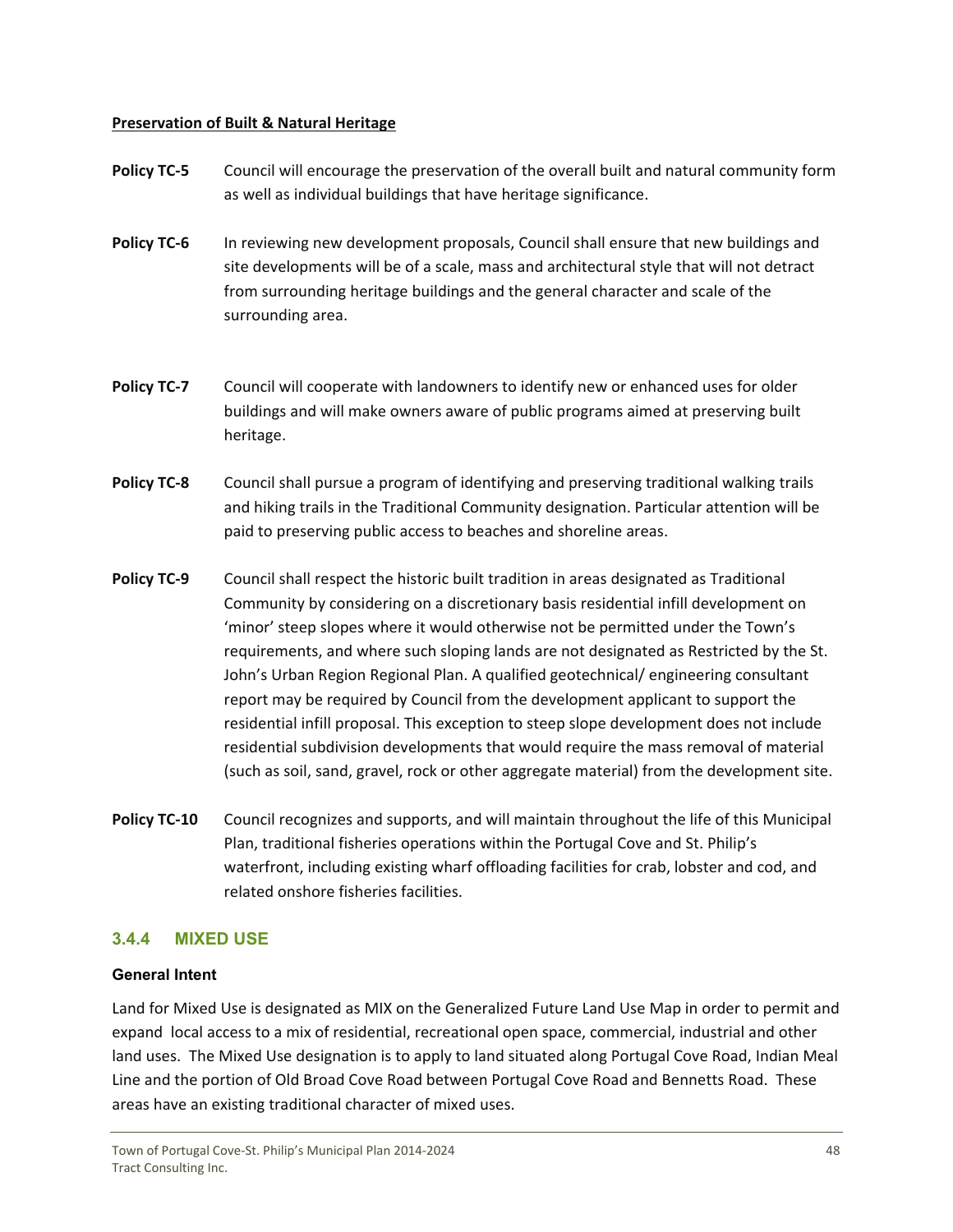**Preservation of Built & Natural Heritage**

**Policy TC-5** Council will encourage the preservation of the overall built and natural community form as well as individual buildings that have heritage significance.

**Policy TC-6** In reviewing new development proposals, Council shall ensure that new buildings and site developments will be of a scale, mass and architectural style that will not detract from surrounding heritage buildings and the general character and scale of the surrounding area.

**Policy TC-7** Council will cooperate with landowners to identify new or enhanced uses for older buildings and will make owners aware of public programs aimed at preserving built heritage.

**Policy TC-8** Council shall pursue a program of identifying and preserving traditional walking trails and hiking trails in the Traditional Community designation. Particular attention will be paid to preserving public access to beaches and shoreline areas.

**Policy TC-9** Council shall respect the historic built tradition in areas designated as Traditional Community by considering on a discretionary basis residential infill development on 'minor' steep slopes where it would otherwise not be permitted under the Town's requirements, and where such sloping lands are not designated as Restricted by the St. John's Urban Region Regional Plan. A qualified geotechnical/ engineering consultant report may be required by Council from the development applicant to support the residential infill proposal. This exception to steep slope development does not include residential subdivision developments that would require the mass removal of material (such as soil, sand, gravel, rock or other aggregate material) from the development site.

**Policy TC-10** Council recognizes and supports, and will maintain throughout the life of this Municipal Plan, traditional fisheries operations within the Portugal Cove and St. Philip's waterfront, including existing wharf offloading facilities for crab, lobster and cod, and related onshore fisheries facilities.

### 3.4.4 MIXED USE

**General Intent**

Land for Mixed Use is designated as MIX on the Generalized Future Land Use Map in order to permit and expand local access to a mix of residential, recreational open space, commercial, industrial and other land uses. The Mixed Use designation is to apply to land situated along Portugal Cove Road, Indian Meal Line and the portion of Old Broad Cove Road between Portugal Cove Road and Bennetts Road. These areas have an existing traditional character of mixed uses.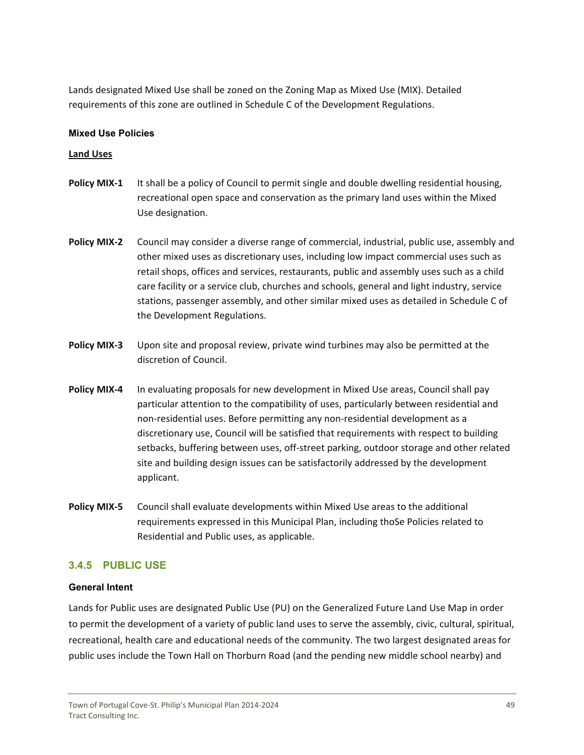Lands designated Mixed Use shall be zoned on the Zoning Map as Mixed Use (MIX). Detailed requirements of this zone are outlined in Schedule C of the Development Regulations.

#### Mixed Use Policies

**Land Uses**

**Policy MIX-1** It shall be a policy of Council to permit single and double dwelling residential housing, recreational open space and conservation as the primary land uses within the Mixed Use designation.

**Policy MIX-2** Council may consider a diverse range of commercial, industrial, public use, assembly and other mixed uses as discretionary uses, including low impact commercial uses such as retail shops, offices and services, restaurants, public and assembly uses such as a child care facility or a service club, churches and schools, general and light industry, service stations, passenger assembly, and other similar mixed uses as detailed in Schedule C of the Development Regulations.

**Policy MIX-3** Upon site and proposal review, private wind turbines may also be permitted at the discretion of Council.

**Policy MIX-4** In evaluating proposals for new development in Mixed Use areas, Council shall pay particular attention to the compatibility of uses, particularly between residential and non-residential uses. Before permitting any non-residential development as a discretionary use, Council will be satisfied that requirements with respect to building setbacks, buffering between uses, off-street parking, outdoor storage and other related site and building design issues can be satisfactorily addressed by the development applicant.

**Policy MIX-5** Council shall evaluate developments within Mixed Use areas to the additional requirements expressed in this Municipal Plan, including thoSe Policies related to Residential and Public uses, as applicable.

### 3.4.5 PUBLIC USE

#### General Intent

Lands for Public uses are designated Public Use (PU) on the Generalized Future Land Use Map in order to permit the development of a variety of public land uses to serve the assembly, civic, cultural, spiritual, recreational, health care and educational needs of the community. The two largest designated areas for public uses include the Town Hall on Thorburn Road (and the pending new middle school nearby) and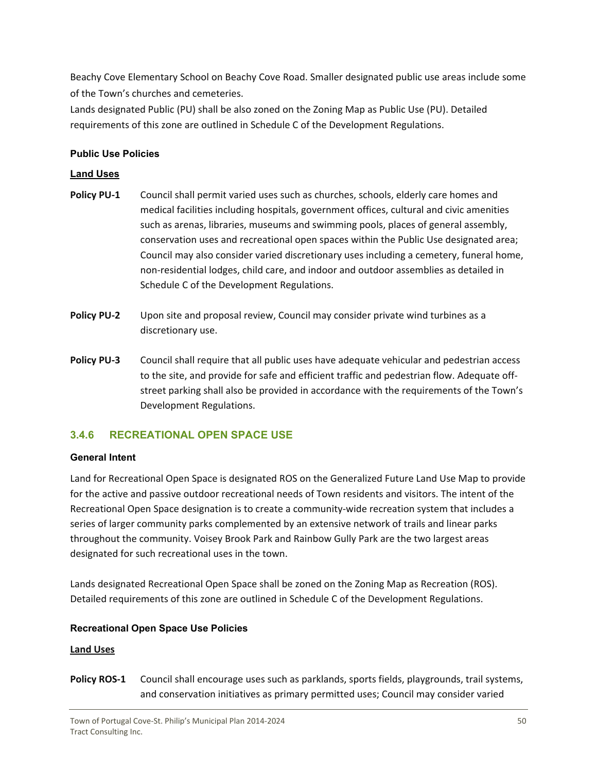Beachy Cove Elementary School on Beachy Cove Road. Smaller designated public use areas include some of the Town's churches and cemeteries.
Lands designated Public (PU) shall be also zoned on the Zoning Map as Public Use (PU). Detailed requirements of this zone are outlined in Schedule C of the Development Regulations.

**Public Use Policies**

**Land Uses**

**Policy PU-1** Council shall permit varied uses such as churches, schools, elderly care homes and medical facilities including hospitals, government offices, cultural and civic amenities such as arenas, libraries, museums and swimming pools, places of general assembly, conservation uses and recreational open spaces within the Public Use designated area; Council may also consider varied discretionary uses including a cemetery, funeral home, non-residential lodges, child care, and indoor and outdoor assemblies as detailed in Schedule C of the Development Regulations.

**Policy PU-2** Upon site and proposal review, Council may consider private wind turbines as a discretionary use.

**Policy PU-3** Council shall require that all public uses have adequate vehicular and pedestrian access to the site, and provide for safe and efficient traffic and pedestrian flow. Adequate off-street parking shall also be provided in accordance with the requirements of the Town's Development Regulations.

### 3.4.6 RECREATIONAL OPEN SPACE USE

**General Intent**

Land for Recreational Open Space is designated ROS on the Generalized Future Land Use Map to provide for the active and passive outdoor recreational needs of Town residents and visitors. The intent of the Recreational Open Space designation is to create a community-wide recreation system that includes a series of larger community parks complemented by an extensive network of trails and linear parks throughout the community. Voisey Brook Park and Rainbow Gully Park are the two largest areas designated for such recreational uses in the town.

Lands designated Recreational Open Space shall be zoned on the Zoning Map as Recreation (ROS). Detailed requirements of this zone are outlined in Schedule C of the Development Regulations.

**Recreational Open Space Use Policies**

**Land Uses**

**Policy ROS-1** Council shall encourage uses such as parklands, sports fields, playgrounds, trail systems, and conservation initiatives as primary permitted uses; Council may consider varied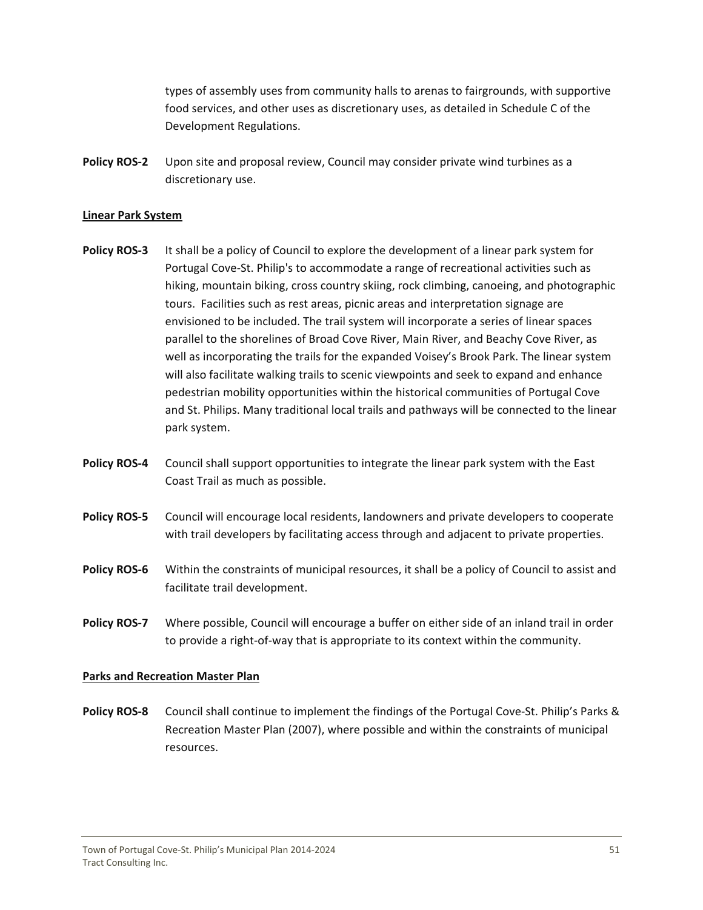types of assembly uses from community halls to arenas to fairgrounds, with supportive food services, and other uses as discretionary uses, as detailed in Schedule C of the Development Regulations.

**Policy ROS-2** Upon site and proposal review, Council may consider private wind turbines as a discretionary use.

**Linear Park System**

**Policy ROS-3** It shall be a policy of Council to explore the development of a linear park system for Portugal Cove-St. Philip's to accommodate a range of recreational activities such as hiking, mountain biking, cross country skiing, rock climbing, canoeing, and photographic tours. Facilities such as rest areas, picnic areas and interpretation signage are envisioned to be included. The trail system will incorporate a series of linear spaces parallel to the shorelines of Broad Cove River, Main River, and Beachy Cove River, as well as incorporating the trails for the expanded Voisey's Brook Park. The linear system will also facilitate walking trails to scenic viewpoints and seek to expand and enhance pedestrian mobility opportunities within the historical communities of Portugal Cove and St. Philips. Many traditional local trails and pathways will be connected to the linear park system.

**Policy ROS-4** Council shall support opportunities to integrate the linear park system with the East Coast Trail as much as possible.

**Policy ROS-5** Council will encourage local residents, landowners and private developers to cooperate with trail developers by facilitating access through and adjacent to private properties.

**Policy ROS-6** Within the constraints of municipal resources, it shall be a policy of Council to assist and facilitate trail development.

**Policy ROS-7** Where possible, Council will encourage a buffer on either side of an inland trail in order to provide a right-of-way that is appropriate to its context within the community.

**Parks and Recreation Master Plan**

**Policy ROS-8** Council shall continue to implement the findings of the Portugal Cove-St. Philip's Parks & Recreation Master Plan (2007), where possible and within the constraints of municipal resources.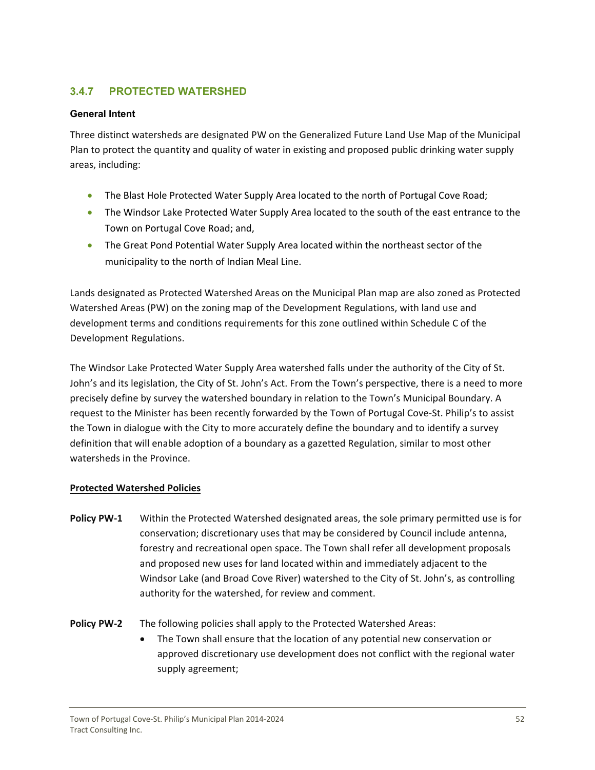### 3.4.7 PROTECTED WATERSHED

**General Intent**

Three distinct watersheds are designated PW on the Generalized Future Land Use Map of the Municipal Plan to protect the quantity and quality of water in existing and proposed public drinking water supply areas, including:

- The Blast Hole Protected Water Supply Area located to the north of Portugal Cove Road;
- The Windsor Lake Protected Water Supply Area located to the south of the east entrance to the Town on Portugal Cove Road; and,
- The Great Pond Potential Water Supply Area located within the northeast sector of the municipality to the north of Indian Meal Line.

Lands designated as Protected Watershed Areas on the Municipal Plan map are also zoned as Protected Watershed Areas (PW) on the zoning map of the Development Regulations, with land use and development terms and conditions requirements for this zone outlined within Schedule C of the Development Regulations.

The Windsor Lake Protected Water Supply Area watershed falls under the authority of the City of St. John's and its legislation, the City of St. John's Act. From the Town's perspective, there is a need to more precisely define by survey the watershed boundary in relation to the Town's Municipal Boundary. A request to the Minister has been recently forwarded by the Town of Portugal Cove-St. Philip's to assist the Town in dialogue with the City to more accurately define the boundary and to identify a survey definition that will enable adoption of a boundary as a gazetted Regulation, similar to most other watersheds in the Province.

**Protected Watershed Policies**

**Policy PW-1** Within the Protected Watershed designated areas, the sole primary permitted use is for conservation; discretionary uses that may be considered by Council include antenna, forestry and recreational open space. The Town shall refer all development proposals and proposed new uses for land located within and immediately adjacent to the Windsor Lake (and Broad Cove River) watershed to the City of St. John's, as controlling authority for the watershed, for review and comment.

**Policy PW-2** The following policies shall apply to the Protected Watershed Areas:

- The Town shall ensure that the location of any potential new conservation or approved discretionary use development does not conflict with the regional water supply agreement;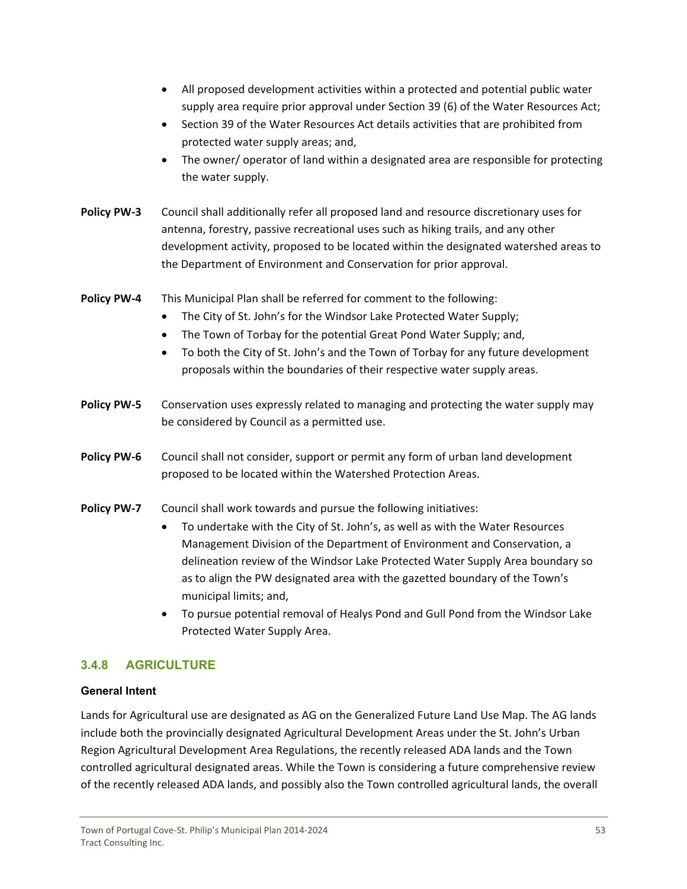- All proposed development activities within a protected and potential public water supply area require prior approval under Section 39 (6) of the Water Resources Act;
- Section 39 of the Water Resources Act details activities that are prohibited from protected water supply areas; and,
- The owner/ operator of land within a designated area are responsible for protecting the water supply.

**Policy PW-3** Council shall additionally refer all proposed land and resource discretionary uses for antenna, forestry, passive recreational uses such as hiking trails, and any other development activity, proposed to be located within the designated watershed areas to the Department of Environment and Conservation for prior approval.

**Policy PW-4** This Municipal Plan shall be referred for comment to the following:

- The City of St. John's for the Windsor Lake Protected Water Supply;
- The Town of Torbay for the potential Great Pond Water Supply; and,
- To both the City of St. John's and the Town of Torbay for any future development proposals within the boundaries of their respective water supply areas.

**Policy PW-5** Conservation uses expressly related to managing and protecting the water supply may be considered by Council as a permitted use.

**Policy PW-6** Council shall not consider, support or permit any form of urban land development proposed to be located within the Watershed Protection Areas.

**Policy PW-7** Council shall work towards and pursue the following initiatives:

- To undertake with the City of St. John's, as well as with the Water Resources Management Division of the Department of Environment and Conservation, a delineation review of the Windsor Lake Protected Water Supply Area boundary so as to align the PW designated area with the gazetted boundary of the Town's municipal limits; and,
- To pursue potential removal of Healys Pond and Gull Pond from the Windsor Lake Protected Water Supply Area.

### 3.4.8 AGRICULTURE

**General Intent**

Lands for Agricultural use are designated as AG on the Generalized Future Land Use Map. The AG lands include both the provincially designated Agricultural Development Areas under the St. John's Urban Region Agricultural Development Area Regulations, the recently released ADA lands and the Town controlled agricultural designated areas. While the Town is considering a future comprehensive review of the recently released ADA lands, and possibly also the Town controlled agricultural lands, the overall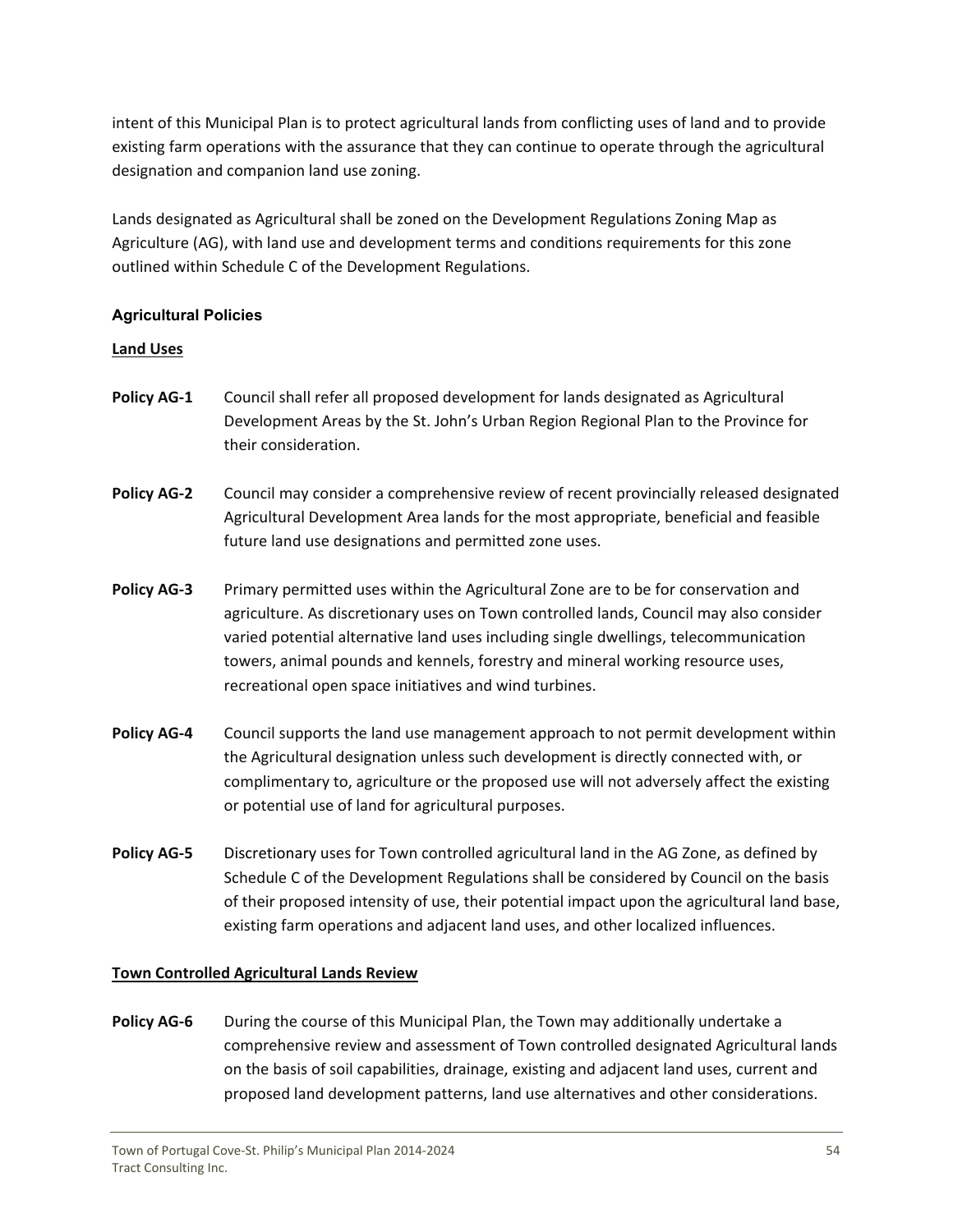intent of this Municipal Plan is to protect agricultural lands from conflicting uses of land and to provide existing farm operations with the assurance that they can continue to operate through the agricultural designation and companion land use zoning.

Lands designated as Agricultural shall be zoned on the Development Regulations Zoning Map as Agriculture (AG), with land use and development terms and conditions requirements for this zone outlined within Schedule C of the Development Regulations.

### Agricultural Policies

<u>**Land Uses**</u>

**Policy AG-1** Council shall refer all proposed development for lands designated as Agricultural Development Areas by the St. John's Urban Region Regional Plan to the Province for their consideration.

**Policy AG-2** Council may consider a comprehensive review of recent provincially released designated Agricultural Development Area lands for the most appropriate, beneficial and feasible future land use designations and permitted zone uses.

**Policy AG-3** Primary permitted uses within the Agricultural Zone are to be for conservation and agriculture. As discretionary uses on Town controlled lands, Council may also consider varied potential alternative land uses including single dwellings, telecommunication towers, animal pounds and kennels, forestry and mineral working resource uses, recreational open space initiatives and wind turbines.

**Policy AG-4** Council supports the land use management approach to not permit development within the Agricultural designation unless such development is directly connected with, or complimentary to, agriculture or the proposed use will not adversely affect the existing or potential use of land for agricultural purposes.

**Policy AG-5** Discretionary uses for Town controlled agricultural land in the AG Zone, as defined by Schedule C of the Development Regulations shall be considered by Council on the basis of their proposed intensity of use, their potential impact upon the agricultural land base, existing farm operations and adjacent land uses, and other localized influences.

<u>**Town Controlled Agricultural Lands Review**</u>

**Policy AG-6** During the course of this Municipal Plan, the Town may additionally undertake a comprehensive review and assessment of Town controlled designated Agricultural lands on the basis of soil capabilities, drainage, existing and adjacent land uses, current and proposed land development patterns, land use alternatives and other considerations.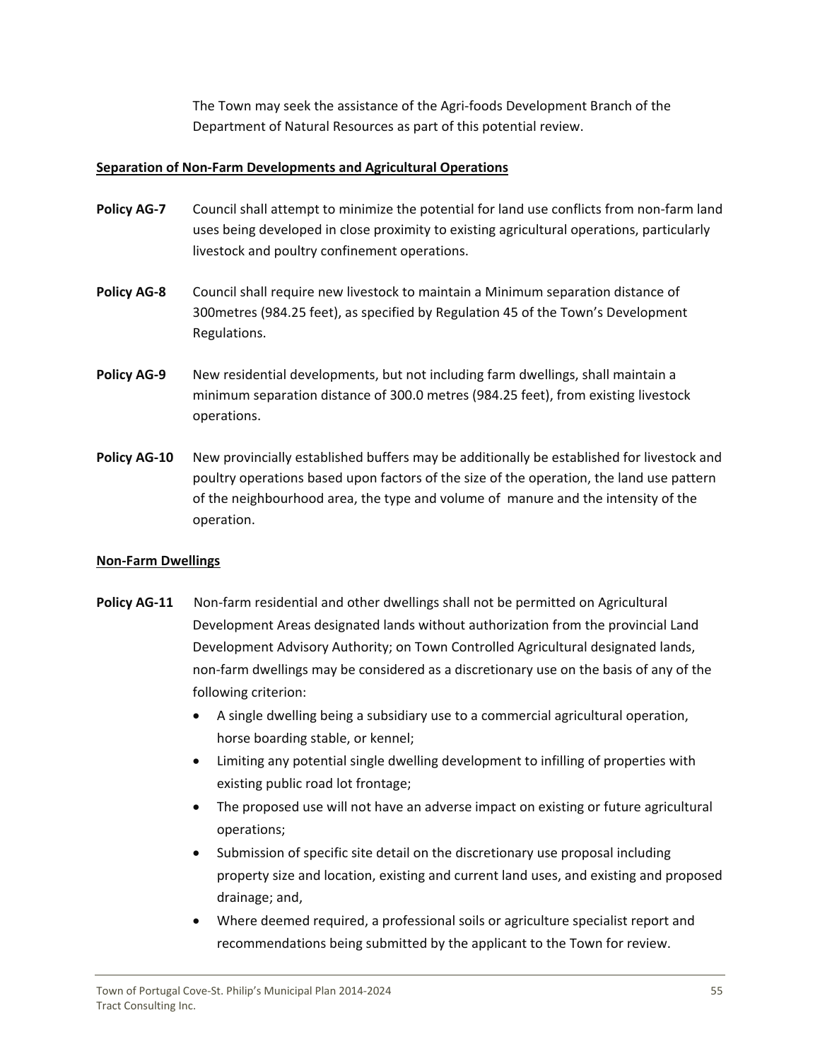The Town may seek the assistance of the Agri-foods Development Branch of the Department of Natural Resources as part of this potential review.

**Separation of Non-Farm Developments and Agricultural Operations**

**Policy AG-7** Council shall attempt to minimize the potential for land use conflicts from non-farm land uses being developed in close proximity to existing agricultural operations, particularly livestock and poultry confinement operations.

**Policy AG-8** Council shall require new livestock to maintain a Minimum separation distance of 300metres (984.25 feet), as specified by Regulation 45 of the Town's Development Regulations.

**Policy AG-9** New residential developments, but not including farm dwellings, shall maintain a minimum separation distance of 300.0 metres (984.25 feet), from existing livestock operations.

**Policy AG-10** New provincially established buffers may be additionally be established for livestock and poultry operations based upon factors of the size of the operation, the land use pattern of the neighbourhood area, the type and volume of manure and the intensity of the operation.

**Non-Farm Dwellings**

**Policy AG-11** Non-farm residential and other dwellings shall not be permitted on Agricultural Development Areas designated lands without authorization from the provincial Land Development Advisory Authority; on Town Controlled Agricultural designated lands, non-farm dwellings may be considered as a discretionary use on the basis of any of the following criterion:

- A single dwelling being a subsidiary use to a commercial agricultural operation, horse boarding stable, or kennel;
- Limiting any potential single dwelling development to infilling of properties with existing public road lot frontage;
- The proposed use will not have an adverse impact on existing or future agricultural operations;
- Submission of specific site detail on the discretionary use proposal including property size and location, existing and current land uses, and existing and proposed drainage; and,
- Where deemed required, a professional soils or agriculture specialist report and recommendations being submitted by the applicant to the Town for review.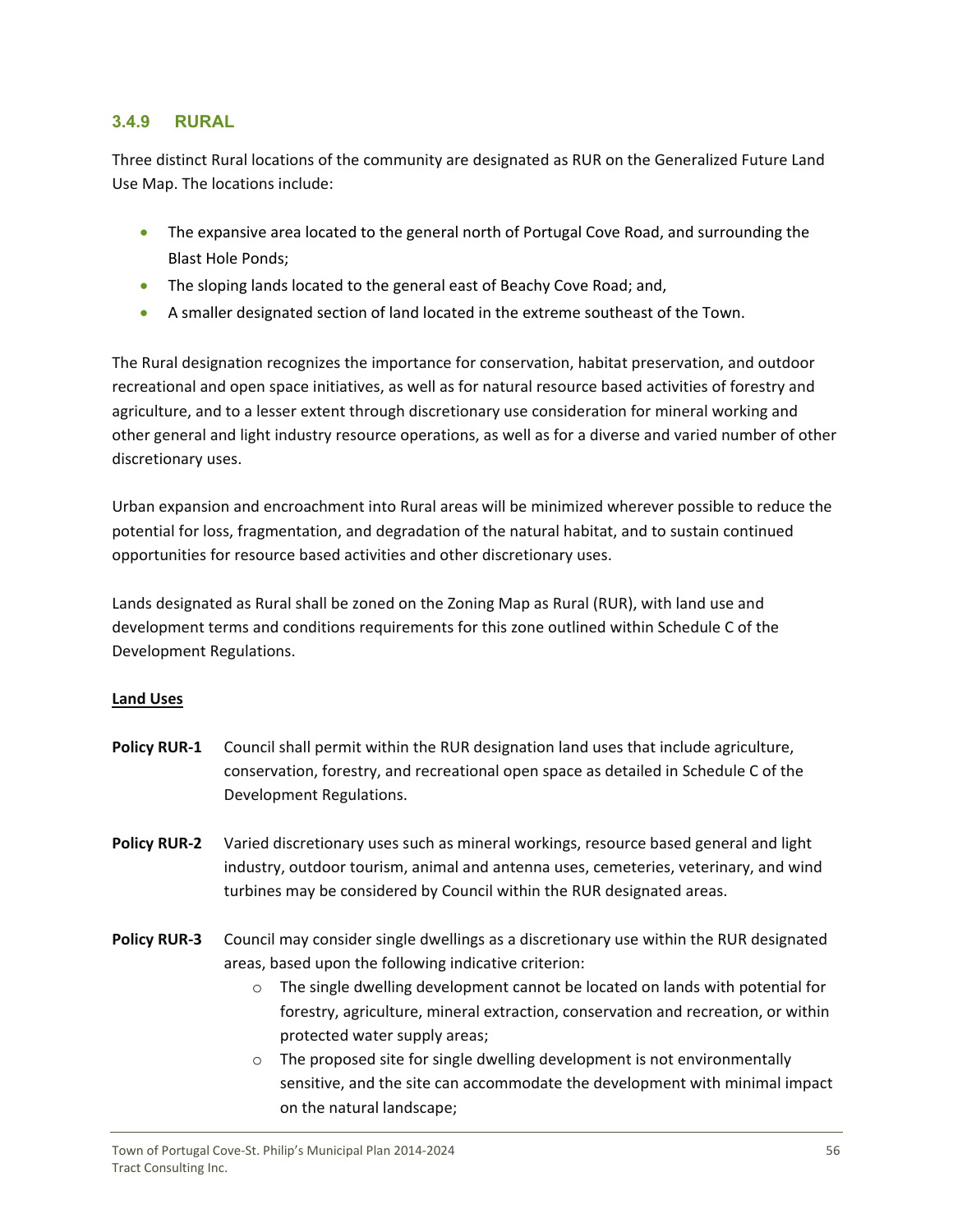### 3.4.9 RURAL

Three distinct Rural locations of the community are designated as RUR on the Generalized Future Land Use Map. The locations include:

- The expansive area located to the general north of Portugal Cove Road, and surrounding the Blast Hole Ponds;
- The sloping lands located to the general east of Beachy Cove Road; and,
- A smaller designated section of land located in the extreme southeast of the Town.

The Rural designation recognizes the importance for conservation, habitat preservation, and outdoor recreational and open space initiatives, as well as for natural resource based activities of forestry and agriculture, and to a lesser extent through discretionary use consideration for mineral working and other general and light industry resource operations, as well as for a diverse and varied number of other discretionary uses.

Urban expansion and encroachment into Rural areas will be minimized wherever possible to reduce the potential for loss, fragmentation, and degradation of the natural habitat, and to sustain continued opportunities for resource based activities and other discretionary uses.

Lands designated as Rural shall be zoned on the Zoning Map as Rural (RUR), with land use and development terms and conditions requirements for this zone outlined within Schedule C of the Development Regulations.

<u>**Land Uses**</u>

**Policy RUR-1** Council shall permit within the RUR designation land uses that include agriculture, conservation, forestry, and recreational open space as detailed in Schedule C of the Development Regulations.

**Policy RUR-2** Varied discretionary uses such as mineral workings, resource based general and light industry, outdoor tourism, animal and antenna uses, cemeteries, veterinary, and wind turbines may be considered by Council within the RUR designated areas.

**Policy RUR-3** Council may consider single dwellings as a discretionary use within the RUR designated areas, based upon the following indicative criterion:

- The single dwelling development cannot be located on lands with potential for forestry, agriculture, mineral extraction, conservation and recreation, or within protected water supply areas;
- The proposed site for single dwelling development is not environmentally sensitive, and the site can accommodate the development with minimal impact on the natural landscape;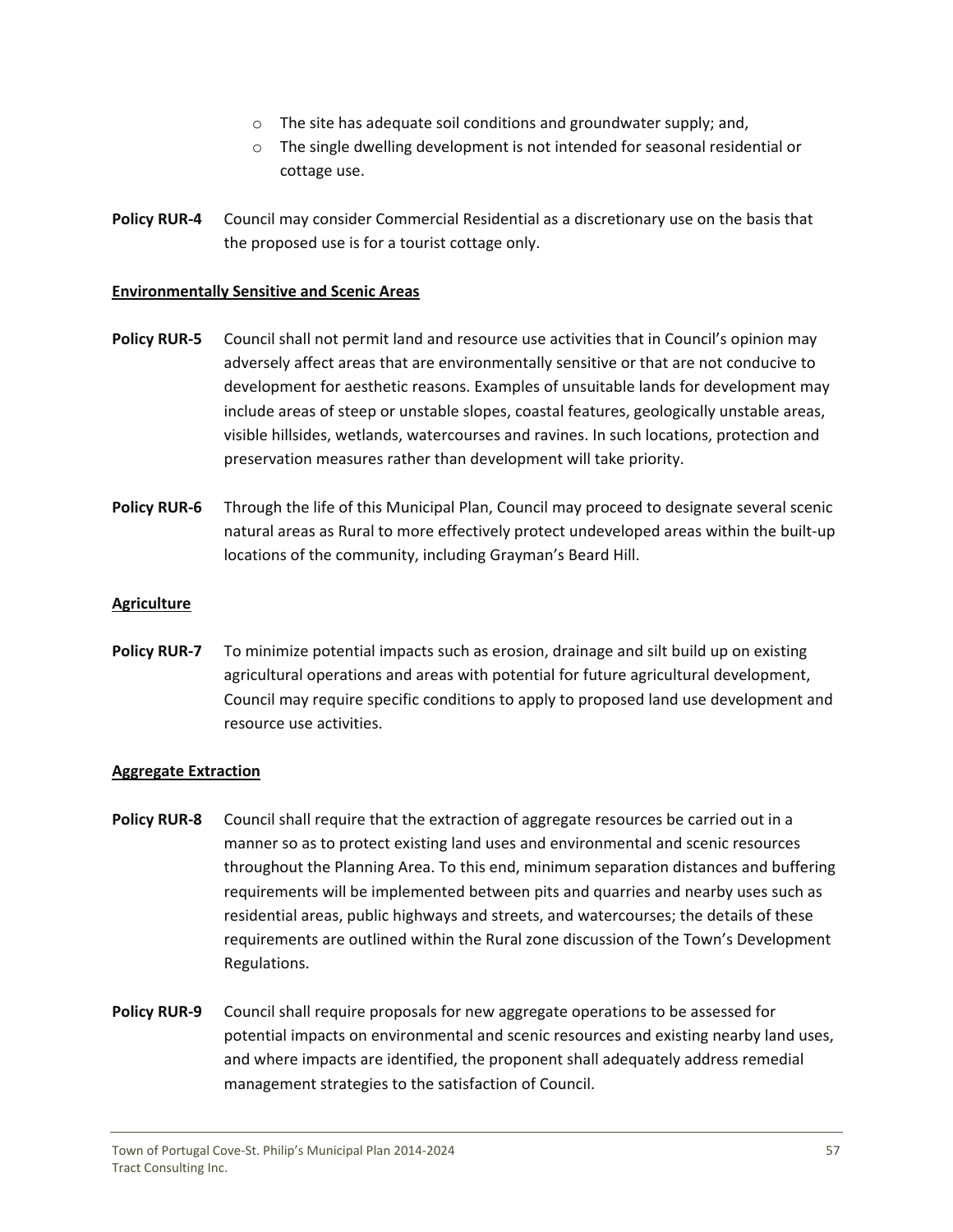- The site has adequate soil conditions and groundwater supply; and,
- The single dwelling development is not intended for seasonal residential or cottage use.

**Policy RUR-4** Council may consider Commercial Residential as a discretionary use on the basis that the proposed use is for a tourist cottage only.

**Environmentally Sensitive and Scenic Areas**

**Policy RUR-5** Council shall not permit land and resource use activities that in Council's opinion may adversely affect areas that are environmentally sensitive or that are not conducive to development for aesthetic reasons. Examples of unsuitable lands for development may include areas of steep or unstable slopes, coastal features, geologically unstable areas, visible hillsides, wetlands, watercourses and ravines. In such locations, protection and preservation measures rather than development will take priority.

**Policy RUR-6** Through the life of this Municipal Plan, Council may proceed to designate several scenic natural areas as Rural to more effectively protect undeveloped areas within the built-up locations of the community, including Grayman's Beard Hill.

**Agriculture**

**Policy RUR-7** To minimize potential impacts such as erosion, drainage and silt build up on existing agricultural operations and areas with potential for future agricultural development, Council may require specific conditions to apply to proposed land use development and resource use activities.

**Aggregate Extraction**

**Policy RUR-8** Council shall require that the extraction of aggregate resources be carried out in a manner so as to protect existing land uses and environmental and scenic resources throughout the Planning Area. To this end, minimum separation distances and buffering requirements will be implemented between pits and quarries and nearby uses such as residential areas, public highways and streets, and watercourses; the details of these requirements are outlined within the Rural zone discussion of the Town's Development Regulations.

**Policy RUR-9** Council shall require proposals for new aggregate operations to be assessed for potential impacts on environmental and scenic resources and existing nearby land uses, and where impacts are identified, the proponent shall adequately address remedial management strategies to the satisfaction of Council.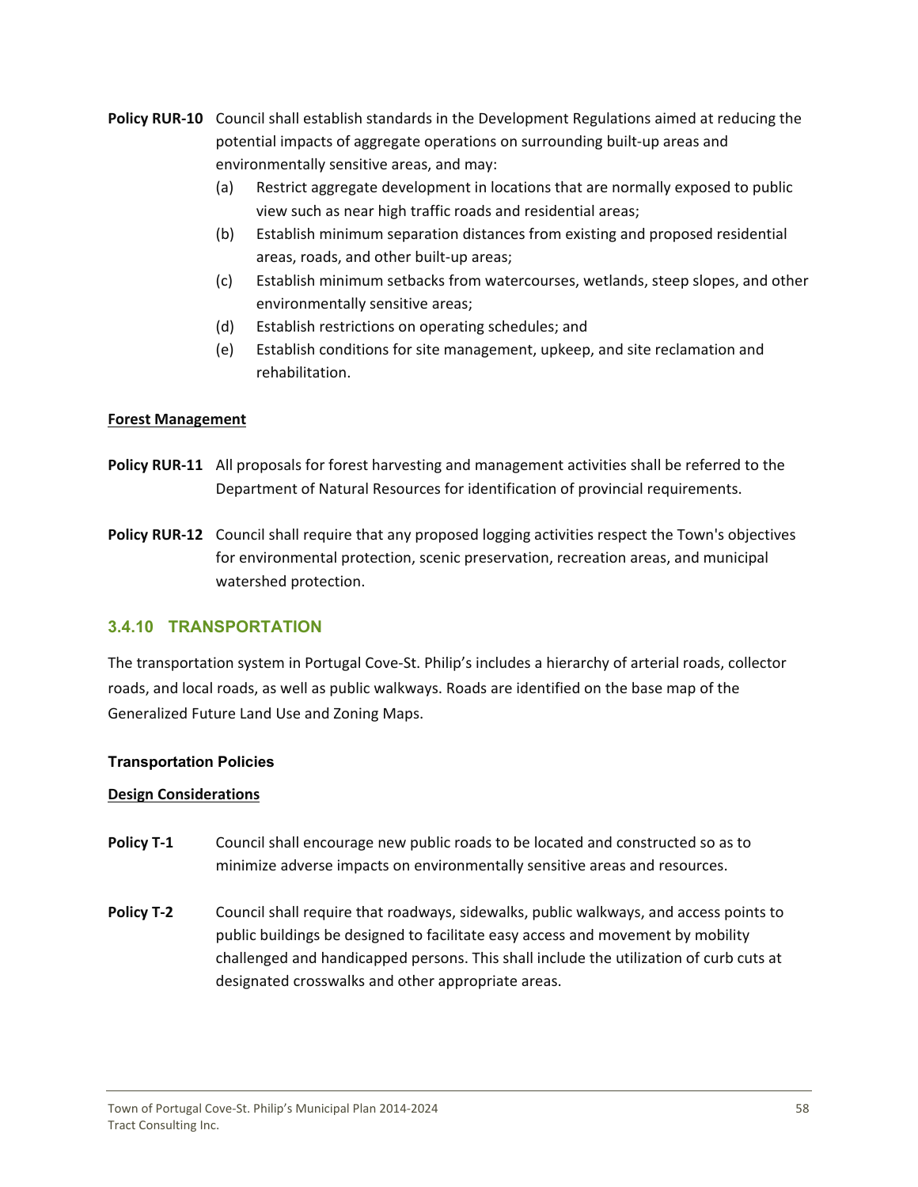**Policy RUR-10** Council shall establish standards in the Development Regulations aimed at reducing the potential impacts of aggregate operations on surrounding built-up areas and environmentally sensitive areas, and may:

- (a) Restrict aggregate development in locations that are normally exposed to public view such as near high traffic roads and residential areas;
- (b) Establish minimum separation distances from existing and proposed residential areas, roads, and other built-up areas;
- (c) Establish minimum setbacks from watercourses, wetlands, steep slopes, and other environmentally sensitive areas;
- (d) Establish restrictions on operating schedules; and
- (e) Establish conditions for site management, upkeep, and site reclamation and rehabilitation.

**Forest Management**

**Policy RUR-11** All proposals for forest harvesting and management activities shall be referred to the Department of Natural Resources for identification of provincial requirements.

**Policy RUR-12** Council shall require that any proposed logging activities respect the Town's objectives for environmental protection, scenic preservation, recreation areas, and municipal watershed protection.

### 3.4.10 TRANSPORTATION

The transportation system in Portugal Cove-St. Philip's includes a hierarchy of arterial roads, collector roads, and local roads, as well as public walkways. Roads are identified on the base map of the Generalized Future Land Use and Zoning Maps.

#### Transportation Policies

**Design Considerations**

**Policy T-1** Council shall encourage new public roads to be located and constructed so as to minimize adverse impacts on environmentally sensitive areas and resources.

**Policy T-2** Council shall require that roadways, sidewalks, public walkways, and access points to public buildings be designed to facilitate easy access and movement by mobility challenged and handicapped persons. This shall include the utilization of curb cuts at designated crosswalks and other appropriate areas.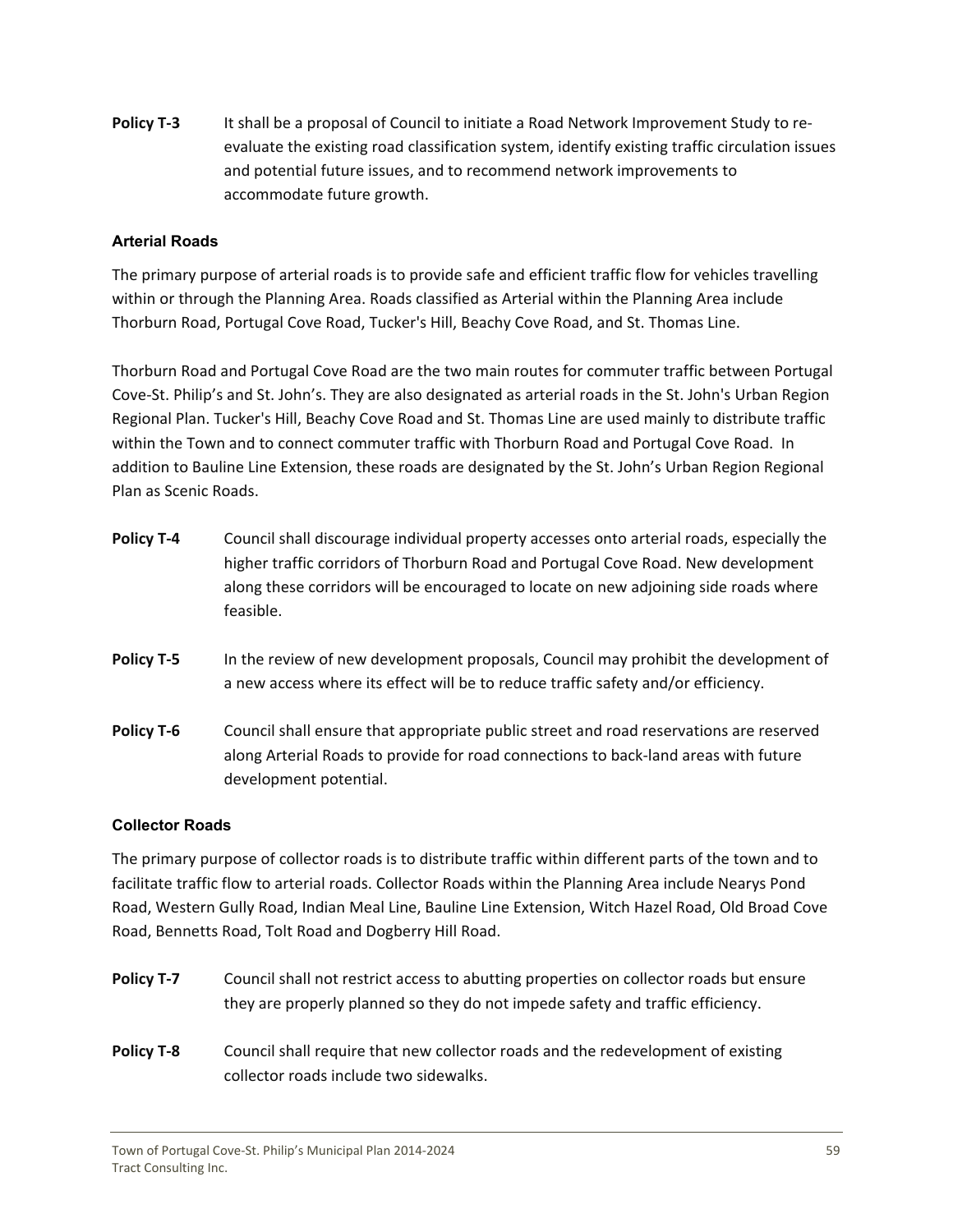**Policy T-3** It shall be a proposal of Council to initiate a Road Network Improvement Study to re-evaluate the existing road classification system, identify existing traffic circulation issues and potential future issues, and to recommend network improvements to accommodate future growth.

### Arterial Roads

The primary purpose of arterial roads is to provide safe and efficient traffic flow for vehicles travelling within or through the Planning Area. Roads classified as Arterial within the Planning Area include Thorburn Road, Portugal Cove Road, Tucker's Hill, Beachy Cove Road, and St. Thomas Line.

Thorburn Road and Portugal Cove Road are the two main routes for commuter traffic between Portugal Cove-St. Philip's and St. John's. They are also designated as arterial roads in the St. John's Urban Region Regional Plan. Tucker's Hill, Beachy Cove Road and St. Thomas Line are used mainly to distribute traffic within the Town and to connect commuter traffic with Thorburn Road and Portugal Cove Road. In addition to Bauline Line Extension, these roads are designated by the St. John's Urban Region Regional Plan as Scenic Roads.

**Policy T-4** Council shall discourage individual property accesses onto arterial roads, especially the higher traffic corridors of Thorburn Road and Portugal Cove Road. New development along these corridors will be encouraged to locate on new adjoining side roads where feasible.

**Policy T-5** In the review of new development proposals, Council may prohibit the development of a new access where its effect will be to reduce traffic safety and/or efficiency.

**Policy T-6** Council shall ensure that appropriate public street and road reservations are reserved along Arterial Roads to provide for road connections to back-land areas with future development potential.

### Collector Roads

The primary purpose of collector roads is to distribute traffic within different parts of the town and to facilitate traffic flow to arterial roads. Collector Roads within the Planning Area include Nearys Pond Road, Western Gully Road, Indian Meal Line, Bauline Line Extension, Witch Hazel Road, Old Broad Cove Road, Bennetts Road, Tolt Road and Dogberry Hill Road.

**Policy T-7** Council shall not restrict access to abutting properties on collector roads but ensure they are properly planned so they do not impede safety and traffic efficiency.

**Policy T-8** Council shall require that new collector roads and the redevelopment of existing collector roads include two sidewalks.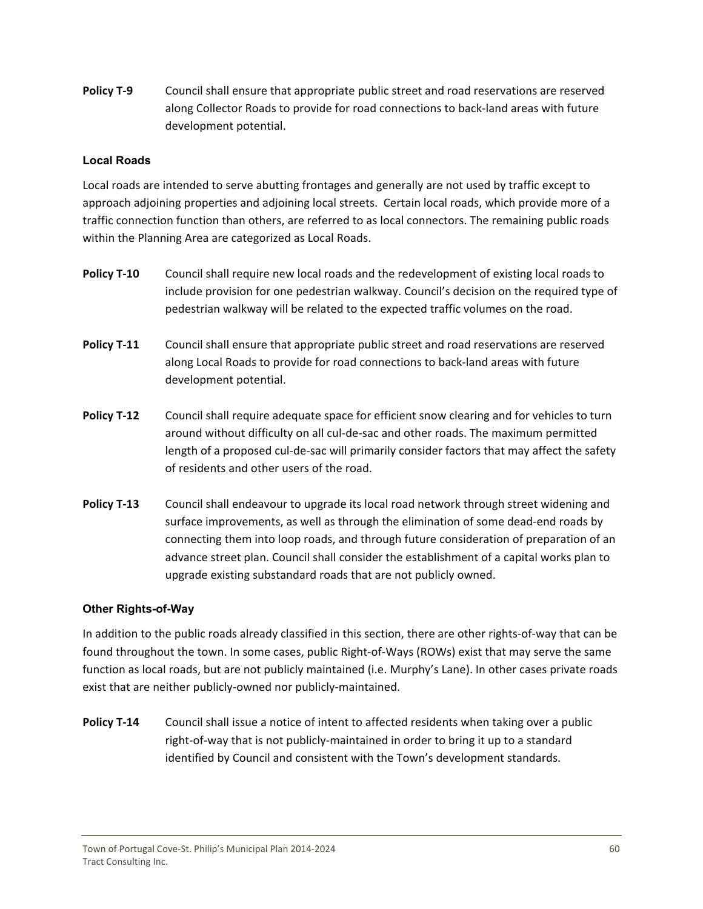**Policy T-9** Council shall ensure that appropriate public street and road reservations are reserved along Collector Roads to provide for road connections to back-land areas with future development potential.

### Local Roads

Local roads are intended to serve abutting frontages and generally are not used by traffic except to approach adjoining properties and adjoining local streets. Certain local roads, which provide more of a traffic connection function than others, are referred to as local connectors. The remaining public roads within the Planning Area are categorized as Local Roads.

**Policy T-10** Council shall require new local roads and the redevelopment of existing local roads to include provision for one pedestrian walkway. Council's decision on the required type of pedestrian walkway will be related to the expected traffic volumes on the road.

**Policy T-11** Council shall ensure that appropriate public street and road reservations are reserved along Local Roads to provide for road connections to back-land areas with future development potential.

**Policy T-12** Council shall require adequate space for efficient snow clearing and for vehicles to turn around without difficulty on all cul-de-sac and other roads. The maximum permitted length of a proposed cul-de-sac will primarily consider factors that may affect the safety of residents and other users of the road.

**Policy T-13** Council shall endeavour to upgrade its local road network through street widening and surface improvements, as well as through the elimination of some dead-end roads by connecting them into loop roads, and through future consideration of preparation of an advance street plan. Council shall consider the establishment of a capital works plan to upgrade existing substandard roads that are not publicly owned.

### Other Rights-of-Way

In addition to the public roads already classified in this section, there are other rights-of-way that can be found throughout the town. In some cases, public Right-of-Ways (ROWs) exist that may serve the same function as local roads, but are not publicly maintained (i.e. Murphy's Lane). In other cases private roads exist that are neither publicly-owned nor publicly-maintained.

**Policy T-14** Council shall issue a notice of intent to affected residents when taking over a public right-of-way that is not publicly-maintained in order to bring it up to a standard identified by Council and consistent with the Town's development standards.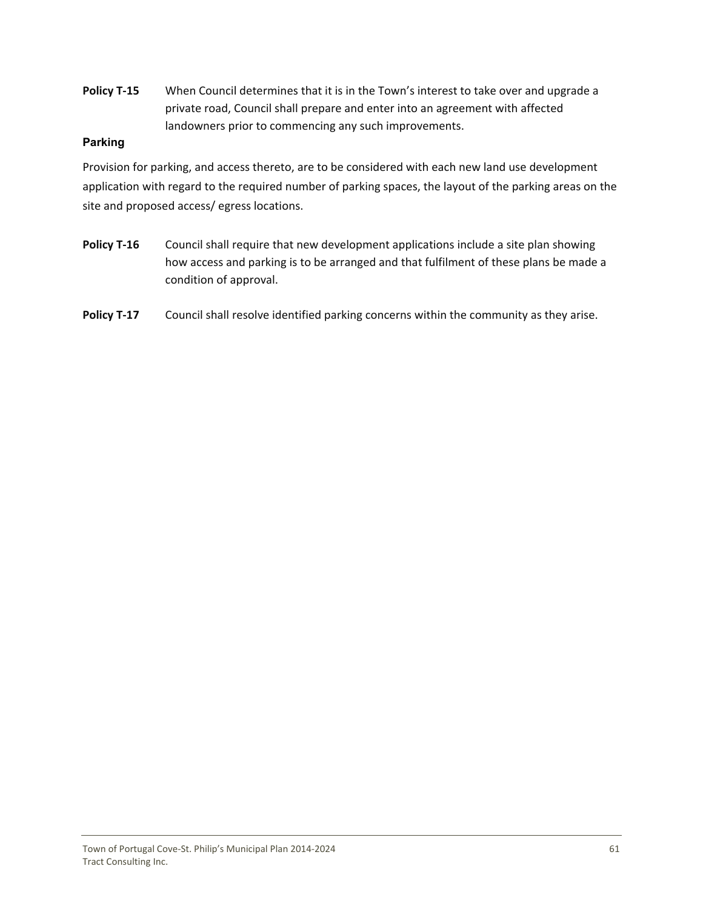**Policy T-15** When Council determines that it is in the Town's interest to take over and upgrade a private road, Council shall prepare and enter into an agreement with affected landowners prior to commencing any such improvements.

### Parking

Provision for parking, and access thereto, are to be considered with each new land use development application with regard to the required number of parking spaces, the layout of the parking areas on the site and proposed access/ egress locations.

**Policy T-16** Council shall require that new development applications include a site plan showing how access and parking is to be arranged and that fulfilment of these plans be made a condition of approval.

**Policy T-17** Council shall resolve identified parking concerns within the community as they arise.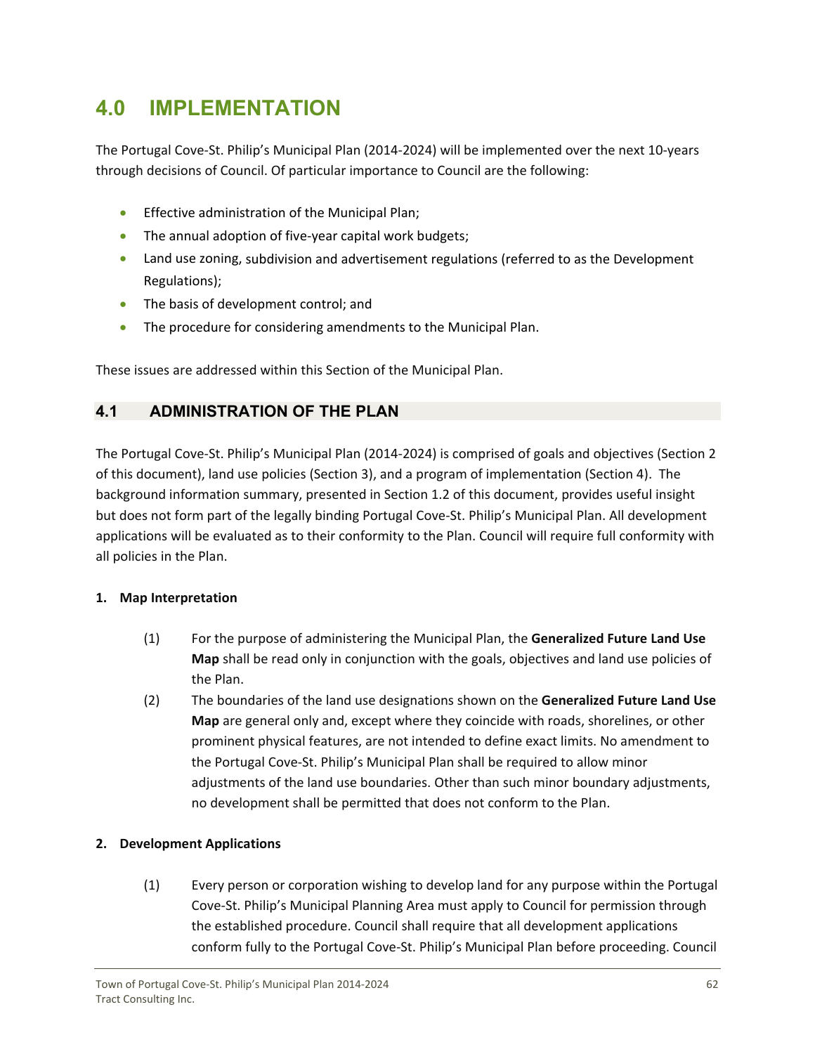# 4.0 IMPLEMENTATION

The Portugal Cove-St. Philip's Municipal Plan (2014-2024) will be implemented over the next 10-years through decisions of Council. Of particular importance to Council are the following:

- Effective administration of the Municipal Plan;
- The annual adoption of five-year capital work budgets;
- Land use zoning, subdivision and advertisement regulations (referred to as the Development Regulations);
- The basis of development control; and
- The procedure for considering amendments to the Municipal Plan.

These issues are addressed within this Section of the Municipal Plan.

## 4.1 ADMINISTRATION OF THE PLAN

The Portugal Cove-St. Philip's Municipal Plan (2014-2024) is comprised of goals and objectives (Section 2 of this document), land use policies (Section 3), and a program of implementation (Section 4). The background information summary, presented in Section 1.2 of this document, provides useful insight but does not form part of the legally binding Portugal Cove-St. Philip's Municipal Plan. All development applications will be evaluated as to their conformity to the Plan. Council will require full conformity with all policies in the Plan.

**1. Map Interpretation**

(1) For the purpose of administering the Municipal Plan, the **Generalized Future Land Use Map** shall be read only in conjunction with the goals, objectives and land use policies of the Plan.

(2) The boundaries of the land use designations shown on the **Generalized Future Land Use Map** are general only and, except where they coincide with roads, shorelines, or other prominent physical features, are not intended to define exact limits. No amendment to the Portugal Cove-St. Philip's Municipal Plan shall be required to allow minor adjustments of the land use boundaries. Other than such minor boundary adjustments, no development shall be permitted that does not conform to the Plan.

**2. Development Applications**

(1) Every person or corporation wishing to develop land for any purpose within the Portugal Cove-St. Philip's Municipal Planning Area must apply to Council for permission through the established procedure. Council shall require that all development applications conform fully to the Portugal Cove-St. Philip's Municipal Plan before proceeding. Council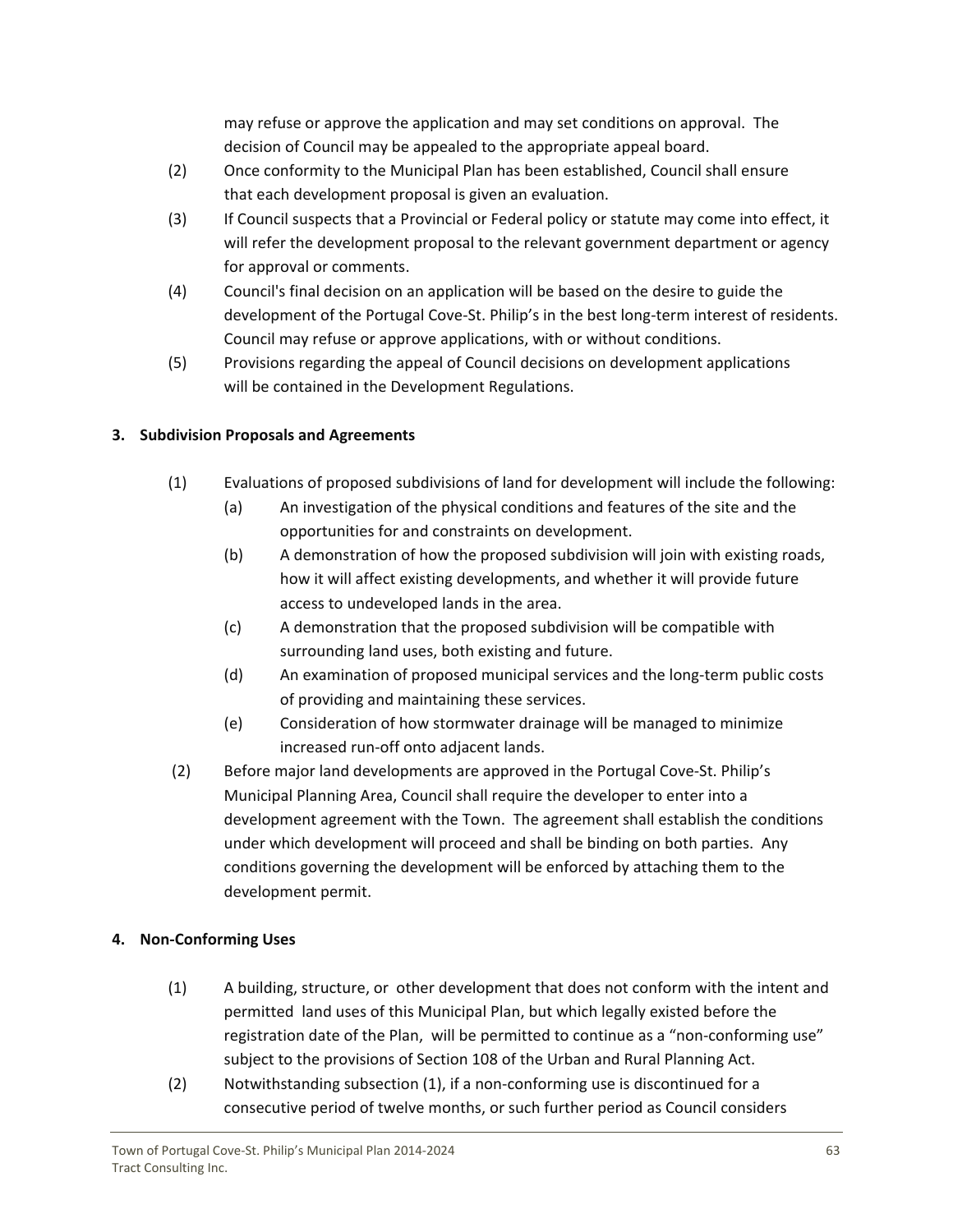may refuse or approve the application and may set conditions on approval. The decision of Council may be appealed to the appropriate appeal board.

(2) Once conformity to the Municipal Plan has been established, Council shall ensure that each development proposal is given an evaluation.

(3) If Council suspects that a Provincial or Federal policy or statute may come into effect, it will refer the development proposal to the relevant government department or agency for approval or comments.

(4) Council's final decision on an application will be based on the desire to guide the development of the Portugal Cove-St. Philip's in the best long-term interest of residents. Council may refuse or approve applications, with or without conditions.

(5) Provisions regarding the appeal of Council decisions on development applications will be contained in the Development Regulations.

### 3. Subdivision Proposals and Agreements

(1) Evaluations of proposed subdivisions of land for development will include the following:

  (a) An investigation of the physical conditions and features of the site and the opportunities for and constraints on development.

  (b) A demonstration of how the proposed subdivision will join with existing roads, how it will affect existing developments, and whether it will provide future access to undeveloped lands in the area.

  (c) A demonstration that the proposed subdivision will be compatible with surrounding land uses, both existing and future.

  (d) An examination of proposed municipal services and the long-term public costs of providing and maintaining these services.

  (e) Consideration of how stormwater drainage will be managed to minimize increased run-off onto adjacent lands.

(2) Before major land developments are approved in the Portugal Cove-St. Philip's Municipal Planning Area, Council shall require the developer to enter into a development agreement with the Town. The agreement shall establish the conditions under which development will proceed and shall be binding on both parties. Any conditions governing the development will be enforced by attaching them to the development permit.

### 4. Non-Conforming Uses

(1) A building, structure, or other development that does not conform with the intent and permitted land uses of this Municipal Plan, but which legally existed before the registration date of the Plan, will be permitted to continue as a "non-conforming use" subject to the provisions of Section 108 of the Urban and Rural Planning Act.

(2) Notwithstanding subsection (1), if a non-conforming use is discontinued for a consecutive period of twelve months, or such further period as Council considers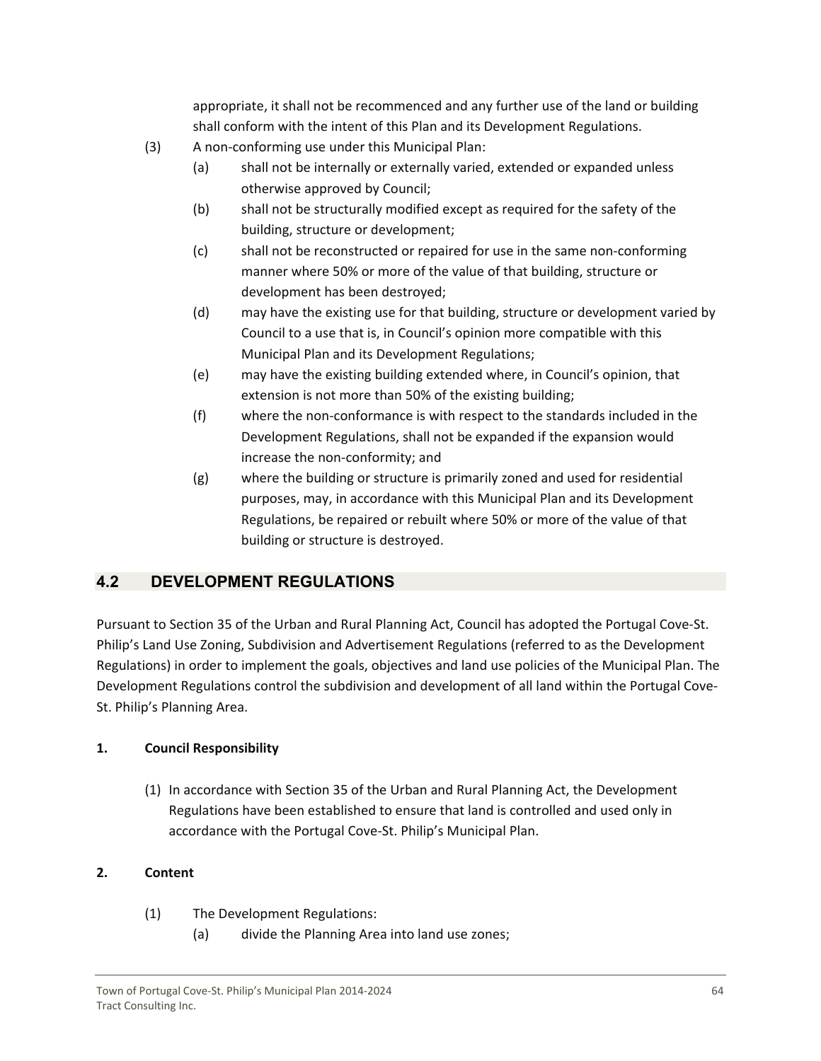appropriate, it shall not be recommenced and any further use of the land or building shall conform with the intent of this Plan and its Development Regulations.

(3) A non-conforming use under this Municipal Plan:

(a) shall not be internally or externally varied, extended or expanded unless otherwise approved by Council;

(b) shall not be structurally modified except as required for the safety of the building, structure or development;

(c) shall not be reconstructed or repaired for use in the same non-conforming manner where 50% or more of the value of that building, structure or development has been destroyed;

(d) may have the existing use for that building, structure or development varied by Council to a use that is, in Council's opinion more compatible with this Municipal Plan and its Development Regulations;

(e) may have the existing building extended where, in Council's opinion, that extension is not more than 50% of the existing building;

(f) where the non-conformance is with respect to the standards included in the Development Regulations, shall not be expanded if the expansion would increase the non-conformity; and

(g) where the building or structure is primarily zoned and used for residential purposes, may, in accordance with this Municipal Plan and its Development Regulations, be repaired or rebuilt where 50% or more of the value of that building or structure is destroyed.

## 4.2 DEVELOPMENT REGULATIONS

Pursuant to Section 35 of the Urban and Rural Planning Act, Council has adopted the Portugal Cove-St. Philip's Land Use Zoning, Subdivision and Advertisement Regulations (referred to as the Development Regulations) in order to implement the goals, objectives and land use policies of the Municipal Plan. The Development Regulations control the subdivision and development of all land within the Portugal Cove-St. Philip's Planning Area.

**1. Council Responsibility**

(1) In accordance with Section 35 of the Urban and Rural Planning Act, the Development Regulations have been established to ensure that land is controlled and used only in accordance with the Portugal Cove-St. Philip's Municipal Plan.

**2. Content**

(1) The Development Regulations:

(a) divide the Planning Area into land use zones;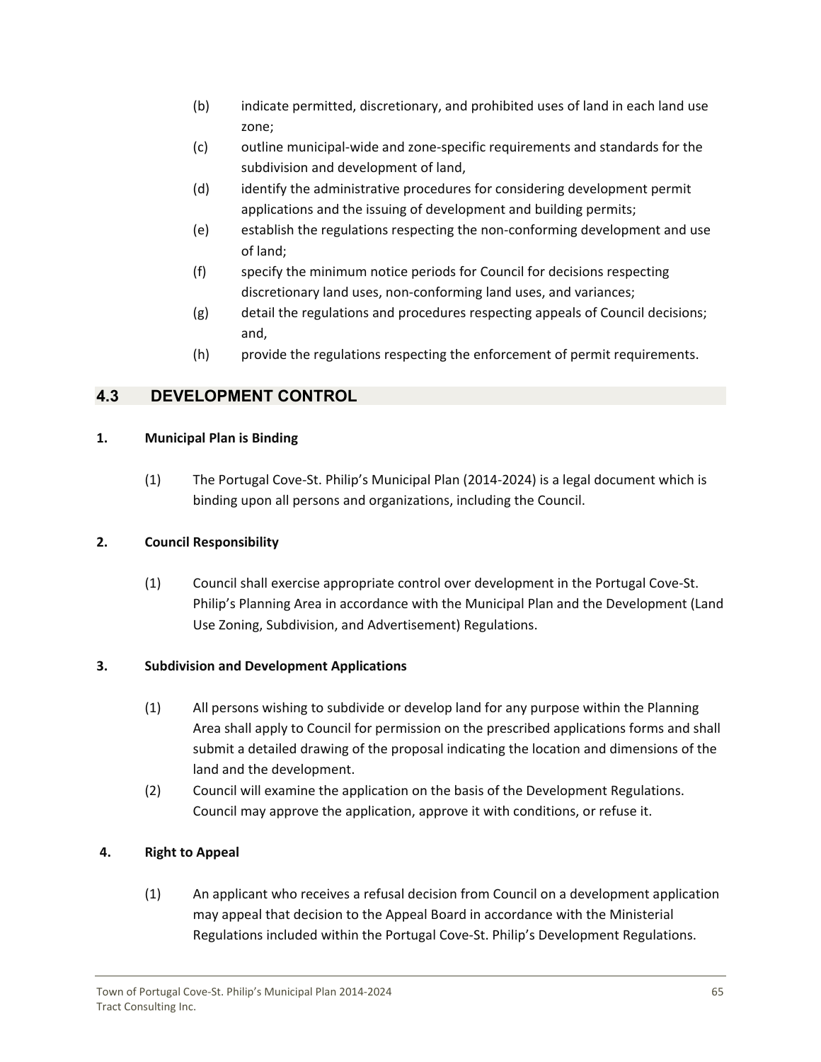(b) indicate permitted, discretionary, and prohibited uses of land in each land use zone;

(c) outline municipal-wide and zone-specific requirements and standards for the subdivision and development of land,

(d) identify the administrative procedures for considering development permit applications and the issuing of development and building permits;

(e) establish the regulations respecting the non-conforming development and use of land;

(f) specify the minimum notice periods for Council for decisions respecting discretionary land uses, non-conforming land uses, and variances;

(g) detail the regulations and procedures respecting appeals of Council decisions; and,

(h) provide the regulations respecting the enforcement of permit requirements.

## 4.3 DEVELOPMENT CONTROL

**1. Municipal Plan is Binding**

(1) The Portugal Cove-St. Philip's Municipal Plan (2014-2024) is a legal document which is binding upon all persons and organizations, including the Council.

**2. Council Responsibility**

(1) Council shall exercise appropriate control over development in the Portugal Cove-St. Philip's Planning Area in accordance with the Municipal Plan and the Development (Land Use Zoning, Subdivision, and Advertisement) Regulations.

**3. Subdivision and Development Applications**

(1) All persons wishing to subdivide or develop land for any purpose within the Planning Area shall apply to Council for permission on the prescribed applications forms and shall submit a detailed drawing of the proposal indicating the location and dimensions of the land and the development.

(2) Council will examine the application on the basis of the Development Regulations. Council may approve the application, approve it with conditions, or refuse it.

**4. Right to Appeal**

(1) An applicant who receives a refusal decision from Council on a development application may appeal that decision to the Appeal Board in accordance with the Ministerial Regulations included within the Portugal Cove-St. Philip's Development Regulations.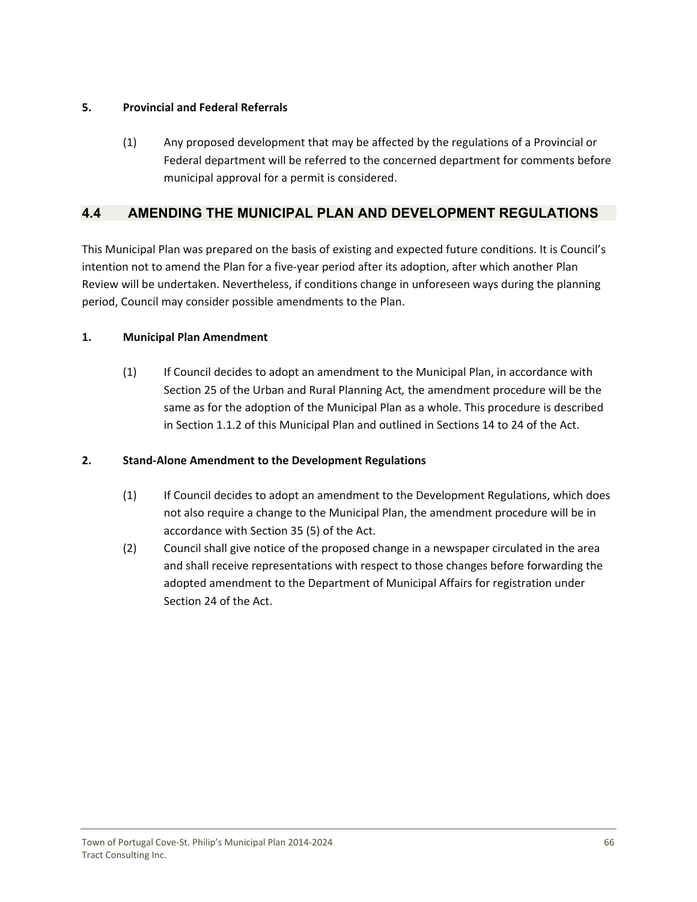**5. Provincial and Federal Referrals**

(1) Any proposed development that may be affected by the regulations of a Provincial or Federal department will be referred to the concerned department for comments before municipal approval for a permit is considered.

## 4.4 AMENDING THE MUNICIPAL PLAN AND DEVELOPMENT REGULATIONS

This Municipal Plan was prepared on the basis of existing and expected future conditions. It is Council's intention not to amend the Plan for a five-year period after its adoption, after which another Plan Review will be undertaken. Nevertheless, if conditions change in unforeseen ways during the planning period, Council may consider possible amendments to the Plan.

**1. Municipal Plan Amendment**

(1) If Council decides to adopt an amendment to the Municipal Plan, in accordance with Section 25 of the Urban and Rural Planning Act*,* the amendment procedure will be the same as for the adoption of the Municipal Plan as a whole. This procedure is described in Section 1.1.2 of this Municipal Plan and outlined in Sections 14 to 24 of the Act.

**2. Stand-Alone Amendment to the Development Regulations**

(1) If Council decides to adopt an amendment to the Development Regulations, which does not also require a change to the Municipal Plan, the amendment procedure will be in accordance with Section 35 (5) of the Act.

(2) Council shall give notice of the proposed change in a newspaper circulated in the area and shall receive representations with respect to those changes before forwarding the adopted amendment to the Department of Municipal Affairs for registration under Section 24 of the Act.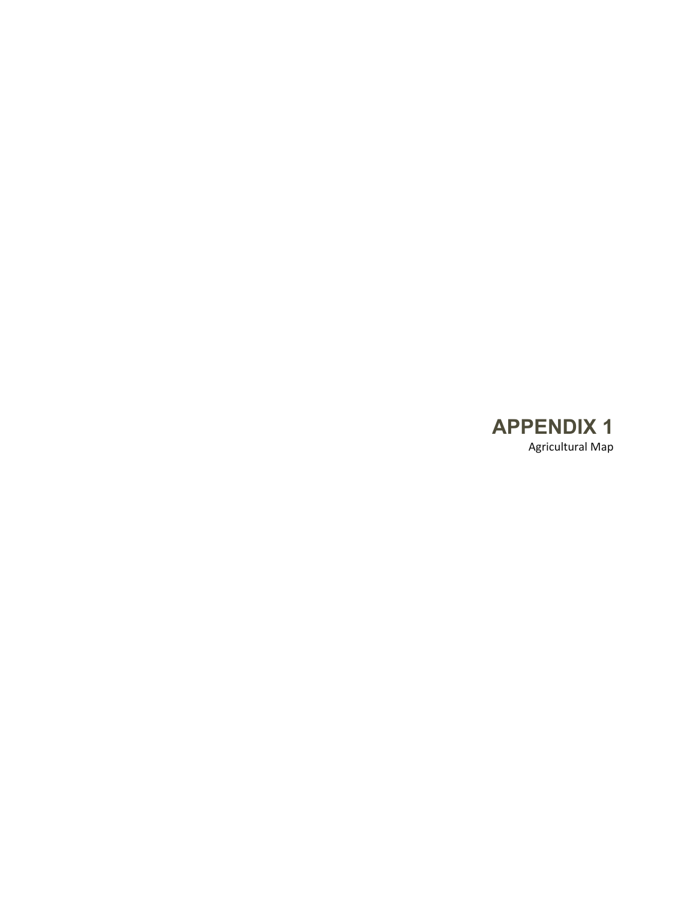# APPENDIX 1

Agricultural Map